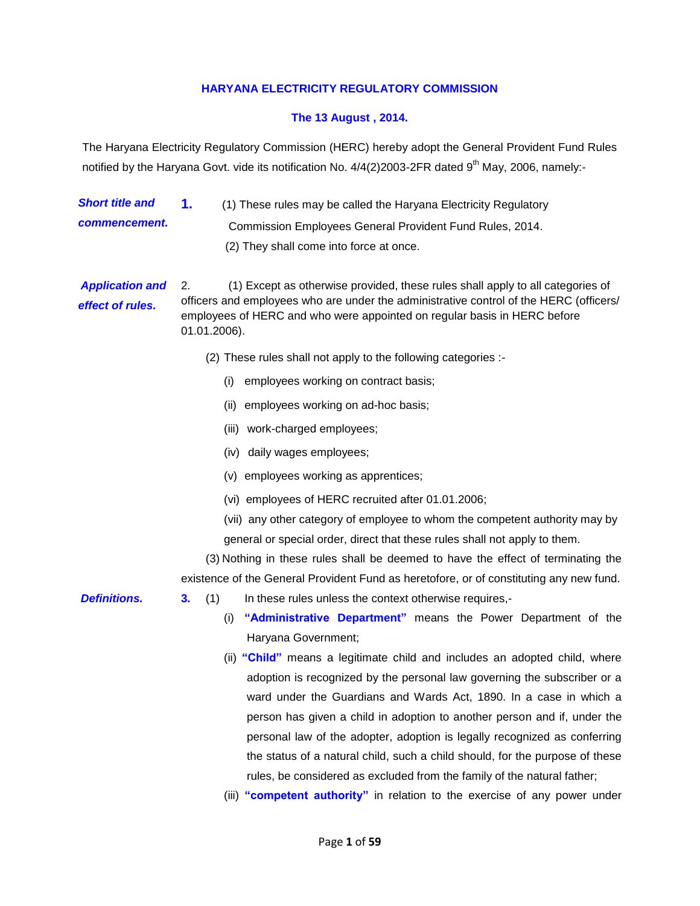# HARYANA ELECTRICITY REGULATORY COMMISSION

**The 13 August , 2014.**

The Haryana Electricity Regulatory Commission (HERC) hereby adopt the General Provident Fund Rules notified by the Haryana Govt. vide its notification No. 4/4(2)2003-2FR dated 9th May, 2006, namely:-

***Short title and commencement.***

**1.** (1) These rules may be called the Haryana Electricity Regulatory Commission Employees General Provident Fund Rules, 2014.

(2) They shall come into force at once.

***Application and effect of rules.***

2. (1) Except as otherwise provided, these rules shall apply to all categories of officers and employees who are under the administrative control of the HERC (officers/ employees of HERC and who were appointed on regular basis in HERC before 01.01.2006).

(2) These rules shall not apply to the following categories :-

(i) employees working on contract basis;

(ii) employees working on ad-hoc basis;

(iii) work-charged employees;

(iv) daily wages employees;

(v) employees working as apprentices;

(vi) employees of HERC recruited after 01.01.2006;

(vii) any other category of employee to whom the competent authority may by general or special order, direct that these rules shall not apply to them.

(3) Nothing in these rules shall be deemed to have the effect of terminating the existence of the General Provident Fund as heretofore, or of constituting any new fund.

***Definitions.***

**3.** (1) In these rules unless the context otherwise requires,-

(i) **"Administrative Department"** means the Power Department of the Haryana Government;

(ii) **"Child"** means a legitimate child and includes an adopted child, where adoption is recognized by the personal law governing the subscriber or a ward under the Guardians and Wards Act, 1890. In a case in which a person has given a child in adoption to another person and if, under the personal law of the adopter, adoption is legally recognized as conferring the status of a natural child, such a child should, for the purpose of these rules, be considered as excluded from the family of the natural father;

(iii) **"competent authority"** in relation to the exercise of any power under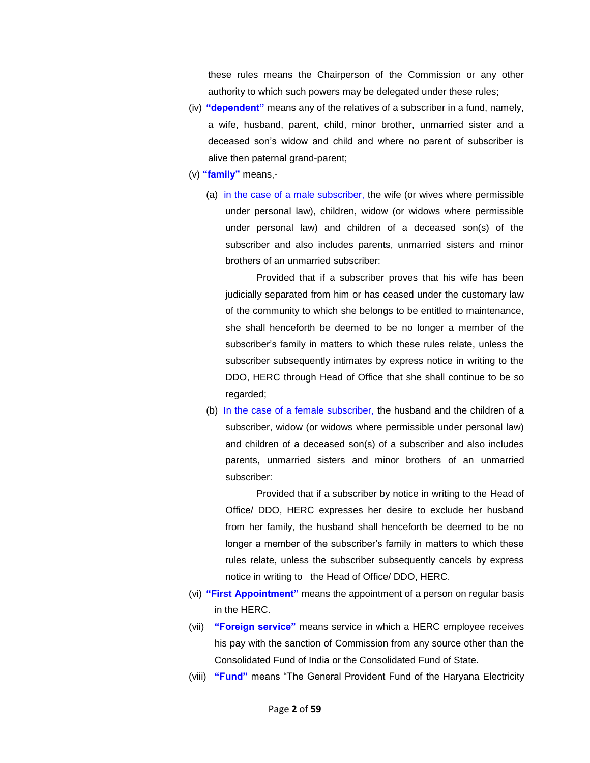these rules means the Chairperson of the Commission or any other authority to which such powers may be delegated under these rules;

(iv) **"dependent"** means any of the relatives of a subscriber in a fund, namely, a wife, husband, parent, child, minor brother, unmarried sister and a deceased son's widow and child and where no parent of subscriber is alive then paternal grand-parent;

(v) **"family"** means,-

(a) in the case of a male subscriber, the wife (or wives where permissible under personal law), children, widow (or widows where permissible under personal law) and children of a deceased son(s) of the subscriber and also includes parents, unmarried sisters and minor brothers of an unmarried subscriber:

Provided that if a subscriber proves that his wife has been judicially separated from him or has ceased under the customary law of the community to which she belongs to be entitled to maintenance, she shall henceforth be deemed to be no longer a member of the subscriber's family in matters to which these rules relate, unless the subscriber subsequently intimates by express notice in writing to the DDO, HERC through Head of Office that she shall continue to be so regarded;

(b) In the case of a female subscriber, the husband and the children of a subscriber, widow (or widows where permissible under personal law) and children of a deceased son(s) of a subscriber and also includes parents, unmarried sisters and minor brothers of an unmarried subscriber:

Provided that if a subscriber by notice in writing to the Head of Office/ DDO, HERC expresses her desire to exclude her husband from her family, the husband shall henceforth be deemed to be no longer a member of the subscriber's family in matters to which these rules relate, unless the subscriber subsequently cancels by express notice in writing to the Head of Office/ DDO, HERC.

(vi) **"First Appointment"** means the appointment of a person on regular basis in the HERC.

(vii) **"Foreign service"** means service in which a HERC employee receives his pay with the sanction of Commission from any source other than the Consolidated Fund of India or the Consolidated Fund of State.

(viii) **"Fund"** means "The General Provident Fund of the Haryana Electricity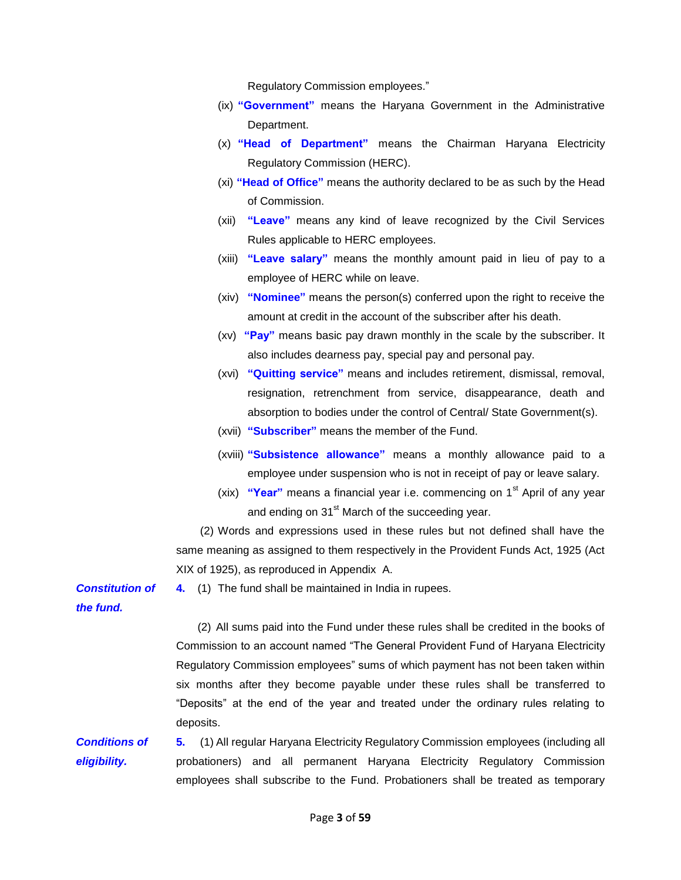Regulatory Commission employees."

(ix) **"Government"** means the Haryana Government in the Administrative Department.

(x) **"Head of Department"** means the Chairman Haryana Electricity Regulatory Commission (HERC).

(xi) **"Head of Office"** means the authority declared to be as such by the Head of Commission.

(xii) **"Leave"** means any kind of leave recognized by the Civil Services Rules applicable to HERC employees.

(xiii) **"Leave salary"** means the monthly amount paid in lieu of pay to a employee of HERC while on leave.

(xiv) **"Nominee"** means the person(s) conferred upon the right to receive the amount at credit in the account of the subscriber after his death.

(xv) **"Pay"** means basic pay drawn monthly in the scale by the subscriber. It also includes dearness pay, special pay and personal pay.

(xvi) **"Quitting service"** means and includes retirement, dismissal, removal, resignation, retrenchment from service, disappearance, death and absorption to bodies under the control of Central/ State Government(s).

(xvii) **"Subscriber"** means the member of the Fund.

(xviii) **"Subsistence allowance"** means a monthly allowance paid to a employee under suspension who is not in receipt of pay or leave salary.

(xix) **"Year"** means a financial year i.e. commencing on 1st April of any year and ending on 31st March of the succeeding year.

(2) Words and expressions used in these rules but not defined shall have the same meaning as assigned to them respectively in the Provident Funds Act, 1925 (Act XIX of 1925), as reproduced in Appendix A.

***Constitution of the fund.***

**4.** (1) The fund shall be maintained in India in rupees.

(2) All sums paid into the Fund under these rules shall be credited in the books of Commission to an account named "The General Provident Fund of Haryana Electricity Regulatory Commission employees" sums of which payment has not been taken within six months after they become payable under these rules shall be transferred to "Deposits" at the end of the year and treated under the ordinary rules relating to deposits.

***Conditions of eligibility.***

**5.** (1) All regular Haryana Electricity Regulatory Commission employees (including all probationers) and all permanent Haryana Electricity Regulatory Commission employees shall subscribe to the Fund. Probationers shall be treated as temporary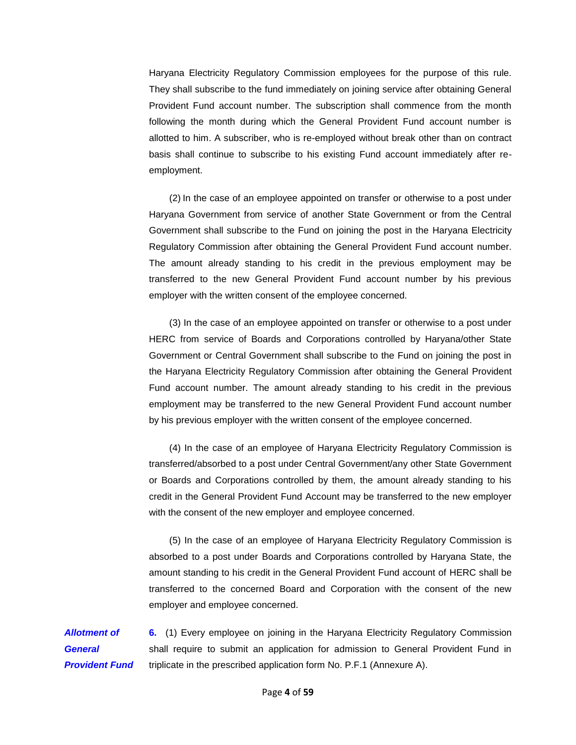Haryana Electricity Regulatory Commission employees for the purpose of this rule. They shall subscribe to the fund immediately on joining service after obtaining General Provident Fund account number. The subscription shall commence from the month following the month during which the General Provident Fund account number is allotted to him. A subscriber, who is re-employed without break other than on contract basis shall continue to subscribe to his existing Fund account immediately after re-employment.

(2) In the case of an employee appointed on transfer or otherwise to a post under Haryana Government from service of another State Government or from the Central Government shall subscribe to the Fund on joining the post in the Haryana Electricity Regulatory Commission after obtaining the General Provident Fund account number. The amount already standing to his credit in the previous employment may be transferred to the new General Provident Fund account number by his previous employer with the written consent of the employee concerned.

(3) In the case of an employee appointed on transfer or otherwise to a post under HERC from service of Boards and Corporations controlled by Haryana/other State Government or Central Government shall subscribe to the Fund on joining the post in the Haryana Electricity Regulatory Commission after obtaining the General Provident Fund account number. The amount already standing to his credit in the previous employment may be transferred to the new General Provident Fund account number by his previous employer with the written consent of the employee concerned.

(4) In the case of an employee of Haryana Electricity Regulatory Commission is transferred/absorbed to a post under Central Government/any other State Government or Boards and Corporations controlled by them, the amount already standing to his credit in the General Provident Fund Account may be transferred to the new employer with the consent of the new employer and employee concerned.

(5) In the case of an employee of Haryana Electricity Regulatory Commission is absorbed to a post under Boards and Corporations controlled by Haryana State, the amount standing to his credit in the General Provident Fund account of HERC shall be transferred to the concerned Board and Corporation with the consent of the new employer and employee concerned.

***Allotment of General Provident Fund***

**6.** (1) Every employee on joining in the Haryana Electricity Regulatory Commission shall require to submit an application for admission to General Provident Fund in triplicate in the prescribed application form No. P.F.1 (Annexure A).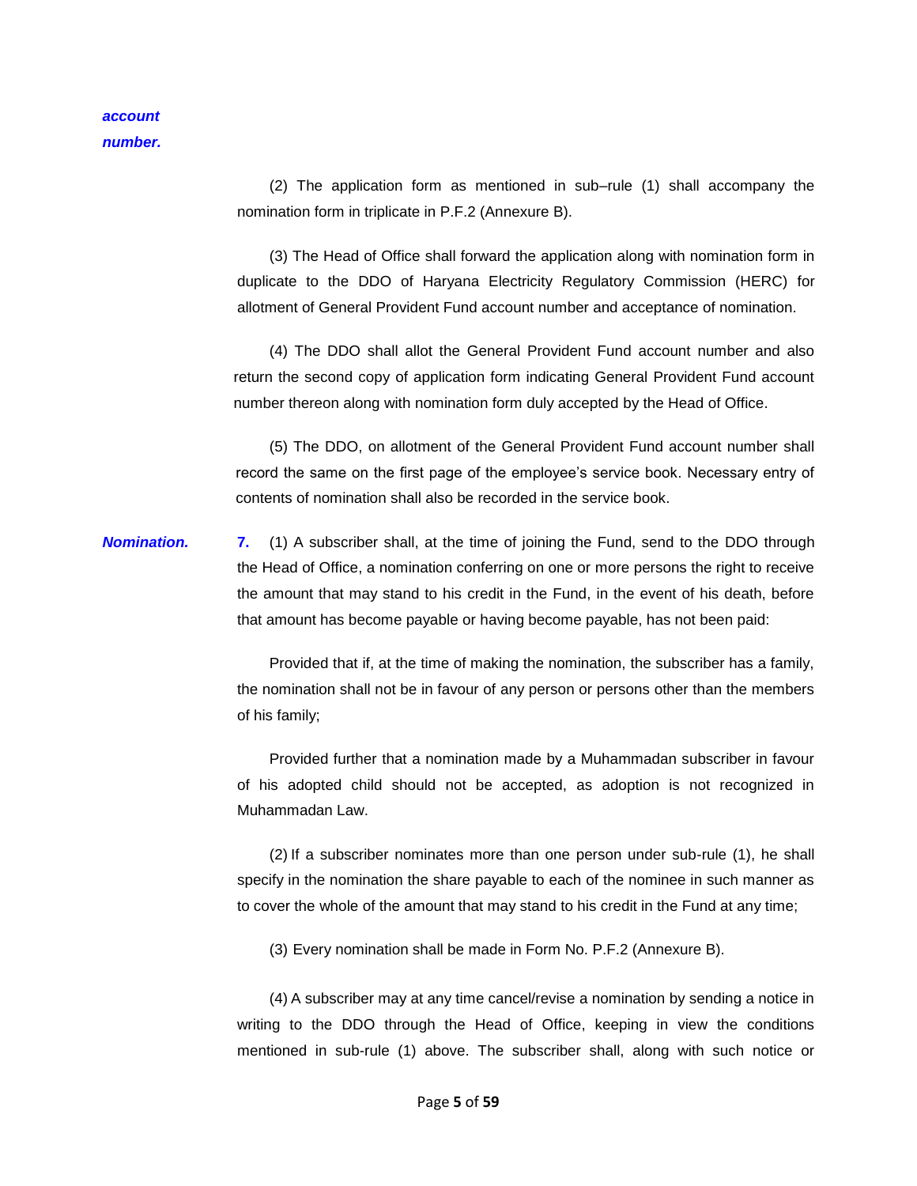***account number.***

(2) The application form as mentioned in sub–rule (1) shall accompany the nomination form in triplicate in P.F.2 (Annexure B).

(3) The Head of Office shall forward the application along with nomination form in duplicate to the DDO of Haryana Electricity Regulatory Commission (HERC) for allotment of General Provident Fund account number and acceptance of nomination.

(4) The DDO shall allot the General Provident Fund account number and also return the second copy of application form indicating General Provident Fund account number thereon along with nomination form duly accepted by the Head of Office.

(5) The DDO, on allotment of the General Provident Fund account number shall record the same on the first page of the employee's service book. Necessary entry of contents of nomination shall also be recorded in the service book.

***Nomination.*** **7.** (1) A subscriber shall, at the time of joining the Fund, send to the DDO through the Head of Office, a nomination conferring on one or more persons the right to receive the amount that may stand to his credit in the Fund, in the event of his death, before that amount has become payable or having become payable, has not been paid:

Provided that if, at the time of making the nomination, the subscriber has a family, the nomination shall not be in favour of any person or persons other than the members of his family;

Provided further that a nomination made by a Muhammadan subscriber in favour of his adopted child should not be accepted, as adoption is not recognized in Muhammadan Law.

(2) If a subscriber nominates more than one person under sub-rule (1), he shall specify in the nomination the share payable to each of the nominee in such manner as to cover the whole of the amount that may stand to his credit in the Fund at any time;

(3) Every nomination shall be made in Form No. P.F.2 (Annexure B).

(4) A subscriber may at any time cancel/revise a nomination by sending a notice in writing to the DDO through the Head of Office, keeping in view the conditions mentioned in sub-rule (1) above. The subscriber shall, along with such notice or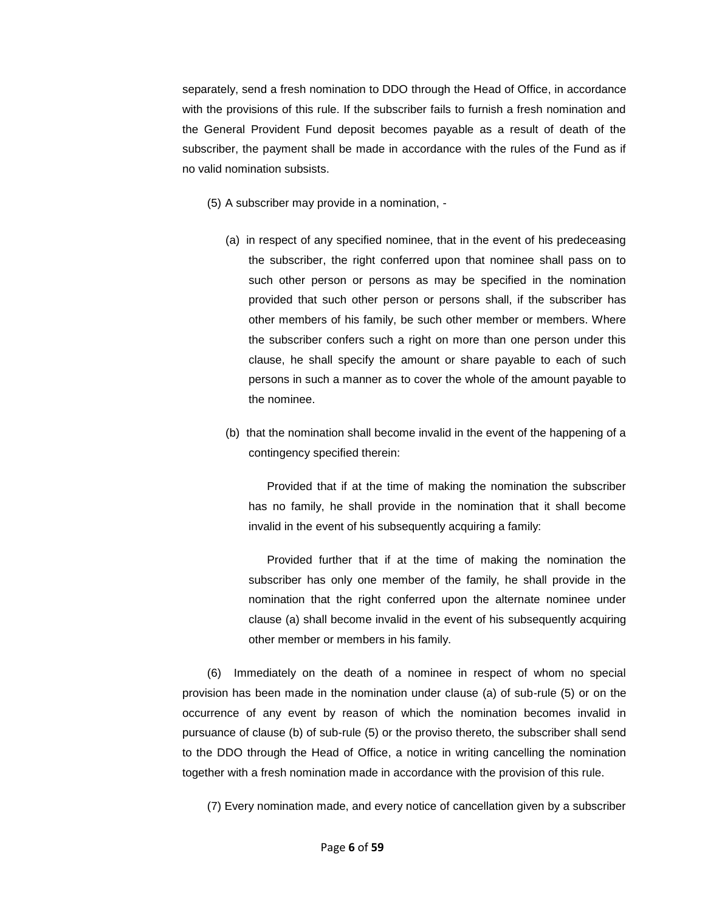separately, send a fresh nomination to DDO through the Head of Office, in accordance with the provisions of this rule. If the subscriber fails to furnish a fresh nomination and the General Provident Fund deposit becomes payable as a result of death of the subscriber, the payment shall be made in accordance with the rules of the Fund as if no valid nomination subsists.

(5) A subscriber may provide in a nomination, -

(a) in respect of any specified nominee, that in the event of his predeceasing the subscriber, the right conferred upon that nominee shall pass on to such other person or persons as may be specified in the nomination provided that such other person or persons shall, if the subscriber has other members of his family, be such other member or members. Where the subscriber confers such a right on more than one person under this clause, he shall specify the amount or share payable to each of such persons in such a manner as to cover the whole of the amount payable to the nominee.

(b) that the nomination shall become invalid in the event of the happening of a contingency specified therein:

Provided that if at the time of making the nomination the subscriber has no family, he shall provide in the nomination that it shall become invalid in the event of his subsequently acquiring a family:

Provided further that if at the time of making the nomination the subscriber has only one member of the family, he shall provide in the nomination that the right conferred upon the alternate nominee under clause (a) shall become invalid in the event of his subsequently acquiring other member or members in his family.

(6) Immediately on the death of a nominee in respect of whom no special provision has been made in the nomination under clause (a) of sub-rule (5) or on the occurrence of any event by reason of which the nomination becomes invalid in pursuance of clause (b) of sub-rule (5) or the proviso thereto, the subscriber shall send to the DDO through the Head of Office, a notice in writing cancelling the nomination together with a fresh nomination made in accordance with the provision of this rule.

(7) Every nomination made, and every notice of cancellation given by a subscriber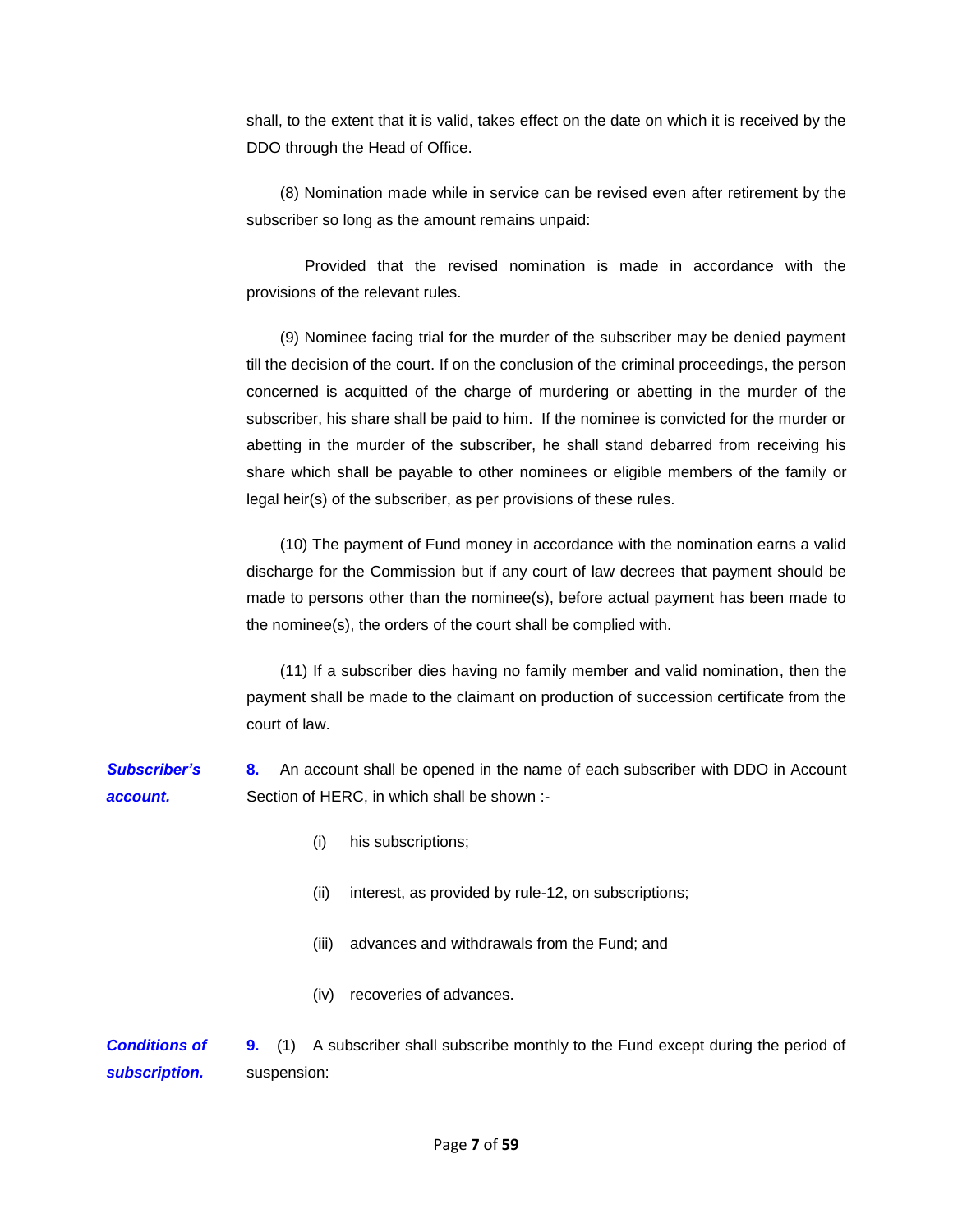shall, to the extent that it is valid, takes effect on the date on which it is received by the DDO through the Head of Office.

(8) Nomination made while in service can be revised even after retirement by the subscriber so long as the amount remains unpaid:

Provided that the revised nomination is made in accordance with the provisions of the relevant rules.

(9) Nominee facing trial for the murder of the subscriber may be denied payment till the decision of the court. If on the conclusion of the criminal proceedings, the person concerned is acquitted of the charge of murdering or abetting in the murder of the subscriber, his share shall be paid to him. If the nominee is convicted for the murder or abetting in the murder of the subscriber, he shall stand debarred from receiving his share which shall be payable to other nominees or eligible members of the family or legal heir(s) of the subscriber, as per provisions of these rules.

(10) The payment of Fund money in accordance with the nomination earns a valid discharge for the Commission but if any court of law decrees that payment should be made to persons other than the nominee(s), before actual payment has been made to the nominee(s), the orders of the court shall be complied with.

(11) If a subscriber dies having no family member and valid nomination, then the payment shall be made to the claimant on production of succession certificate from the court of law.

***Subscriber's account.***

**8.** An account shall be opened in the name of each subscriber with DDO in Account Section of HERC, in which shall be shown :-

- (i) his subscriptions;
- (ii) interest, as provided by rule-12, on subscriptions;
- (iii) advances and withdrawals from the Fund; and
- (iv) recoveries of advances.

***Conditions of subscription.***

**9.** (1) A subscriber shall subscribe monthly to the Fund except during the period of suspension: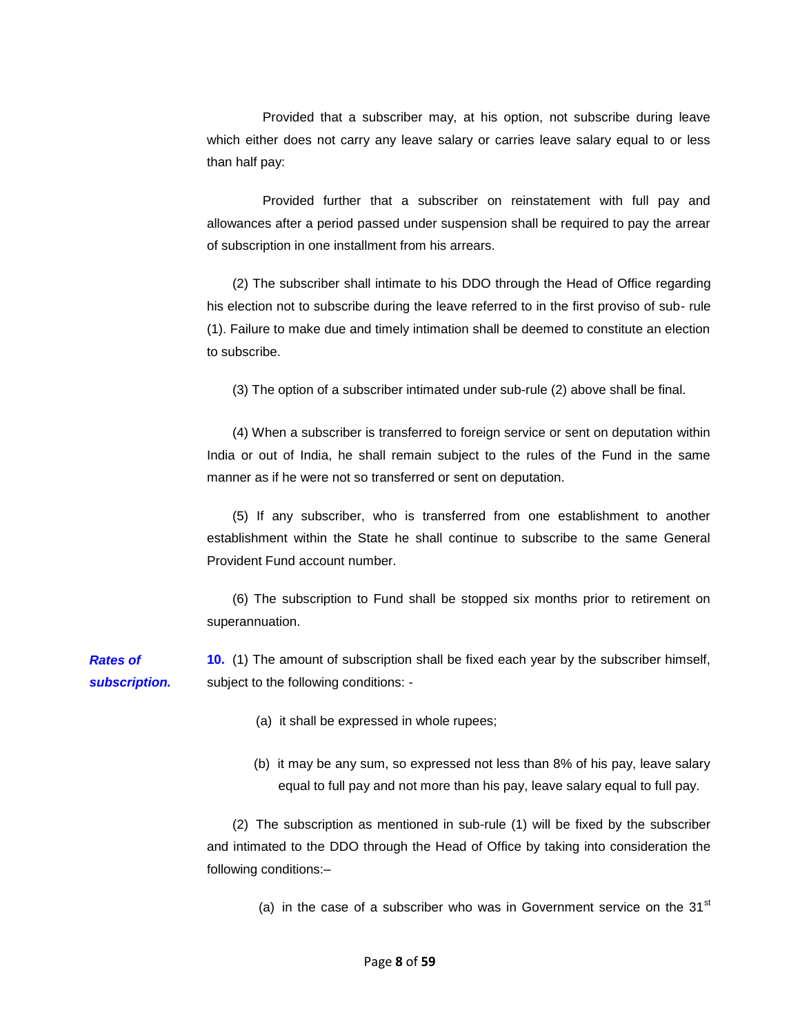Provided that a subscriber may, at his option, not subscribe during leave which either does not carry any leave salary or carries leave salary equal to or less than half pay:

Provided further that a subscriber on reinstatement with full pay and allowances after a period passed under suspension shall be required to pay the arrear of subscription in one installment from his arrears.

(2) The subscriber shall intimate to his DDO through the Head of Office regarding his election not to subscribe during the leave referred to in the first proviso of sub- rule (1). Failure to make due and timely intimation shall be deemed to constitute an election to subscribe.

(3) The option of a subscriber intimated under sub-rule (2) above shall be final.

(4) When a subscriber is transferred to foreign service or sent on deputation within India or out of India, he shall remain subject to the rules of the Fund in the same manner as if he were not so transferred or sent on deputation.

(5) If any subscriber, who is transferred from one establishment to another establishment within the State he shall continue to subscribe to the same General Provident Fund account number.

(6) The subscription to Fund shall be stopped six months prior to retirement on superannuation.

***Rates of subscription.***

**10.** (1) The amount of subscription shall be fixed each year by the subscriber himself, subject to the following conditions: -

(a) it shall be expressed in whole rupees;

(b) it may be any sum, so expressed not less than 8% of his pay, leave salary equal to full pay and not more than his pay, leave salary equal to full pay.

(2) The subscription as mentioned in sub-rule (1) will be fixed by the subscriber and intimated to the DDO through the Head of Office by taking into consideration the following conditions:–

(a) in the case of a subscriber who was in Government service on the 31st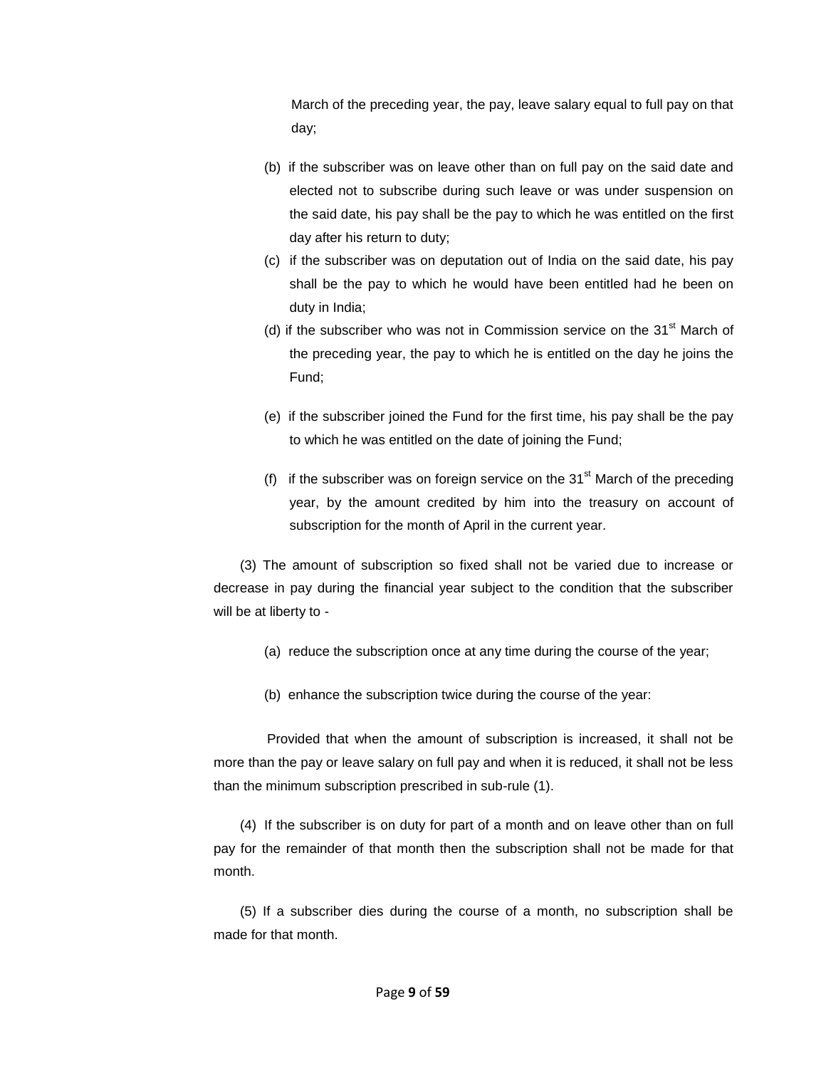March of the preceding year, the pay, leave salary equal to full pay on that day;

(b) if the subscriber was on leave other than on full pay on the said date and elected not to subscribe during such leave or was under suspension on the said date, his pay shall be the pay to which he was entitled on the first day after his return to duty;

(c) if the subscriber was on deputation out of India on the said date, his pay shall be the pay to which he would have been entitled had he been on duty in India;

(d) if the subscriber who was not in Commission service on the 31st March of the preceding year, the pay to which he is entitled on the day he joins the Fund;

(e) if the subscriber joined the Fund for the first time, his pay shall be the pay to which he was entitled on the date of joining the Fund;

(f) if the subscriber was on foreign service on the 31st March of the preceding year, by the amount credited by him into the treasury on account of subscription for the month of April in the current year.

(3) The amount of subscription so fixed shall not be varied due to increase or decrease in pay during the financial year subject to the condition that the subscriber will be at liberty to -

(a) reduce the subscription once at any time during the course of the year;

(b) enhance the subscription twice during the course of the year:

Provided that when the amount of subscription is increased, it shall not be more than the pay or leave salary on full pay and when it is reduced, it shall not be less than the minimum subscription prescribed in sub-rule (1).

(4) If the subscriber is on duty for part of a month and on leave other than on full pay for the remainder of that month then the subscription shall not be made for that month.

(5) If a subscriber dies during the course of a month, no subscription shall be made for that month.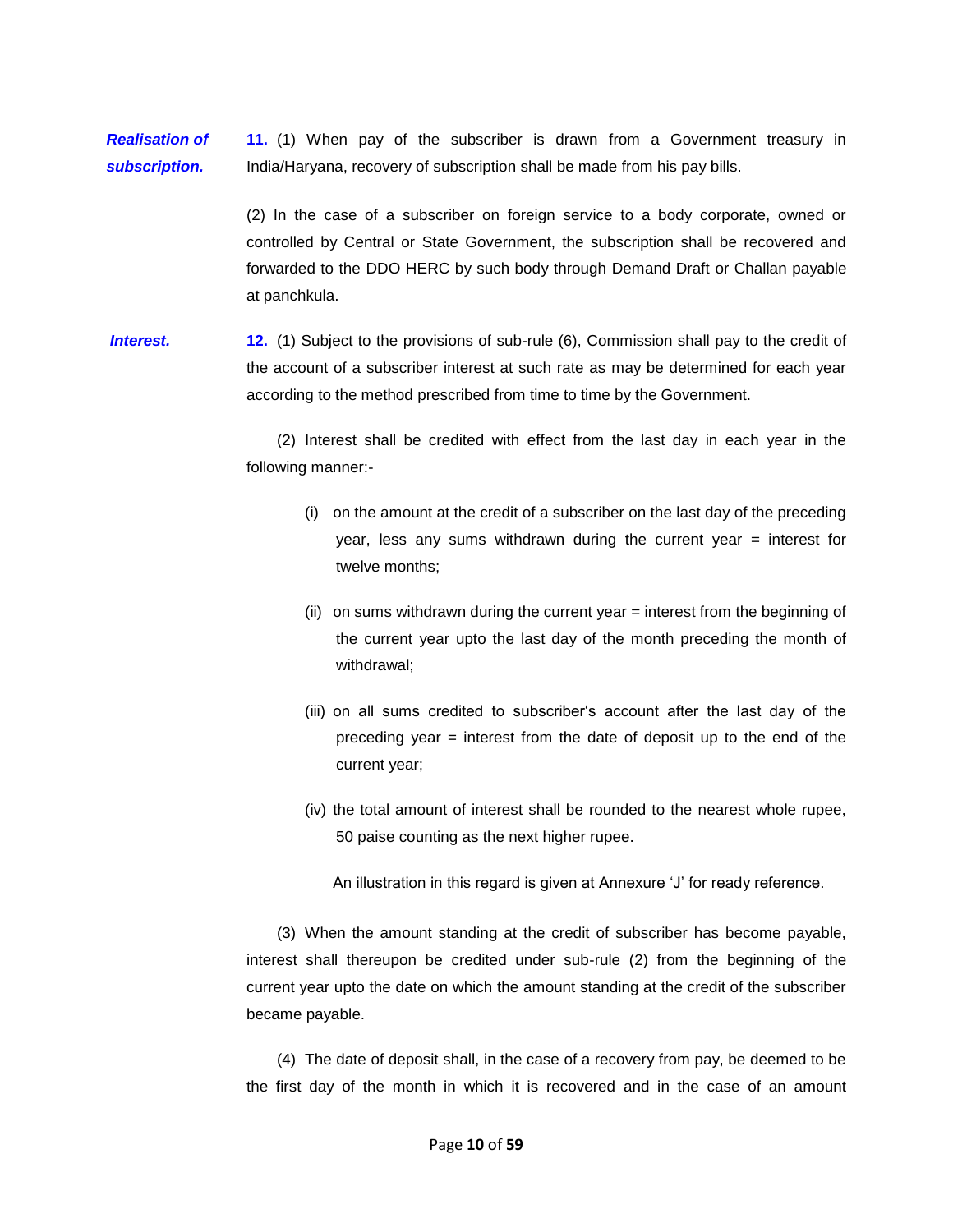***Realisation of subscription.***

**11.** (1) When pay of the subscriber is drawn from a Government treasury in India/Haryana, recovery of subscription shall be made from his pay bills.

(2) In the case of a subscriber on foreign service to a body corporate, owned or controlled by Central or State Government, the subscription shall be recovered and forwarded to the DDO HERC by such body through Demand Draft or Challan payable at panchkula.

***Interest.***

**12.** (1) Subject to the provisions of sub-rule (6), Commission shall pay to the credit of the account of a subscriber interest at such rate as may be determined for each year according to the method prescribed from time to time by the Government.

(2) Interest shall be credited with effect from the last day in each year in the following manner:-

(i) on the amount at the credit of a subscriber on the last day of the preceding year, less any sums withdrawn during the current year = interest for twelve months;

(ii) on sums withdrawn during the current year = interest from the beginning of the current year upto the last day of the month preceding the month of withdrawal;

(iii) on all sums credited to subscriber's account after the last day of the preceding year = interest from the date of deposit up to the end of the current year;

(iv) the total amount of interest shall be rounded to the nearest whole rupee, 50 paise counting as the next higher rupee.

An illustration in this regard is given at Annexure 'J' for ready reference.

(3) When the amount standing at the credit of subscriber has become payable, interest shall thereupon be credited under sub-rule (2) from the beginning of the current year upto the date on which the amount standing at the credit of the subscriber became payable.

(4) The date of deposit shall, in the case of a recovery from pay, be deemed to be the first day of the month in which it is recovered and in the case of an amount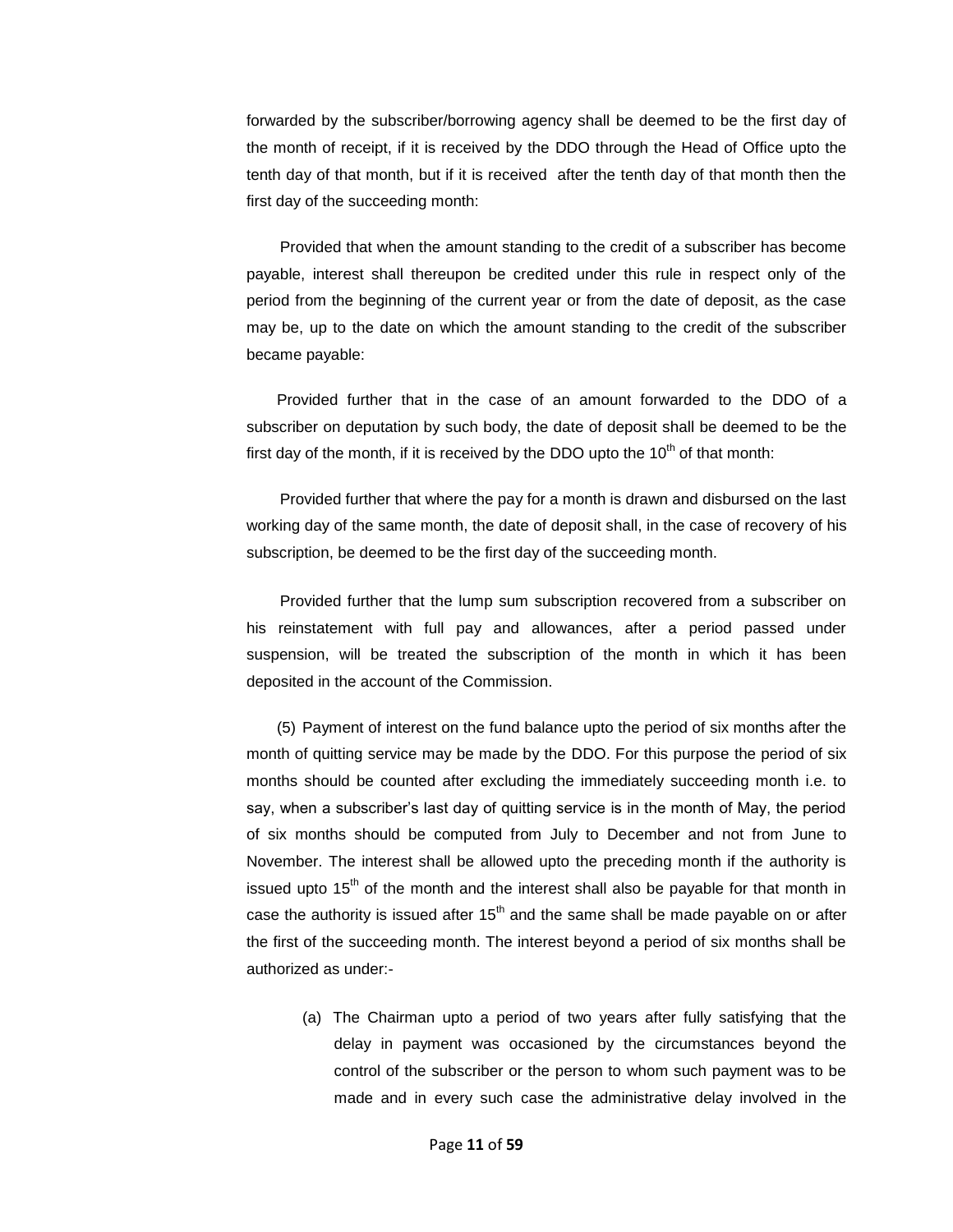forwarded by the subscriber/borrowing agency shall be deemed to be the first day of the month of receipt, if it is received by the DDO through the Head of Office upto the tenth day of that month, but if it is received after the tenth day of that month then the first day of the succeeding month:

Provided that when the amount standing to the credit of a subscriber has become payable, interest shall thereupon be credited under this rule in respect only of the period from the beginning of the current year or from the date of deposit, as the case may be, up to the date on which the amount standing to the credit of the subscriber became payable:

Provided further that in the case of an amount forwarded to the DDO of a subscriber on deputation by such body, the date of deposit shall be deemed to be the first day of the month, if it is received by the DDO upto the 10th of that month:

Provided further that where the pay for a month is drawn and disbursed on the last working day of the same month, the date of deposit shall, in the case of recovery of his subscription, be deemed to be the first day of the succeeding month.

Provided further that the lump sum subscription recovered from a subscriber on his reinstatement with full pay and allowances, after a period passed under suspension, will be treated the subscription of the month in which it has been deposited in the account of the Commission.

(5) Payment of interest on the fund balance upto the period of six months after the month of quitting service may be made by the DDO. For this purpose the period of six months should be counted after excluding the immediately succeeding month i.e. to say, when a subscriber's last day of quitting service is in the month of May, the period of six months should be computed from July to December and not from June to November. The interest shall be allowed upto the preceding month if the authority is issued upto 15th of the month and the interest shall also be payable for that month in case the authority is issued after 15th and the same shall be made payable on or after the first of the succeeding month. The interest beyond a period of six months shall be authorized as under:-

(a) The Chairman upto a period of two years after fully satisfying that the delay in payment was occasioned by the circumstances beyond the control of the subscriber or the person to whom such payment was to be made and in every such case the administrative delay involved in the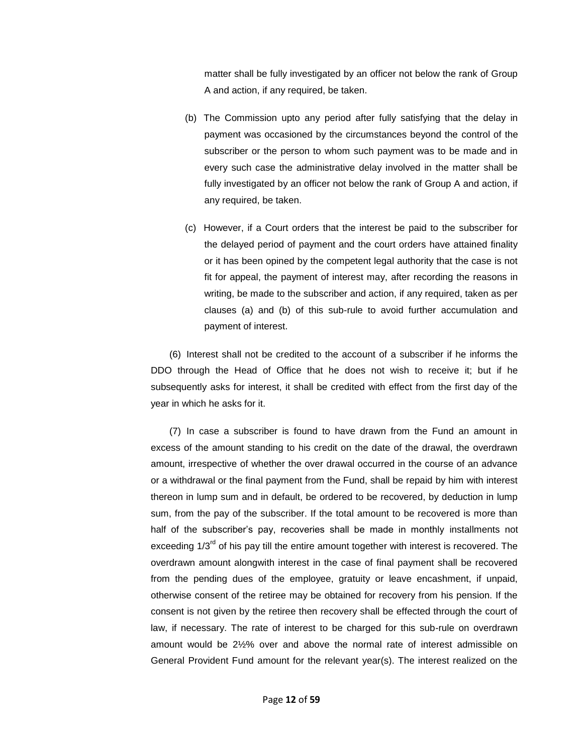matter shall be fully investigated by an officer not below the rank of Group A and action, if any required, be taken.

(b) The Commission upto any period after fully satisfying that the delay in payment was occasioned by the circumstances beyond the control of the subscriber or the person to whom such payment was to be made and in every such case the administrative delay involved in the matter shall be fully investigated by an officer not below the rank of Group A and action, if any required, be taken.

(c) However, if a Court orders that the interest be paid to the subscriber for the delayed period of payment and the court orders have attained finality or it has been opined by the competent legal authority that the case is not fit for appeal, the payment of interest may, after recording the reasons in writing, be made to the subscriber and action, if any required, taken as per clauses (a) and (b) of this sub-rule to avoid further accumulation and payment of interest.

(6) Interest shall not be credited to the account of a subscriber if he informs the DDO through the Head of Office that he does not wish to receive it; but if he subsequently asks for interest, it shall be credited with effect from the first day of the year in which he asks for it.

(7) In case a subscriber is found to have drawn from the Fund an amount in excess of the amount standing to his credit on the date of the drawal, the overdrawn amount, irrespective of whether the over drawal occurred in the course of an advance or a withdrawal or the final payment from the Fund, shall be repaid by him with interest thereon in lump sum and in default, be ordered to be recovered, by deduction in lump sum, from the pay of the subscriber. If the total amount to be recovered is more than half of the subscriber's pay, recoveries shall be made in monthly installments not exceeding 1/3rd of his pay till the entire amount together with interest is recovered. The overdrawn amount alongwith interest in the case of final payment shall be recovered from the pending dues of the employee, gratuity or leave encashment, if unpaid, otherwise consent of the retiree may be obtained for recovery from his pension. If the consent is not given by the retiree then recovery shall be effected through the court of law, if necessary. The rate of interest to be charged for this sub-rule on overdrawn amount would be 2½% over and above the normal rate of interest admissible on General Provident Fund amount for the relevant year(s). The interest realized on the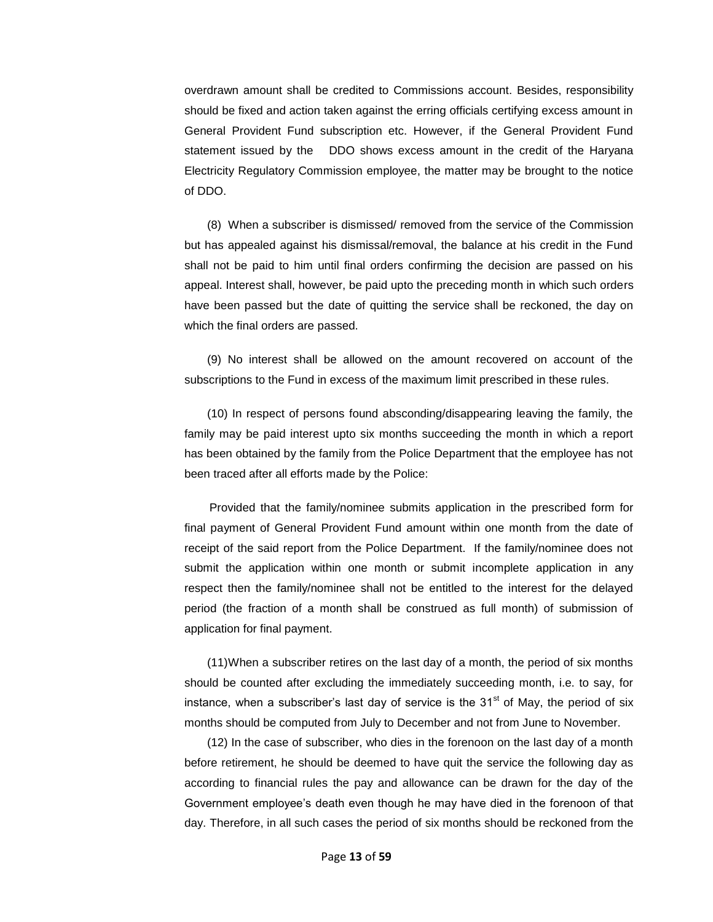overdrawn amount shall be credited to Commissions account. Besides, responsibility should be fixed and action taken against the erring officials certifying excess amount in General Provident Fund subscription etc. However, if the General Provident Fund statement issued by the DDO shows excess amount in the credit of the Haryana Electricity Regulatory Commission employee, the matter may be brought to the notice of DDO.

(8) When a subscriber is dismissed/ removed from the service of the Commission but has appealed against his dismissal/removal, the balance at his credit in the Fund shall not be paid to him until final orders confirming the decision are passed on his appeal. Interest shall, however, be paid upto the preceding month in which such orders have been passed but the date of quitting the service shall be reckoned, the day on which the final orders are passed.

(9) No interest shall be allowed on the amount recovered on account of the subscriptions to the Fund in excess of the maximum limit prescribed in these rules.

(10) In respect of persons found absconding/disappearing leaving the family, the family may be paid interest upto six months succeeding the month in which a report has been obtained by the family from the Police Department that the employee has not been traced after all efforts made by the Police:

Provided that the family/nominee submits application in the prescribed form for final payment of General Provident Fund amount within one month from the date of receipt of the said report from the Police Department. If the family/nominee does not submit the application within one month or submit incomplete application in any respect then the family/nominee shall not be entitled to the interest for the delayed period (the fraction of a month shall be construed as full month) of submission of application for final payment.

(11)When a subscriber retires on the last day of a month, the period of six months should be counted after excluding the immediately succeeding month, i.e. to say, for instance, when a subscriber's last day of service is the 31st of May, the period of six months should be computed from July to December and not from June to November.

(12) In the case of subscriber, who dies in the forenoon on the last day of a month before retirement, he should be deemed to have quit the service the following day as according to financial rules the pay and allowance can be drawn for the day of the Government employee's death even though he may have died in the forenoon of that day. Therefore, in all such cases the period of six months should be reckoned from the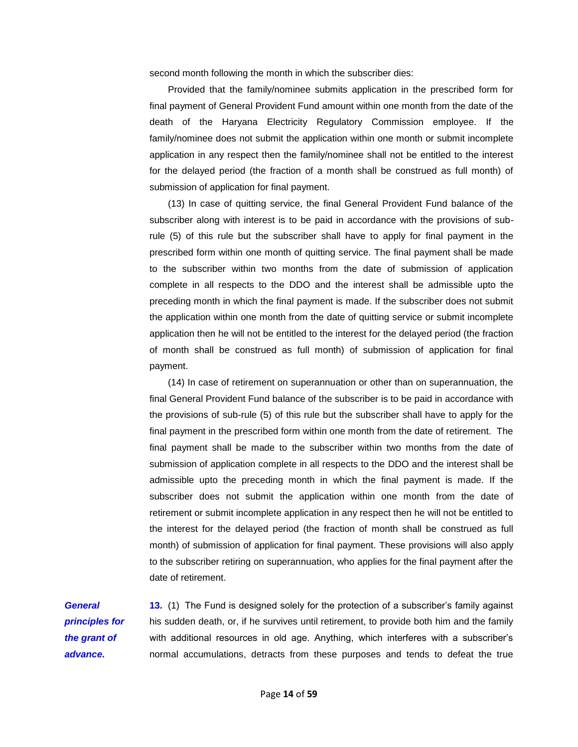second month following the month in which the subscriber dies:

Provided that the family/nominee submits application in the prescribed form for final payment of General Provident Fund amount within one month from the date of the death of the Haryana Electricity Regulatory Commission employee. If the family/nominee does not submit the application within one month or submit incomplete application in any respect then the family/nominee shall not be entitled to the interest for the delayed period (the fraction of a month shall be construed as full month) of submission of application for final payment.

(13) In case of quitting service, the final General Provident Fund balance of the subscriber along with interest is to be paid in accordance with the provisions of sub-rule (5) of this rule but the subscriber shall have to apply for final payment in the prescribed form within one month of quitting service. The final payment shall be made to the subscriber within two months from the date of submission of application complete in all respects to the DDO and the interest shall be admissible upto the preceding month in which the final payment is made. If the subscriber does not submit the application within one month from the date of quitting service or submit incomplete application then he will not be entitled to the interest for the delayed period (the fraction of month shall be construed as full month) of submission of application for final payment.

(14) In case of retirement on superannuation or other than on superannuation, the final General Provident Fund balance of the subscriber is to be paid in accordance with the provisions of sub-rule (5) of this rule but the subscriber shall have to apply for the final payment in the prescribed form within one month from the date of retirement. The final payment shall be made to the subscriber within two months from the date of submission of application complete in all respects to the DDO and the interest shall be admissible upto the preceding month in which the final payment is made. If the subscriber does not submit the application within one month from the date of retirement or submit incomplete application in any respect then he will not be entitled to the interest for the delayed period (the fraction of month shall be construed as full month) of submission of application for final payment. These provisions will also apply to the subscriber retiring on superannuation, who applies for the final payment after the date of retirement.

***General principles for the grant of advance.***

**13.** (1) The Fund is designed solely for the protection of a subscriber's family against his sudden death, or, if he survives until retirement, to provide both him and the family with additional resources in old age. Anything, which interferes with a subscriber's normal accumulations, detracts from these purposes and tends to defeat the true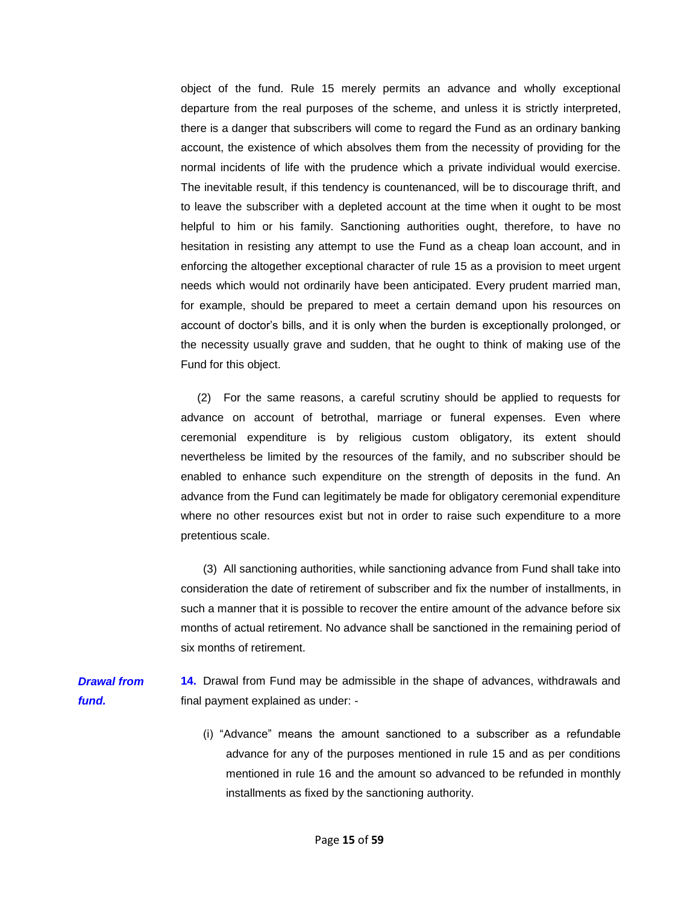object of the fund. Rule 15 merely permits an advance and wholly exceptional departure from the real purposes of the scheme, and unless it is strictly interpreted, there is a danger that subscribers will come to regard the Fund as an ordinary banking account, the existence of which absolves them from the necessity of providing for the normal incidents of life with the prudence which a private individual would exercise. The inevitable result, if this tendency is countenanced, will be to discourage thrift, and to leave the subscriber with a depleted account at the time when it ought to be most helpful to him or his family. Sanctioning authorities ought, therefore, to have no hesitation in resisting any attempt to use the Fund as a cheap loan account, and in enforcing the altogether exceptional character of rule 15 as a provision to meet urgent needs which would not ordinarily have been anticipated. Every prudent married man, for example, should be prepared to meet a certain demand upon his resources on account of doctor's bills, and it is only when the burden is exceptionally prolonged, or the necessity usually grave and sudden, that he ought to think of making use of the Fund for this object.

(2) For the same reasons, a careful scrutiny should be applied to requests for advance on account of betrothal, marriage or funeral expenses. Even where ceremonial expenditure is by religious custom obligatory, its extent should nevertheless be limited by the resources of the family, and no subscriber should be enabled to enhance such expenditure on the strength of deposits in the fund. An advance from the Fund can legitimately be made for obligatory ceremonial expenditure where no other resources exist but not in order to raise such expenditure to a more pretentious scale.

(3) All sanctioning authorities, while sanctioning advance from Fund shall take into consideration the date of retirement of subscriber and fix the number of installments, in such a manner that it is possible to recover the entire amount of the advance before six months of actual retirement. No advance shall be sanctioned in the remaining period of six months of retirement.

***Drawal from fund.***

**14.** Drawal from Fund may be admissible in the shape of advances, withdrawals and final payment explained as under: -

(i) "Advance" means the amount sanctioned to a subscriber as a refundable advance for any of the purposes mentioned in rule 15 and as per conditions mentioned in rule 16 and the amount so advanced to be refunded in monthly installments as fixed by the sanctioning authority.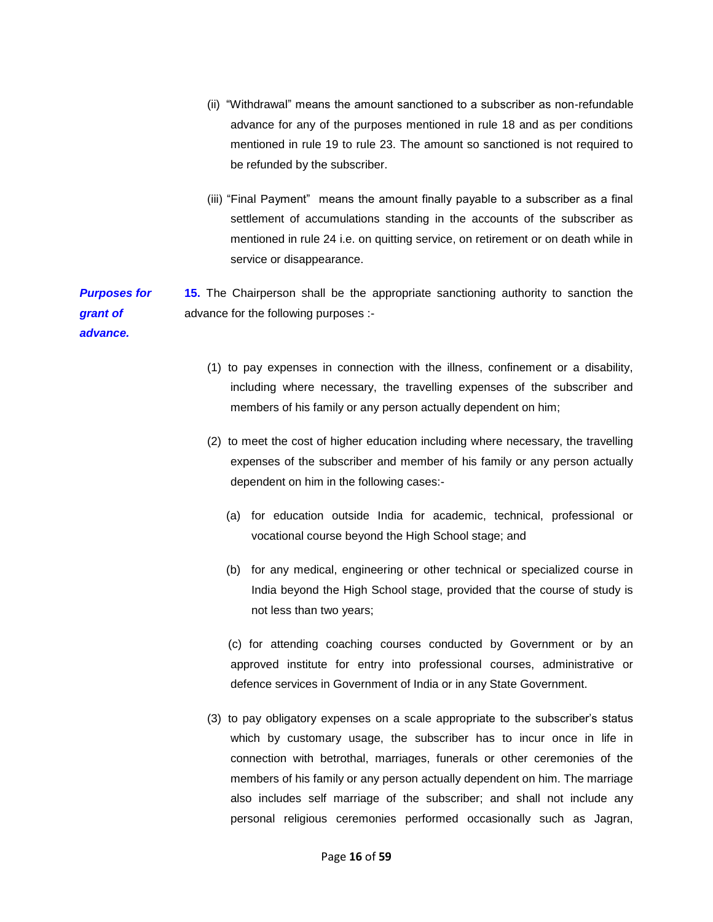(ii) "Withdrawal" means the amount sanctioned to a subscriber as non-refundable advance for any of the purposes mentioned in rule 18 and as per conditions mentioned in rule 19 to rule 23. The amount so sanctioned is not required to be refunded by the subscriber.

(iii) "Final Payment" means the amount finally payable to a subscriber as a final settlement of accumulations standing in the accounts of the subscriber as mentioned in rule 24 i.e. on quitting service, on retirement or on death while in service or disappearance.

***Purposes for grant of advance.***

**15.** The Chairperson shall be the appropriate sanctioning authority to sanction the advance for the following purposes :-

(1) to pay expenses in connection with the illness, confinement or a disability, including where necessary, the travelling expenses of the subscriber and members of his family or any person actually dependent on him;

(2) to meet the cost of higher education including where necessary, the travelling expenses of the subscriber and member of his family or any person actually dependent on him in the following cases:-

(a) for education outside India for academic, technical, professional or vocational course beyond the High School stage; and

(b) for any medical, engineering or other technical or specialized course in India beyond the High School stage, provided that the course of study is not less than two years;

(c) for attending coaching courses conducted by Government or by an approved institute for entry into professional courses, administrative or defence services in Government of India or in any State Government.

(3) to pay obligatory expenses on a scale appropriate to the subscriber's status which by customary usage, the subscriber has to incur once in life in connection with betrothal, marriages, funerals or other ceremonies of the members of his family or any person actually dependent on him. The marriage also includes self marriage of the subscriber; and shall not include any personal religious ceremonies performed occasionally such as Jagran,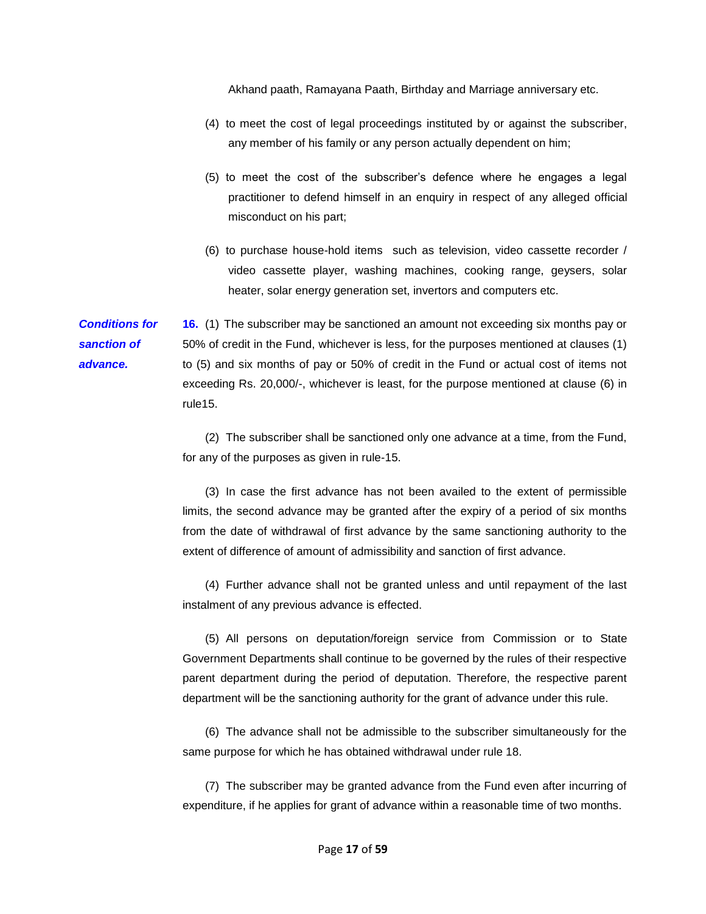Akhand paath, Ramayana Paath, Birthday and Marriage anniversary etc.

(4) to meet the cost of legal proceedings instituted by or against the subscriber, any member of his family or any person actually dependent on him;

(5) to meet the cost of the subscriber's defence where he engages a legal practitioner to defend himself in an enquiry in respect of any alleged official misconduct on his part;

(6) to purchase house-hold items such as television, video cassette recorder / video cassette player, washing machines, cooking range, geysers, solar heater, solar energy generation set, invertors and computers etc.

***Conditions for sanction of advance.***

**16.** (1) The subscriber may be sanctioned an amount not exceeding six months pay or 50% of credit in the Fund, whichever is less, for the purposes mentioned at clauses (1) to (5) and six months of pay or 50% of credit in the Fund or actual cost of items not exceeding Rs. 20,000/-, whichever is least, for the purpose mentioned at clause (6) in rule15.

(2) The subscriber shall be sanctioned only one advance at a time, from the Fund, for any of the purposes as given in rule-15.

(3) In case the first advance has not been availed to the extent of permissible limits, the second advance may be granted after the expiry of a period of six months from the date of withdrawal of first advance by the same sanctioning authority to the extent of difference of amount of admissibility and sanction of first advance.

(4) Further advance shall not be granted unless and until repayment of the last instalment of any previous advance is effected.

(5) All persons on deputation/foreign service from Commission or to State Government Departments shall continue to be governed by the rules of their respective parent department during the period of deputation. Therefore, the respective parent department will be the sanctioning authority for the grant of advance under this rule.

(6) The advance shall not be admissible to the subscriber simultaneously for the same purpose for which he has obtained withdrawal under rule 18.

(7) The subscriber may be granted advance from the Fund even after incurring of expenditure, if he applies for grant of advance within a reasonable time of two months.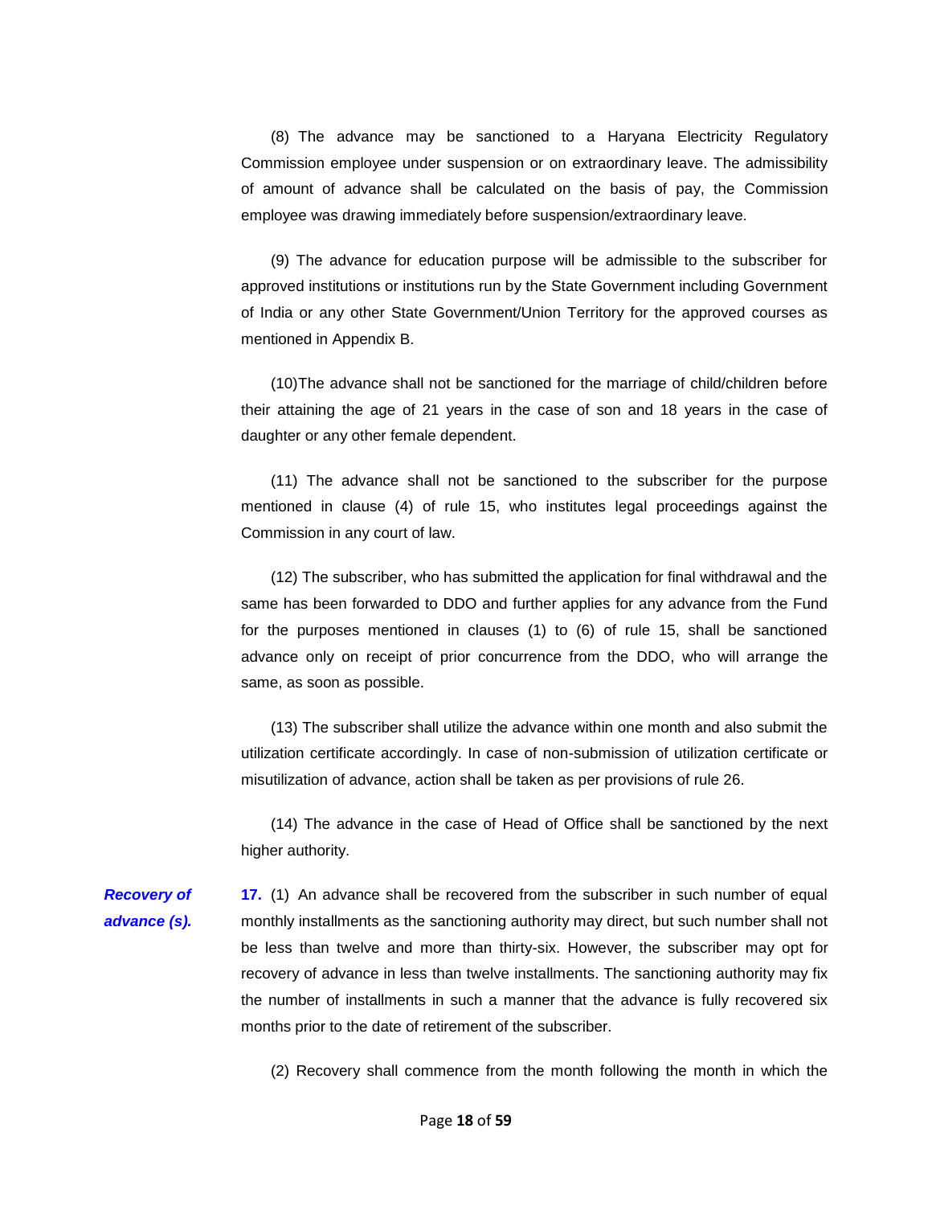(8) The advance may be sanctioned to a Haryana Electricity Regulatory Commission employee under suspension or on extraordinary leave. The admissibility of amount of advance shall be calculated on the basis of pay, the Commission employee was drawing immediately before suspension/extraordinary leave.

(9) The advance for education purpose will be admissible to the subscriber for approved institutions or institutions run by the State Government including Government of India or any other State Government/Union Territory for the approved courses as mentioned in Appendix B.

(10)The advance shall not be sanctioned for the marriage of child/children before their attaining the age of 21 years in the case of son and 18 years in the case of daughter or any other female dependent.

(11) The advance shall not be sanctioned to the subscriber for the purpose mentioned in clause (4) of rule 15, who institutes legal proceedings against the Commission in any court of law.

(12) The subscriber, who has submitted the application for final withdrawal and the same has been forwarded to DDO and further applies for any advance from the Fund for the purposes mentioned in clauses (1) to (6) of rule 15, shall be sanctioned advance only on receipt of prior concurrence from the DDO, who will arrange the same, as soon as possible.

(13) The subscriber shall utilize the advance within one month and also submit the utilization certificate accordingly. In case of non-submission of utilization certificate or misutilization of advance, action shall be taken as per provisions of rule 26.

(14) The advance in the case of Head of Office shall be sanctioned by the next higher authority.

***Recovery of advance (s).***

**17.** (1) An advance shall be recovered from the subscriber in such number of equal monthly installments as the sanctioning authority may direct, but such number shall not be less than twelve and more than thirty-six. However, the subscriber may opt for recovery of advance in less than twelve installments. The sanctioning authority may fix the number of installments in such a manner that the advance is fully recovered six months prior to the date of retirement of the subscriber.

(2) Recovery shall commence from the month following the month in which the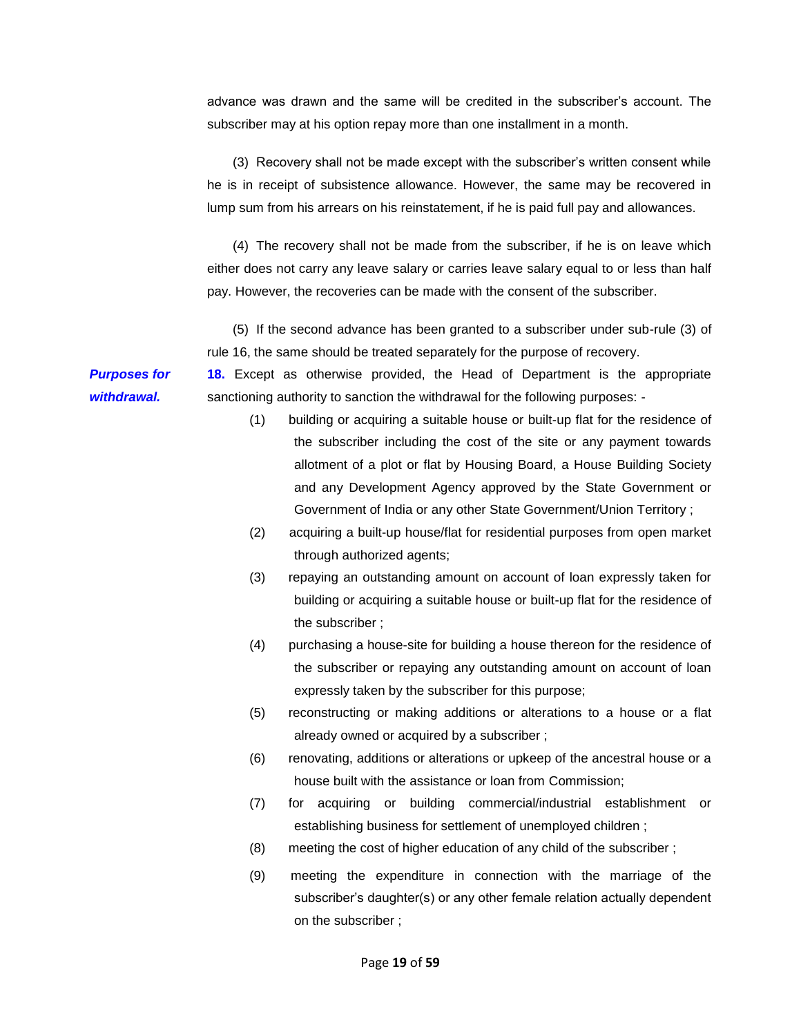advance was drawn and the same will be credited in the subscriber's account. The subscriber may at his option repay more than one installment in a month.

(3) Recovery shall not be made except with the subscriber's written consent while he is in receipt of subsistence allowance. However, the same may be recovered in lump sum from his arrears on his reinstatement, if he is paid full pay and allowances.

(4) The recovery shall not be made from the subscriber, if he is on leave which either does not carry any leave salary or carries leave salary equal to or less than half pay. However, the recoveries can be made with the consent of the subscriber.

(5) If the second advance has been granted to a subscriber under sub-rule (3) of rule 16, the same should be treated separately for the purpose of recovery.

***Purposes for withdrawal.***

**18.** Except as otherwise provided, the Head of Department is the appropriate sanctioning authority to sanction the withdrawal for the following purposes: -

(1) building or acquiring a suitable house or built-up flat for the residence of the subscriber including the cost of the site or any payment towards allotment of a plot or flat by Housing Board, a House Building Society and any Development Agency approved by the State Government or Government of India or any other State Government/Union Territory ;

(2) acquiring a built-up house/flat for residential purposes from open market through authorized agents;

(3) repaying an outstanding amount on account of loan expressly taken for building or acquiring a suitable house or built-up flat for the residence of the subscriber ;

(4) purchasing a house-site for building a house thereon for the residence of the subscriber or repaying any outstanding amount on account of loan expressly taken by the subscriber for this purpose;

(5) reconstructing or making additions or alterations to a house or a flat already owned or acquired by a subscriber ;

(6) renovating, additions or alterations or upkeep of the ancestral house or a house built with the assistance or loan from Commission;

(7) for acquiring or building commercial/industrial establishment or establishing business for settlement of unemployed children ;

(8) meeting the cost of higher education of any child of the subscriber ;

(9) meeting the expenditure in connection with the marriage of the subscriber's daughter(s) or any other female relation actually dependent on the subscriber ;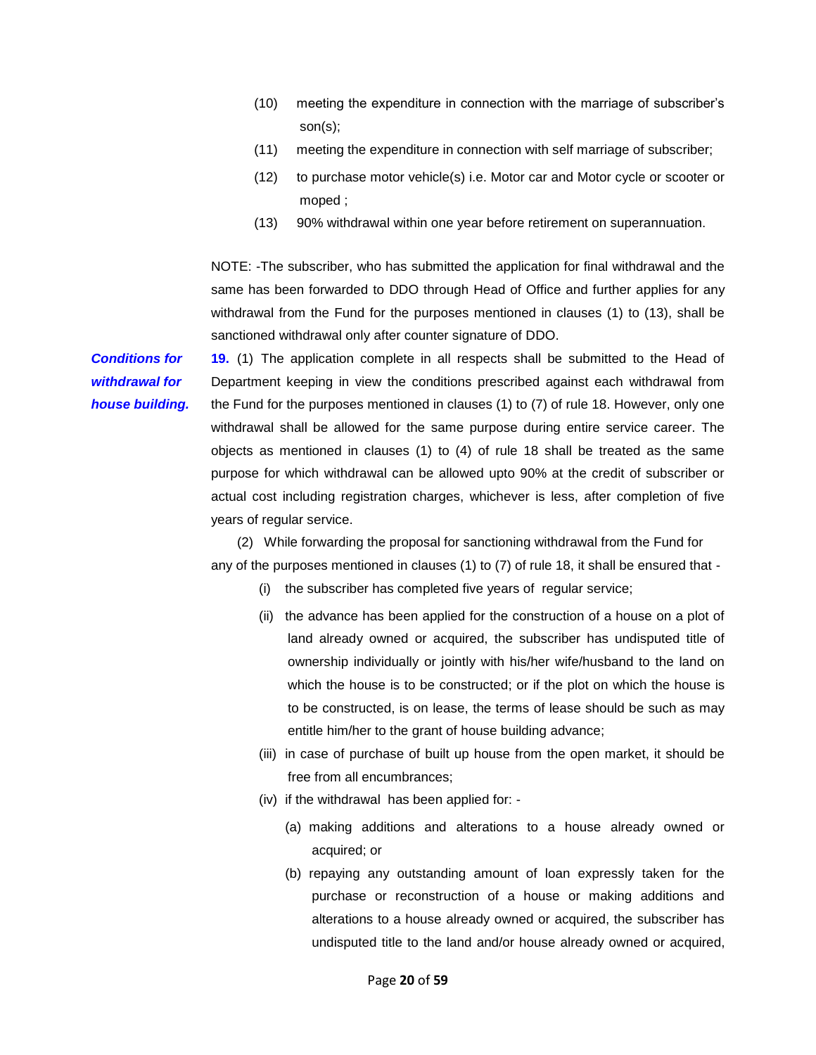(10) meeting the expenditure in connection with the marriage of subscriber's son(s);

(11) meeting the expenditure in connection with self marriage of subscriber;

(12) to purchase motor vehicle(s) i.e. Motor car and Motor cycle or scooter or moped ;

(13) 90% withdrawal within one year before retirement on superannuation.

NOTE: -The subscriber, who has submitted the application for final withdrawal and the same has been forwarded to DDO through Head of Office and further applies for any withdrawal from the Fund for the purposes mentioned in clauses (1) to (13), shall be sanctioned withdrawal only after counter signature of DDO.

***Conditions for withdrawal for house building.***

**19.** (1) The application complete in all respects shall be submitted to the Head of Department keeping in view the conditions prescribed against each withdrawal from the Fund for the purposes mentioned in clauses (1) to (7) of rule 18. However, only one withdrawal shall be allowed for the same purpose during entire service career. The objects as mentioned in clauses (1) to (4) of rule 18 shall be treated as the same purpose for which withdrawal can be allowed upto 90% at the credit of subscriber or actual cost including registration charges, whichever is less, after completion of five years of regular service.

(2) While forwarding the proposal for sanctioning withdrawal from the Fund for any of the purposes mentioned in clauses (1) to (7) of rule 18, it shall be ensured that -

(i) the subscriber has completed five years of regular service;

(ii) the advance has been applied for the construction of a house on a plot of land already owned or acquired, the subscriber has undisputed title of ownership individually or jointly with his/her wife/husband to the land on which the house is to be constructed; or if the plot on which the house is to be constructed, is on lease, the terms of lease should be such as may entitle him/her to the grant of house building advance;

(iii) in case of purchase of built up house from the open market, it should be free from all encumbrances;

(iv) if the withdrawal has been applied for: -

(a) making additions and alterations to a house already owned or acquired; or

(b) repaying any outstanding amount of loan expressly taken for the purchase or reconstruction of a house or making additions and alterations to a house already owned or acquired, the subscriber has undisputed title to the land and/or house already owned or acquired,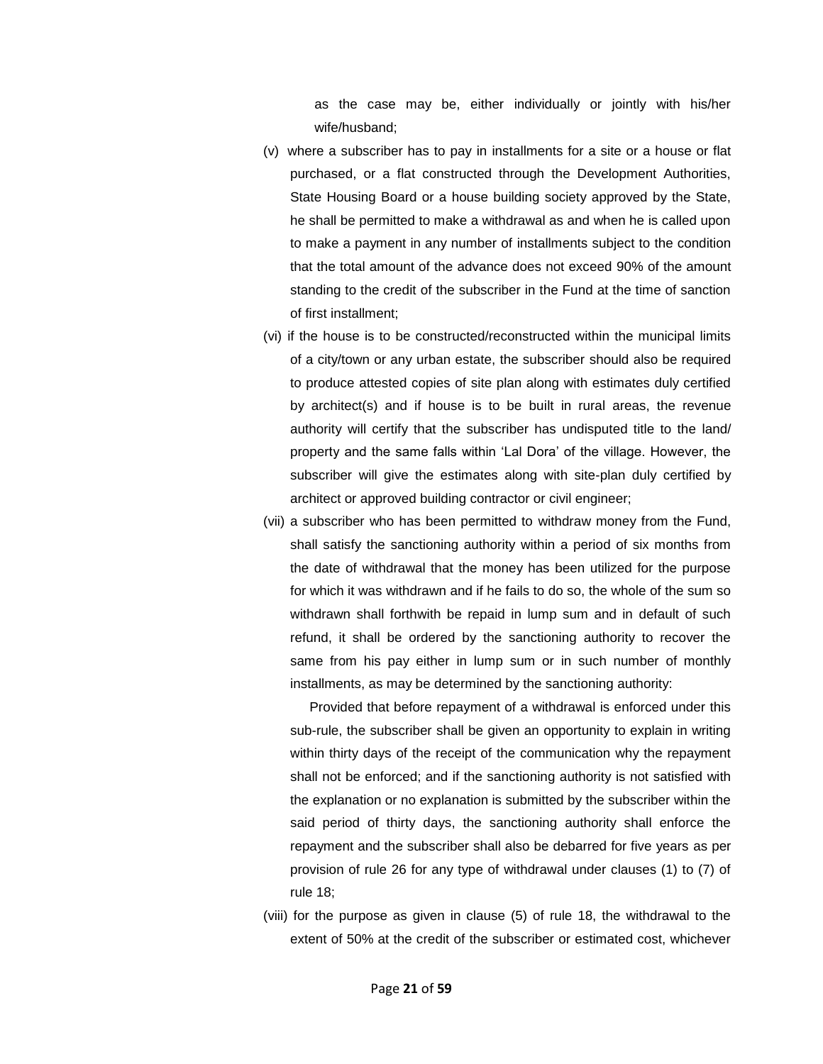as the case may be, either individually or jointly with his/her wife/husband;

(v) where a subscriber has to pay in installments for a site or a house or flat purchased, or a flat constructed through the Development Authorities, State Housing Board or a house building society approved by the State, he shall be permitted to make a withdrawal as and when he is called upon to make a payment in any number of installments subject to the condition that the total amount of the advance does not exceed 90% of the amount standing to the credit of the subscriber in the Fund at the time of sanction of first installment;

(vi) if the house is to be constructed/reconstructed within the municipal limits of a city/town or any urban estate, the subscriber should also be required to produce attested copies of site plan along with estimates duly certified by architect(s) and if house is to be built in rural areas, the revenue authority will certify that the subscriber has undisputed title to the land/ property and the same falls within 'Lal Dora' of the village. However, the subscriber will give the estimates along with site-plan duly certified by architect or approved building contractor or civil engineer;

(vii) a subscriber who has been permitted to withdraw money from the Fund, shall satisfy the sanctioning authority within a period of six months from the date of withdrawal that the money has been utilized for the purpose for which it was withdrawn and if he fails to do so, the whole of the sum so withdrawn shall forthwith be repaid in lump sum and in default of such refund, it shall be ordered by the sanctioning authority to recover the same from his pay either in lump sum or in such number of monthly installments, as may be determined by the sanctioning authority:

Provided that before repayment of a withdrawal is enforced under this sub-rule, the subscriber shall be given an opportunity to explain in writing within thirty days of the receipt of the communication why the repayment shall not be enforced; and if the sanctioning authority is not satisfied with the explanation or no explanation is submitted by the subscriber within the said period of thirty days, the sanctioning authority shall enforce the repayment and the subscriber shall also be debarred for five years as per provision of rule 26 for any type of withdrawal under clauses (1) to (7) of rule 18;

(viii) for the purpose as given in clause (5) of rule 18, the withdrawal to the extent of 50% at the credit of the subscriber or estimated cost, whichever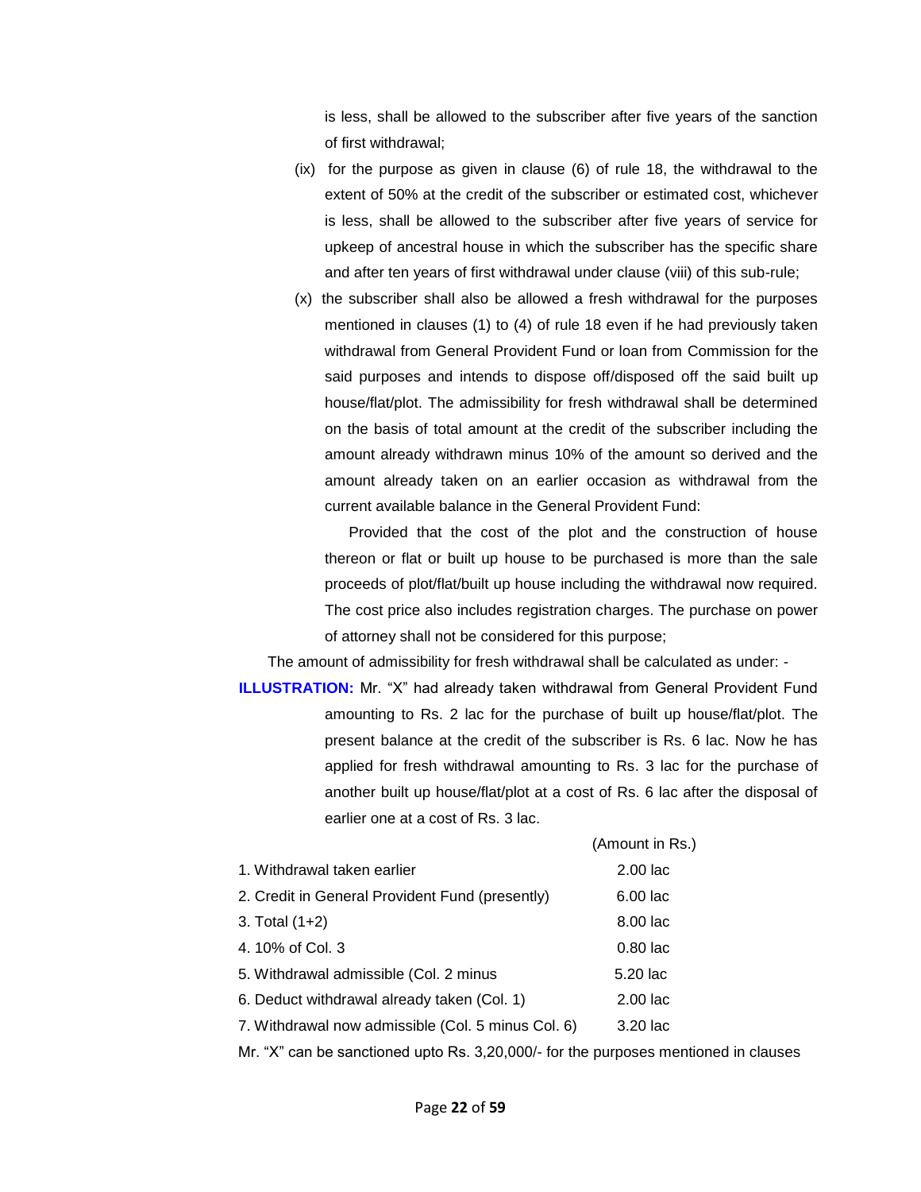is less, shall be allowed to the subscriber after five years of the sanction of first withdrawal;

(ix) for the purpose as given in clause (6) of rule 18, the withdrawal to the extent of 50% at the credit of the subscriber or estimated cost, whichever is less, shall be allowed to the subscriber after five years of service for upkeep of ancestral house in which the subscriber has the specific share and after ten years of first withdrawal under clause (viii) of this sub-rule;

(x) the subscriber shall also be allowed a fresh withdrawal for the purposes mentioned in clauses (1) to (4) of rule 18 even if he had previously taken withdrawal from General Provident Fund or loan from Commission for the said purposes and intends to dispose off/disposed off the said built up house/flat/plot. The admissibility for fresh withdrawal shall be determined on the basis of total amount at the credit of the subscriber including the amount already withdrawn minus 10% of the amount so derived and the amount already taken on an earlier occasion as withdrawal from the current available balance in the General Provident Fund:

Provided that the cost of the plot and the construction of house thereon or flat or built up house to be purchased is more than the sale proceeds of plot/flat/built up house including the withdrawal now required. The cost price also includes registration charges. The purchase on power of attorney shall not be considered for this purpose;

The amount of admissibility for fresh withdrawal shall be calculated as under: -

**ILLUSTRATION:** Mr. "X" had already taken withdrawal from General Provident Fund amounting to Rs. 2 lac for the purchase of built up house/flat/plot. The present balance at the credit of the subscriber is Rs. 6 lac. Now he has applied for fresh withdrawal amounting to Rs. 3 lac for the purchase of another built up house/flat/plot at a cost of Rs. 6 lac after the disposal of earlier one at a cost of Rs. 3 lac.

| | (Amount in Rs.) |
|---|---|
| 1. Withdrawal taken earlier | 2.00 lac |
| 2. Credit in General Provident Fund (presently) | 6.00 lac |
| 3. Total (1+2) | 8.00 lac |
| 4. 10% of Col. 3 | 0.80 lac |
| 5. Withdrawal admissible (Col. 2 minus | 5.20 lac |
| 6. Deduct withdrawal already taken (Col. 1) | 2.00 lac |
| 7. Withdrawal now admissible (Col. 5 minus Col. 6) | 3.20 lac |

Mr. "X" can be sanctioned upto Rs. 3,20,000/- for the purposes mentioned in clauses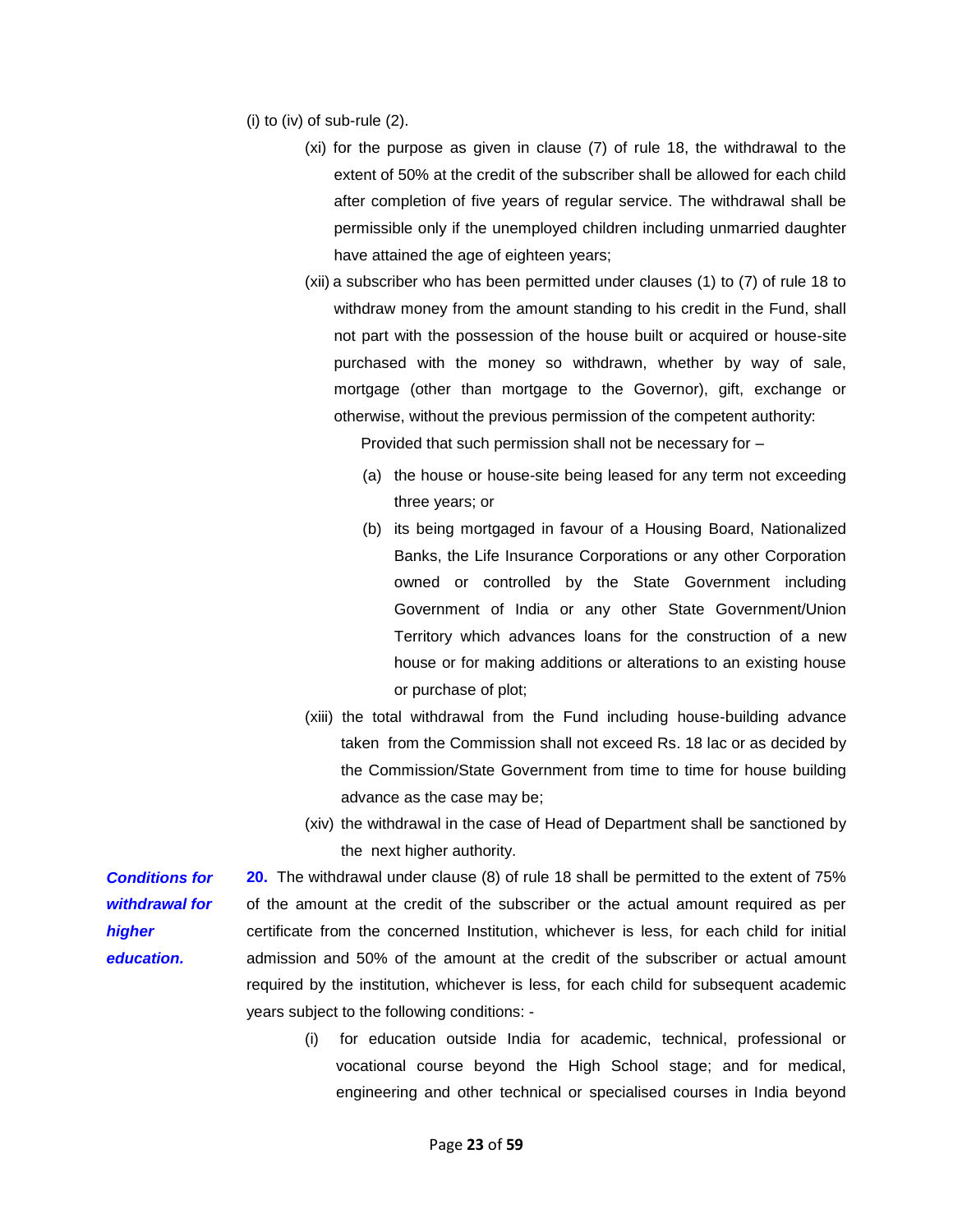(i) to (iv) of sub-rule (2).

(xi) for the purpose as given in clause (7) of rule 18, the withdrawal to the extent of 50% at the credit of the subscriber shall be allowed for each child after completion of five years of regular service. The withdrawal shall be permissible only if the unemployed children including unmarried daughter have attained the age of eighteen years;

(xii) a subscriber who has been permitted under clauses (1) to (7) of rule 18 to withdraw money from the amount standing to his credit in the Fund, shall not part with the possession of the house built or acquired or house-site purchased with the money so withdrawn, whether by way of sale, mortgage (other than mortgage to the Governor), gift, exchange or otherwise, without the previous permission of the competent authority:

Provided that such permission shall not be necessary for –

(a) the house or house-site being leased for any term not exceeding three years; or

(b) its being mortgaged in favour of a Housing Board, Nationalized Banks, the Life Insurance Corporations or any other Corporation owned or controlled by the State Government including Government of India or any other State Government/Union Territory which advances loans for the construction of a new house or for making additions or alterations to an existing house or purchase of plot;

(xiii) the total withdrawal from the Fund including house-building advance taken from the Commission shall not exceed Rs. 18 lac or as decided by the Commission/State Government from time to time for house building advance as the case may be;

(xiv) the withdrawal in the case of Head of Department shall be sanctioned by the next higher authority.

***Conditions for withdrawal for higher education.***

**20.** The withdrawal under clause (8) of rule 18 shall be permitted to the extent of 75% of the amount at the credit of the subscriber or the actual amount required as per certificate from the concerned Institution, whichever is less, for each child for initial admission and 50% of the amount at the credit of the subscriber or actual amount required by the institution, whichever is less, for each child for subsequent academic years subject to the following conditions: -

(i) for education outside India for academic, technical, professional or vocational course beyond the High School stage; and for medical, engineering and other technical or specialised courses in India beyond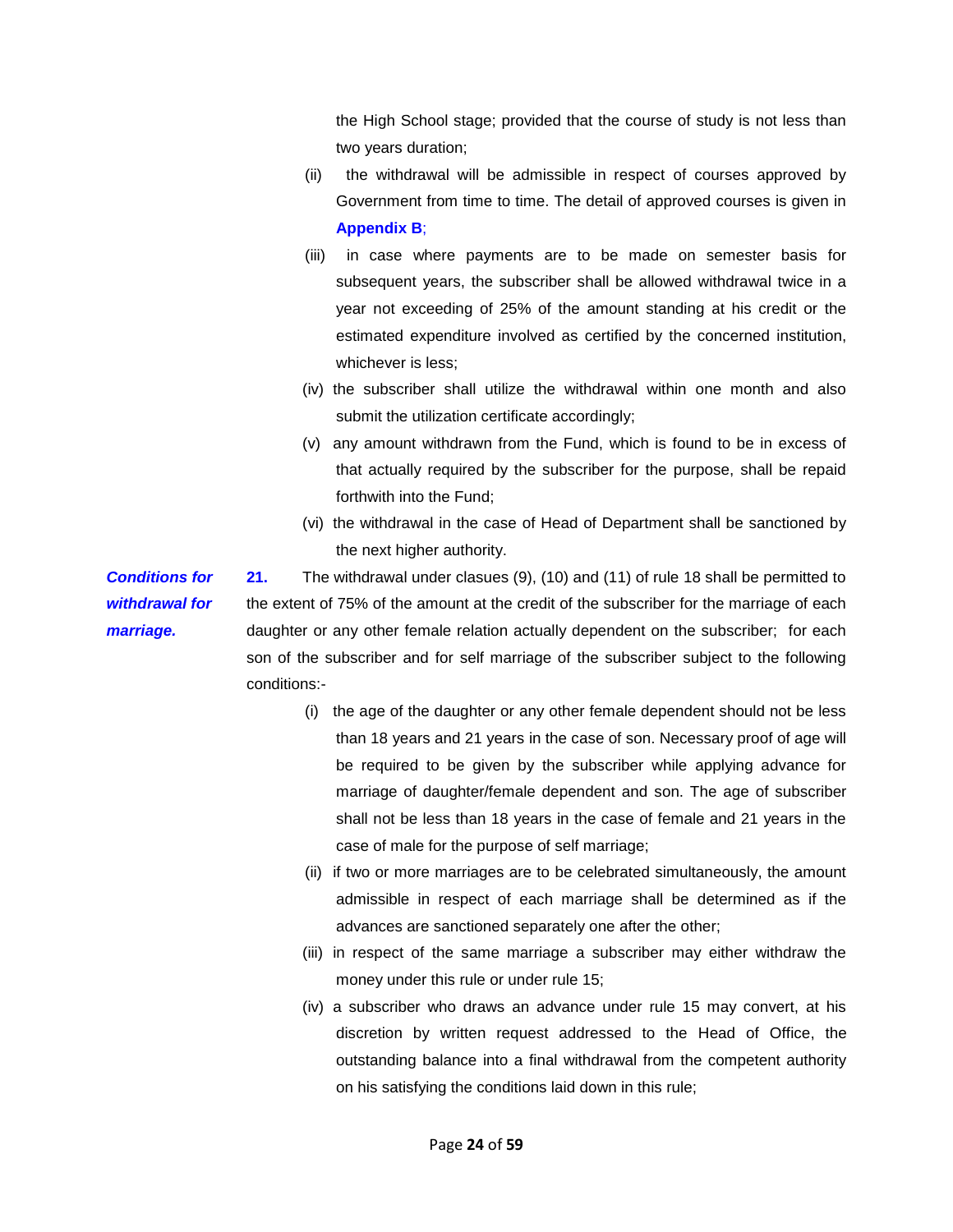the High School stage; provided that the course of study is not less than two years duration;

(ii) the withdrawal will be admissible in respect of courses approved by Government from time to time. The detail of approved courses is given in **Appendix B**;

(iii) in case where payments are to be made on semester basis for subsequent years, the subscriber shall be allowed withdrawal twice in a year not exceeding of 25% of the amount standing at his credit or the estimated expenditure involved as certified by the concerned institution, whichever is less;

(iv) the subscriber shall utilize the withdrawal within one month and also submit the utilization certificate accordingly;

(v) any amount withdrawn from the Fund, which is found to be in excess of that actually required by the subscriber for the purpose, shall be repaid forthwith into the Fund;

(vi) the withdrawal in the case of Head of Department shall be sanctioned by the next higher authority.

***Conditions for withdrawal for marriage.***

**21.** The withdrawal under clasues (9), (10) and (11) of rule 18 shall be permitted to the extent of 75% of the amount at the credit of the subscriber for the marriage of each daughter or any other female relation actually dependent on the subscriber; for each son of the subscriber and for self marriage of the subscriber subject to the following conditions:-

(i) the age of the daughter or any other female dependent should not be less than 18 years and 21 years in the case of son. Necessary proof of age will be required to be given by the subscriber while applying advance for marriage of daughter/female dependent and son. The age of subscriber shall not be less than 18 years in the case of female and 21 years in the case of male for the purpose of self marriage;

(ii) if two or more marriages are to be celebrated simultaneously, the amount admissible in respect of each marriage shall be determined as if the advances are sanctioned separately one after the other;

(iii) in respect of the same marriage a subscriber may either withdraw the money under this rule or under rule 15;

(iv) a subscriber who draws an advance under rule 15 may convert, at his discretion by written request addressed to the Head of Office, the outstanding balance into a final withdrawal from the competent authority on his satisfying the conditions laid down in this rule;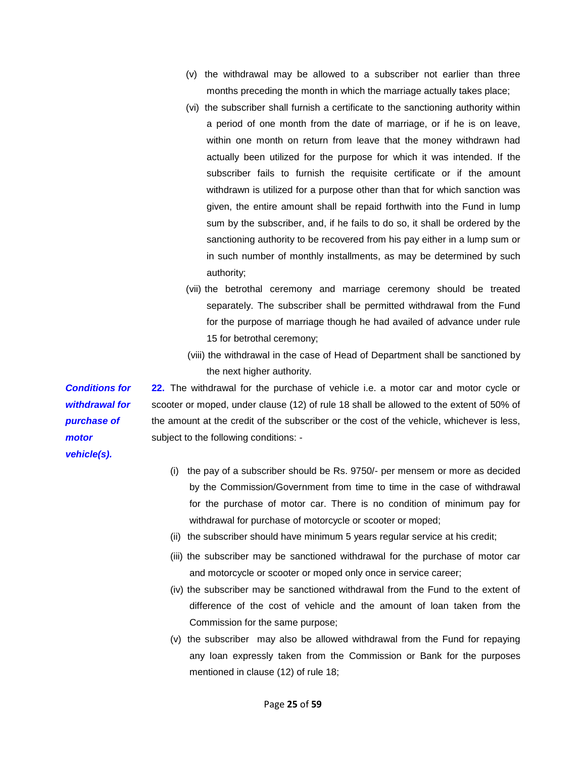(v) the withdrawal may be allowed to a subscriber not earlier than three months preceding the month in which the marriage actually takes place;

(vi) the subscriber shall furnish a certificate to the sanctioning authority within a period of one month from the date of marriage, or if he is on leave, within one month on return from leave that the money withdrawn had actually been utilized for the purpose for which it was intended. If the subscriber fails to furnish the requisite certificate or if the amount withdrawn is utilized for a purpose other than that for which sanction was given, the entire amount shall be repaid forthwith into the Fund in lump sum by the subscriber, and, if he fails to do so, it shall be ordered by the sanctioning authority to be recovered from his pay either in a lump sum or in such number of monthly installments, as may be determined by such authority;

(vii) the betrothal ceremony and marriage ceremony should be treated separately. The subscriber shall be permitted withdrawal from the Fund for the purpose of marriage though he had availed of advance under rule 15 for betrothal ceremony;

(viii) the withdrawal in the case of Head of Department shall be sanctioned by the next higher authority.

***Conditions for withdrawal for purchase of motor vehicle(s).***

**22.** The withdrawal for the purchase of vehicle i.e. a motor car and motor cycle or scooter or moped, under clause (12) of rule 18 shall be allowed to the extent of 50% of the amount at the credit of the subscriber or the cost of the vehicle, whichever is less, subject to the following conditions: -

(i) the pay of a subscriber should be Rs. 9750/- per mensem or more as decided by the Commission/Government from time to time in the case of withdrawal for the purchase of motor car. There is no condition of minimum pay for withdrawal for purchase of motorcycle or scooter or moped;

(ii) the subscriber should have minimum 5 years regular service at his credit;

(iii) the subscriber may be sanctioned withdrawal for the purchase of motor car and motorcycle or scooter or moped only once in service career;

(iv) the subscriber may be sanctioned withdrawal from the Fund to the extent of difference of the cost of vehicle and the amount of loan taken from the Commission for the same purpose;

(v) the subscriber may also be allowed withdrawal from the Fund for repaying any loan expressly taken from the Commission or Bank for the purposes mentioned in clause (12) of rule 18;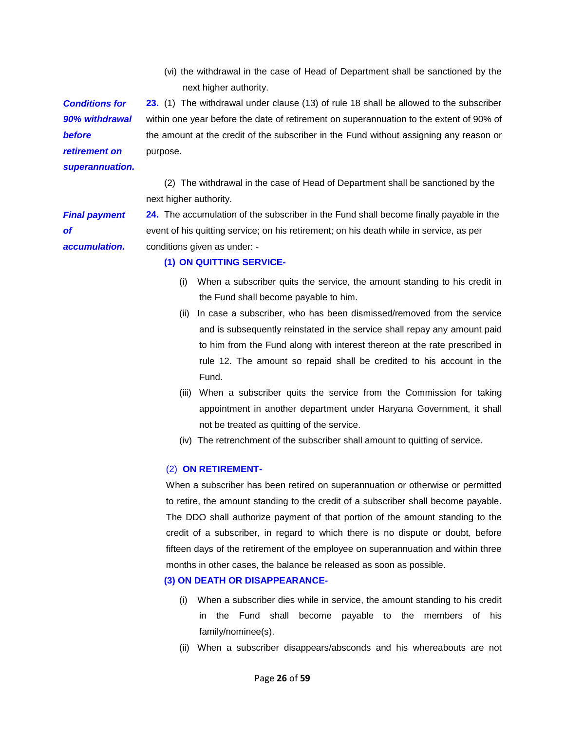(vi) the withdrawal in the case of Head of Department shall be sanctioned by the next higher authority.

***Conditions for 90% withdrawal before retirement on superannuation.***

**23.** (1) The withdrawal under clause (13) of rule 18 shall be allowed to the subscriber within one year before the date of retirement on superannuation to the extent of 90% of the amount at the credit of the subscriber in the Fund without assigning any reason or purpose.

(2) The withdrawal in the case of Head of Department shall be sanctioned by the next higher authority.

***Final payment of accumulation.***

**24.** The accumulation of the subscriber in the Fund shall become finally payable in the event of his quitting service; on his retirement; on his death while in service, as per conditions given as under: -

**(1) ON QUITTING SERVICE-**

(i) When a subscriber quits the service, the amount standing to his credit in the Fund shall become payable to him.

(ii) In case a subscriber, who has been dismissed/removed from the service and is subsequently reinstated in the service shall repay any amount paid to him from the Fund along with interest thereon at the rate prescribed in rule 12. The amount so repaid shall be credited to his account in the Fund.

(iii) When a subscriber quits the service from the Commission for taking appointment in another department under Haryana Government, it shall not be treated as quitting of the service.

(iv) The retrenchment of the subscriber shall amount to quitting of service.

(2) **ON RETIREMENT-**

When a subscriber has been retired on superannuation or otherwise or permitted to retire, the amount standing to the credit of a subscriber shall become payable. The DDO shall authorize payment of that portion of the amount standing to the credit of a subscriber, in regard to which there is no dispute or doubt, before fifteen days of the retirement of the employee on superannuation and within three months in other cases, the balance be released as soon as possible.

**(3) ON DEATH OR DISAPPEARANCE-**

(i) When a subscriber dies while in service, the amount standing to his credit in the Fund shall become payable to the members of his family/nominee(s).

(ii) When a subscriber disappears/absconds and his whereabouts are not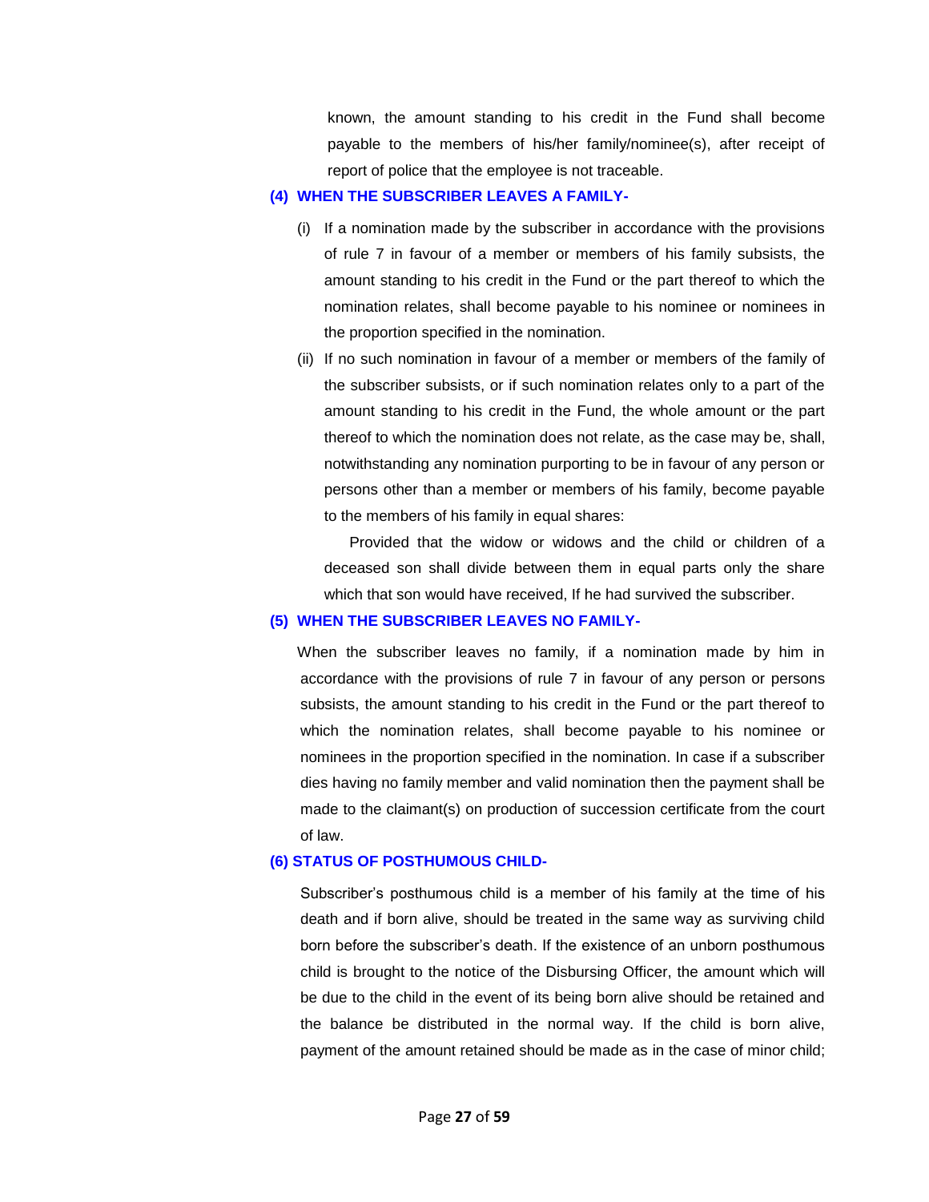known, the amount standing to his credit in the Fund shall become payable to the members of his/her family/nominee(s), after receipt of report of police that the employee is not traceable.

**(4) WHEN THE SUBSCRIBER LEAVES A FAMILY-**

(i) If a nomination made by the subscriber in accordance with the provisions of rule 7 in favour of a member or members of his family subsists, the amount standing to his credit in the Fund or the part thereof to which the nomination relates, shall become payable to his nominee or nominees in the proportion specified in the nomination.

(ii) If no such nomination in favour of a member or members of the family of the subscriber subsists, or if such nomination relates only to a part of the amount standing to his credit in the Fund, the whole amount or the part thereof to which the nomination does not relate, as the case may be, shall, notwithstanding any nomination purporting to be in favour of any person or persons other than a member or members of his family, become payable to the members of his family in equal shares:

Provided that the widow or widows and the child or children of a deceased son shall divide between them in equal parts only the share which that son would have received, If he had survived the subscriber.

**(5) WHEN THE SUBSCRIBER LEAVES NO FAMILY-**

When the subscriber leaves no family, if a nomination made by him in accordance with the provisions of rule 7 in favour of any person or persons subsists, the amount standing to his credit in the Fund or the part thereof to which the nomination relates, shall become payable to his nominee or nominees in the proportion specified in the nomination. In case if a subscriber dies having no family member and valid nomination then the payment shall be made to the claimant(s) on production of succession certificate from the court of law.

**(6) STATUS OF POSTHUMOUS CHILD-**

Subscriber's posthumous child is a member of his family at the time of his death and if born alive, should be treated in the same way as surviving child born before the subscriber's death. If the existence of an unborn posthumous child is brought to the notice of the Disbursing Officer, the amount which will be due to the child in the event of its being born alive should be retained and the balance be distributed in the normal way. If the child is born alive, payment of the amount retained should be made as in the case of minor child;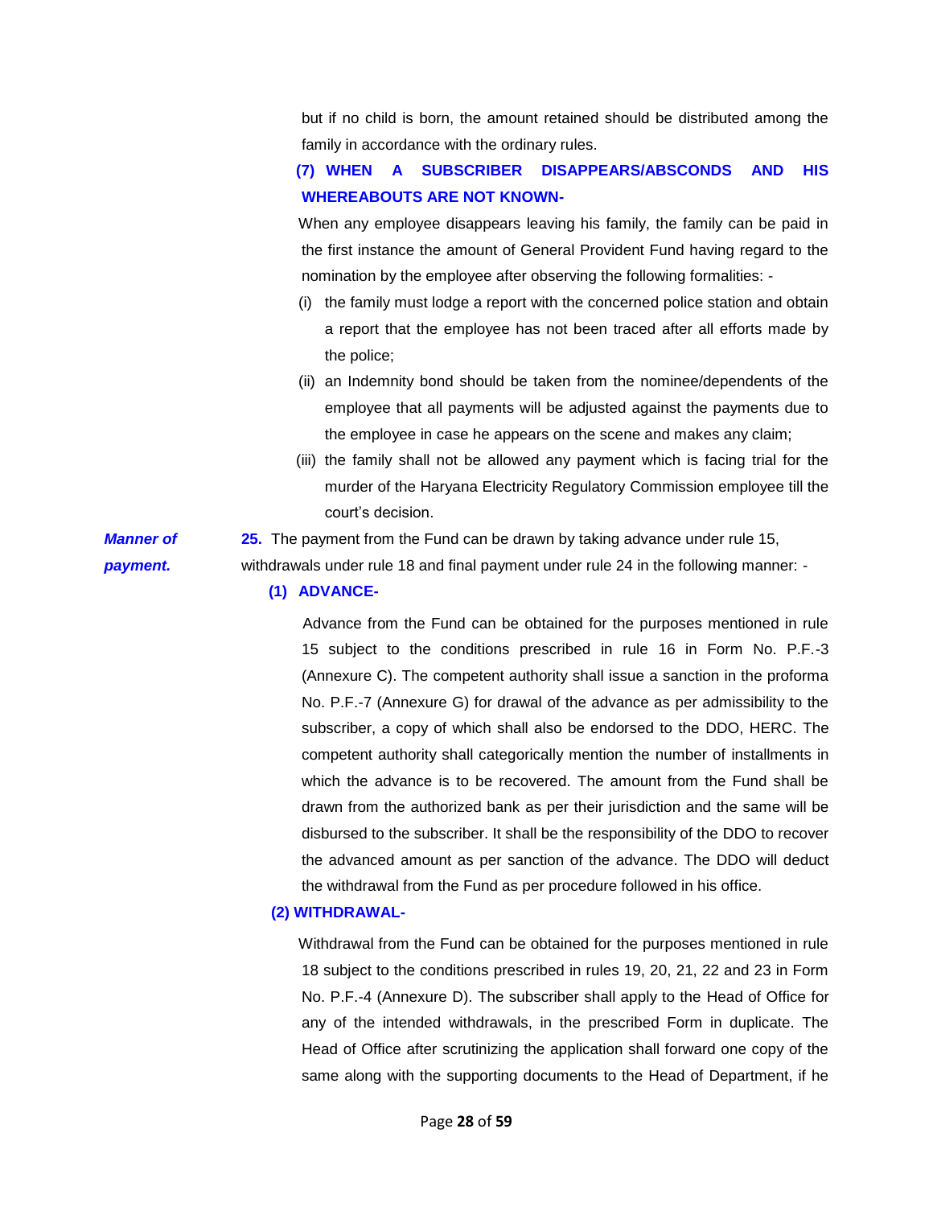but if no child is born, the amount retained should be distributed among the family in accordance with the ordinary rules.

**(7) WHEN A SUBSCRIBER DISAPPEARS/ABSCONDS AND HIS WHEREABOUTS ARE NOT KNOWN-**

When any employee disappears leaving his family, the family can be paid in the first instance the amount of General Provident Fund having regard to the nomination by the employee after observing the following formalities: -

(i) the family must lodge a report with the concerned police station and obtain a report that the employee has not been traced after all efforts made by the police;

(ii) an Indemnity bond should be taken from the nominee/dependents of the employee that all payments will be adjusted against the payments due to the employee in case he appears on the scene and makes any claim;

(iii) the family shall not be allowed any payment which is facing trial for the murder of the Haryana Electricity Regulatory Commission employee till the court's decision.

***Manner of payment.***

**25.** The payment from the Fund can be drawn by taking advance under rule 15, withdrawals under rule 18 and final payment under rule 24 in the following manner: -

**(1) ADVANCE-**

Advance from the Fund can be obtained for the purposes mentioned in rule 15 subject to the conditions prescribed in rule 16 in Form No. P.F.-3 (Annexure C). The competent authority shall issue a sanction in the proforma No. P.F.-7 (Annexure G) for drawal of the advance as per admissibility to the subscriber, a copy of which shall also be endorsed to the DDO, HERC. The competent authority shall categorically mention the number of installments in which the advance is to be recovered. The amount from the Fund shall be drawn from the authorized bank as per their jurisdiction and the same will be disbursed to the subscriber. It shall be the responsibility of the DDO to recover the advanced amount as per sanction of the advance. The DDO will deduct the withdrawal from the Fund as per procedure followed in his office.

**(2) WITHDRAWAL-**

Withdrawal from the Fund can be obtained for the purposes mentioned in rule 18 subject to the conditions prescribed in rules 19, 20, 21, 22 and 23 in Form No. P.F.-4 (Annexure D). The subscriber shall apply to the Head of Office for any of the intended withdrawals, in the prescribed Form in duplicate. The Head of Office after scrutinizing the application shall forward one copy of the same along with the supporting documents to the Head of Department, if he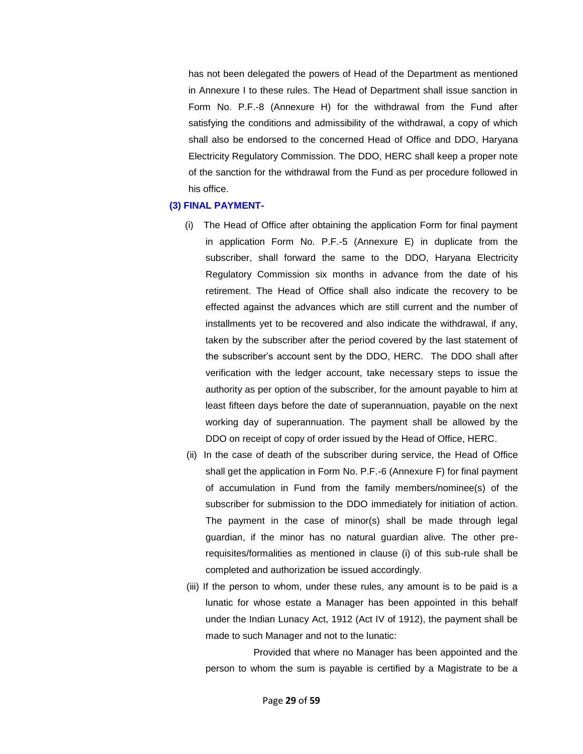has not been delegated the powers of Head of the Department as mentioned in Annexure I to these rules. The Head of Department shall issue sanction in Form No. P.F.-8 (Annexure H) for the withdrawal from the Fund after satisfying the conditions and admissibility of the withdrawal, a copy of which shall also be endorsed to the concerned Head of Office and DDO, Haryana Electricity Regulatory Commission. The DDO, HERC shall keep a proper note of the sanction for the withdrawal from the Fund as per procedure followed in his office.

**(3) FINAL PAYMENT-**

(i) The Head of Office after obtaining the application Form for final payment in application Form No. P.F.-5 (Annexure E) in duplicate from the subscriber, shall forward the same to the DDO, Haryana Electricity Regulatory Commission six months in advance from the date of his retirement. The Head of Office shall also indicate the recovery to be effected against the advances which are still current and the number of installments yet to be recovered and also indicate the withdrawal, if any, taken by the subscriber after the period covered by the last statement of the subscriber's account sent by the DDO, HERC. The DDO shall after verification with the ledger account, take necessary steps to issue the authority as per option of the subscriber, for the amount payable to him at least fifteen days before the date of superannuation, payable on the next working day of superannuation. The payment shall be allowed by the DDO on receipt of copy of order issued by the Head of Office, HERC.

(ii) In the case of death of the subscriber during service, the Head of Office shall get the application in Form No. P.F.-6 (Annexure F) for final payment of accumulation in Fund from the family members/nominee(s) of the subscriber for submission to the DDO immediately for initiation of action. The payment in the case of minor(s) shall be made through legal guardian, if the minor has no natural guardian alive. The other pre-requisites/formalities as mentioned in clause (i) of this sub-rule shall be completed and authorization be issued accordingly.

(iii) If the person to whom, under these rules, any amount is to be paid is a lunatic for whose estate a Manager has been appointed in this behalf under the Indian Lunacy Act, 1912 (Act IV of 1912), the payment shall be made to such Manager and not to the lunatic:

Provided that where no Manager has been appointed and the person to whom the sum is payable is certified by a Magistrate to be a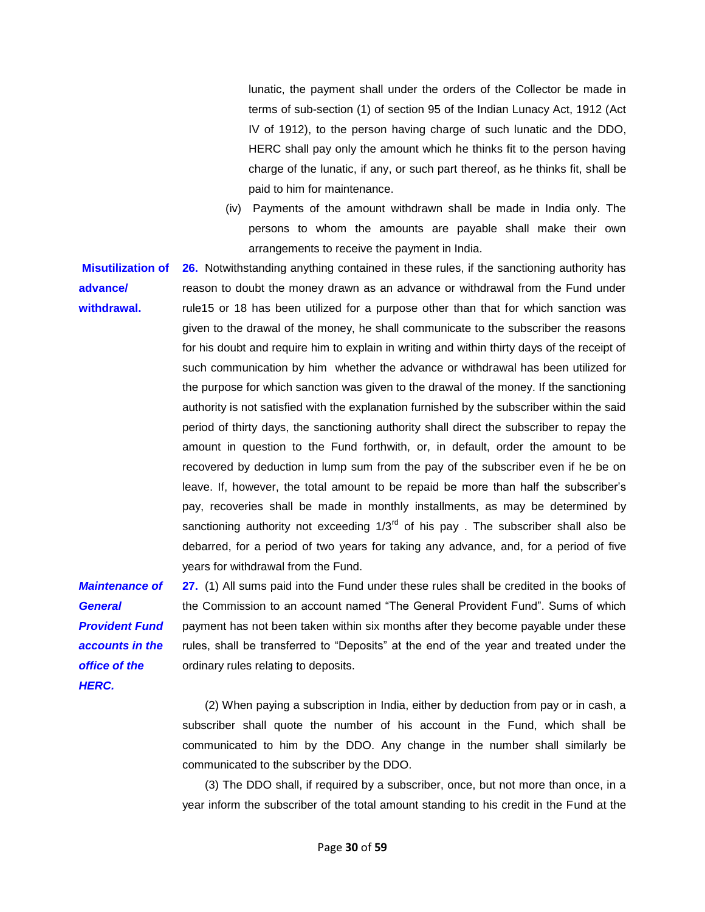lunatic, the payment shall under the orders of the Collector be made in terms of sub-section (1) of section 95 of the Indian Lunacy Act, 1912 (Act IV of 1912), to the person having charge of such lunatic and the DDO, HERC shall pay only the amount which he thinks fit to the person having charge of the lunatic, if any, or such part thereof, as he thinks fit, shall be paid to him for maintenance.

(iv) Payments of the amount withdrawn shall be made in India only. The persons to whom the amounts are payable shall make their own arrangements to receive the payment in India.

**Misutilization of advance/ withdrawal.**

**26.** Notwithstanding anything contained in these rules, if the sanctioning authority has reason to doubt the money drawn as an advance or withdrawal from the Fund under rule15 or 18 has been utilized for a purpose other than that for which sanction was given to the drawal of the money, he shall communicate to the subscriber the reasons for his doubt and require him to explain in writing and within thirty days of the receipt of such communication by him whether the advance or withdrawal has been utilized for the purpose for which sanction was given to the drawal of the money. If the sanctioning authority is not satisfied with the explanation furnished by the subscriber within the said period of thirty days, the sanctioning authority shall direct the subscriber to repay the amount in question to the Fund forthwith, or, in default, order the amount to be recovered by deduction in lump sum from the pay of the subscriber even if he be on leave. If, however, the total amount to be repaid be more than half the subscriber's pay, recoveries shall be made in monthly installments, as may be determined by sanctioning authority not exceeding 1/3rd of his pay . The subscriber shall also be debarred, for a period of two years for taking any advance, and, for a period of five years for withdrawal from the Fund.

***Maintenance of General Provident Fund accounts in the office of the HERC.***

**27.** (1) All sums paid into the Fund under these rules shall be credited in the books of the Commission to an account named "The General Provident Fund". Sums of which payment has not been taken within six months after they become payable under these rules, shall be transferred to "Deposits" at the end of the year and treated under the ordinary rules relating to deposits.

(2) When paying a subscription in India, either by deduction from pay or in cash, a subscriber shall quote the number of his account in the Fund, which shall be communicated to him by the DDO. Any change in the number shall similarly be communicated to the subscriber by the DDO.

(3) The DDO shall, if required by a subscriber, once, but not more than once, in a year inform the subscriber of the total amount standing to his credit in the Fund at the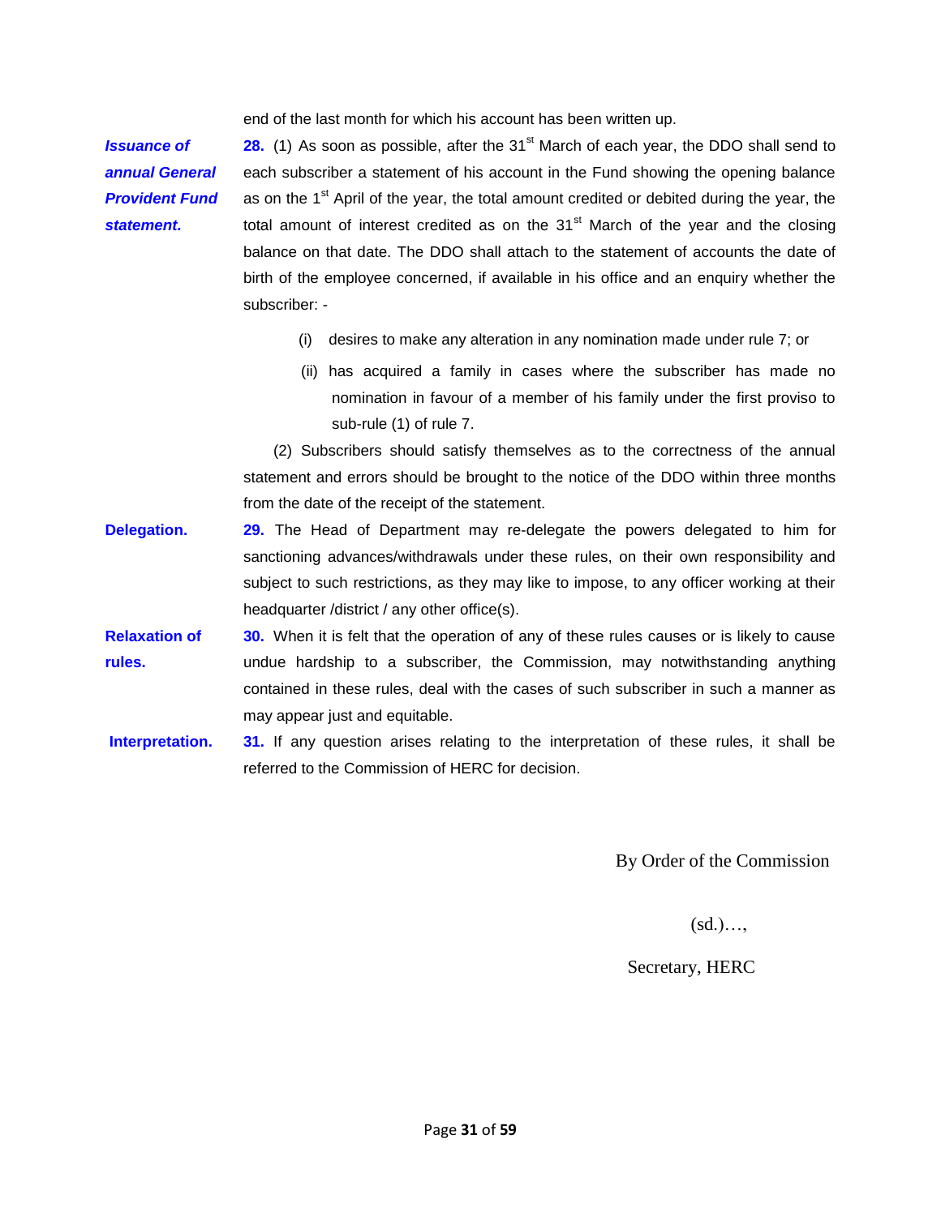end of the last month for which his account has been written up.

***Issuance of annual General Provident Fund statement.***

**28.** (1) As soon as possible, after the 31st March of each year, the DDO shall send to each subscriber a statement of his account in the Fund showing the opening balance as on the 1st April of the year, the total amount credited or debited during the year, the total amount of interest credited as on the 31st March of the year and the closing balance on that date. The DDO shall attach to the statement of accounts the date of birth of the employee concerned, if available in his office and an enquiry whether the subscriber: -

(i) desires to make any alteration in any nomination made under rule 7; or

(ii) has acquired a family in cases where the subscriber has made no nomination in favour of a member of his family under the first proviso to sub-rule (1) of rule 7.

(2) Subscribers should satisfy themselves as to the correctness of the annual statement and errors should be brought to the notice of the DDO within three months from the date of the receipt of the statement.

**Delegation.**

**29.** The Head of Department may re-delegate the powers delegated to him for sanctioning advances/withdrawals under these rules, on their own responsibility and subject to such restrictions, as they may like to impose, to any officer working at their headquarter /district / any other office(s).

**Relaxation of rules.**

**30.** When it is felt that the operation of any of these rules causes or is likely to cause undue hardship to a subscriber, the Commission, may notwithstanding anything contained in these rules, deal with the cases of such subscriber in such a manner as may appear just and equitable.

**Interpretation.**

**31.** If any question arises relating to the interpretation of these rules, it shall be referred to the Commission of HERC for decision.

By Order of the Commission

(sd.)…,

Secretary, HERC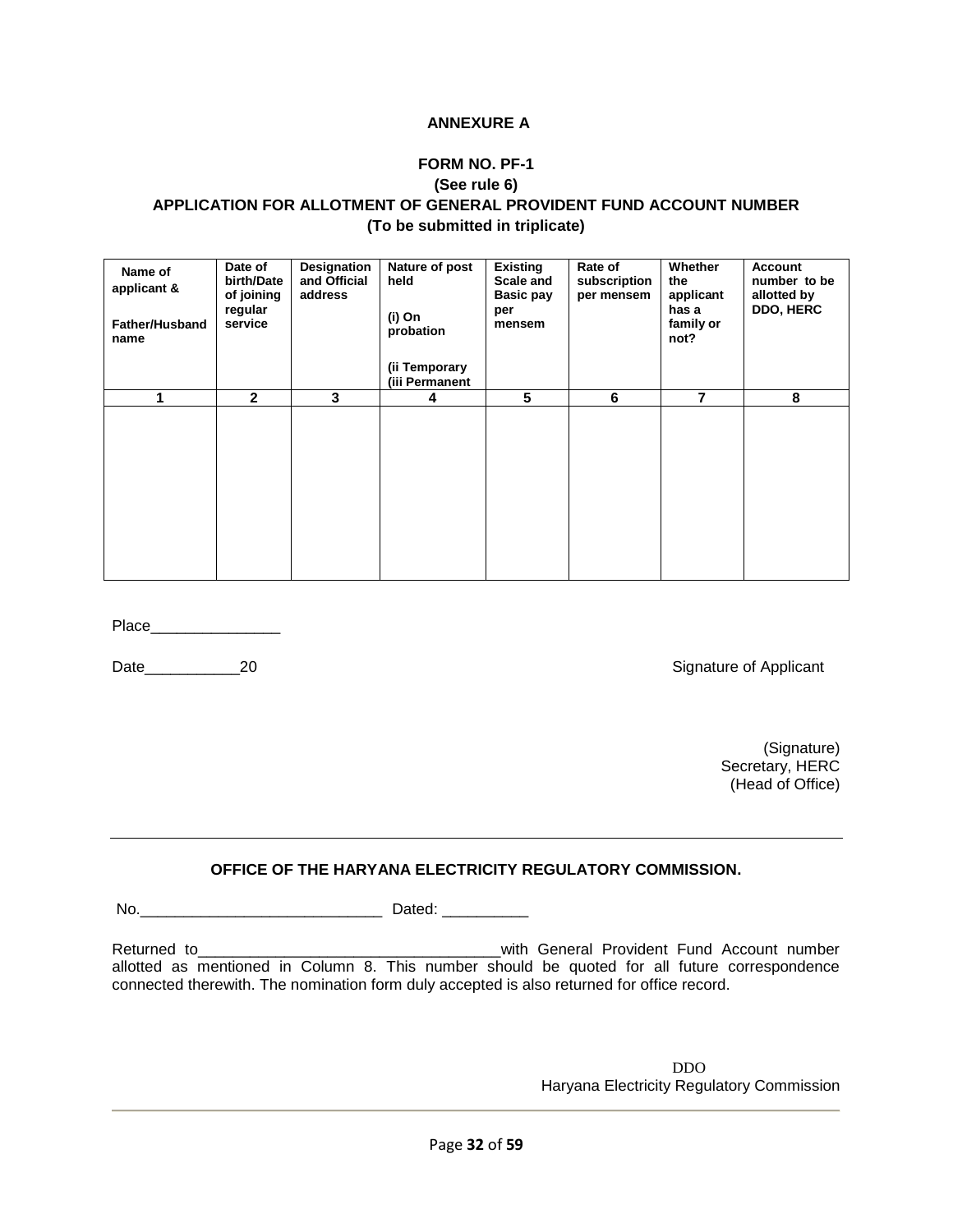**ANNEXURE A**

**FORM NO. PF-1**

**(See rule 6)**

**APPLICATION FOR ALLOTMENT OF GENERAL PROVIDENT FUND ACCOUNT NUMBER**

**(To be submitted in triplicate)**

| Name of applicant & Father/Husband name | Date of birth/Date of joining regular service | Designation and Official address | Nature of post held (i) On probation (ii Temporary (iii Permanent | Existing Scale and Basic pay per mensem | Rate of subscription per mensem | Whether the applicant has a family or not? | Account number to be allotted by DDO, HERC |
|---|---|---|---|---|---|---|---|
| 1 | 2 | 3 | 4 | 5 | 6 | 7 | 8 |
| | | | | | | | |

Place_______________

Date___________20

Signature of Applicant

(Signature)
Secretary, HERC
(Head of Office)

---

**OFFICE OF THE HARYANA ELECTRICITY REGULATORY COMMISSION.**

No.____________________________ Dated: __________

Returned to___________________________________with General Provident Fund Account number allotted as mentioned in Column 8. This number should be quoted for all future correspondence connected therewith. The nomination form duly accepted is also returned for office record.

DDO
Haryana Electricity Regulatory Commission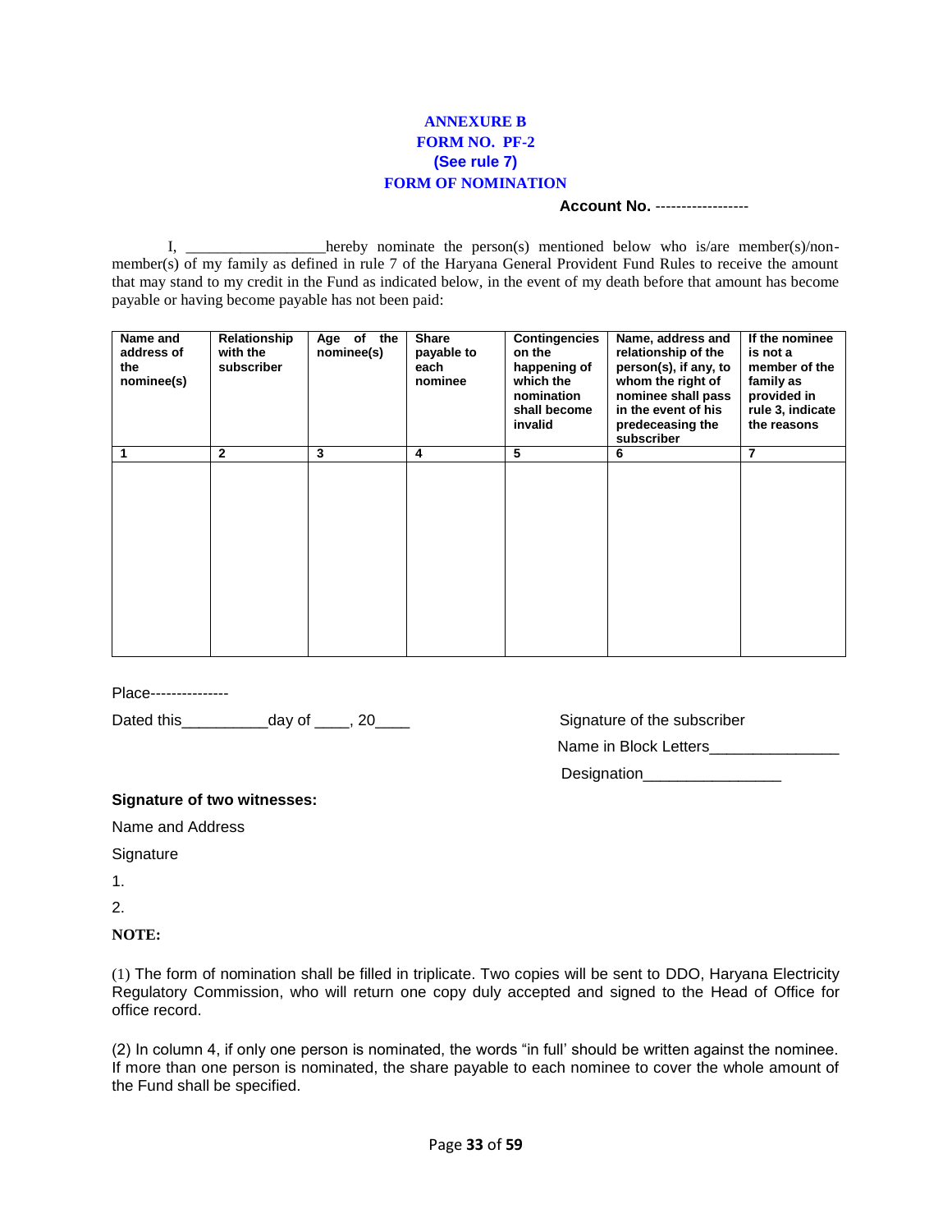**ANNEXURE B**

**FORM NO. PF-2**

**(See rule 7)**

**FORM OF NOMINATION**

**Account No.** ------------------

I, _________________hereby nominate the person(s) mentioned below who is/are member(s)/non-member(s) of my family as defined in rule 7 of the Haryana General Provident Fund Rules to receive the amount that may stand to my credit in the Fund as indicated below, in the event of my death before that amount has become payable or having become payable has not been paid:

| Name and address of the nominee(s) | Relationship with the subscriber | Age of the nominee(s) | Share payable to each nominee | Contingencies on the happening of which the nomination shall become invalid | Name, address and relationship of the person(s), if any, to whom the right of nominee shall pass in the event of his predeceasing the subscriber | If the nominee is not a member of the family as provided in rule 3, indicate the reasons |
|---|---|---|---|---|---|---|
| 1 | 2 | 3 | 4 | 5 | 6 | 7 |
| | | | | | | |

Place---------------

Dated this__________day of ____, 20____

Signature of the subscriber

Name in Block Letters_______________

Designation________________

**Signature of two witnesses:**

Name and Address

Signature

1.

2.

**NOTE:**

(1) The form of nomination shall be filled in triplicate. Two copies will be sent to DDO, Haryana Electricity Regulatory Commission, who will return one copy duly accepted and signed to the Head of Office for office record.

(2) In column 4, if only one person is nominated, the words "in full' should be written against the nominee. If more than one person is nominated, the share payable to each nominee to cover the whole amount of the Fund shall be specified.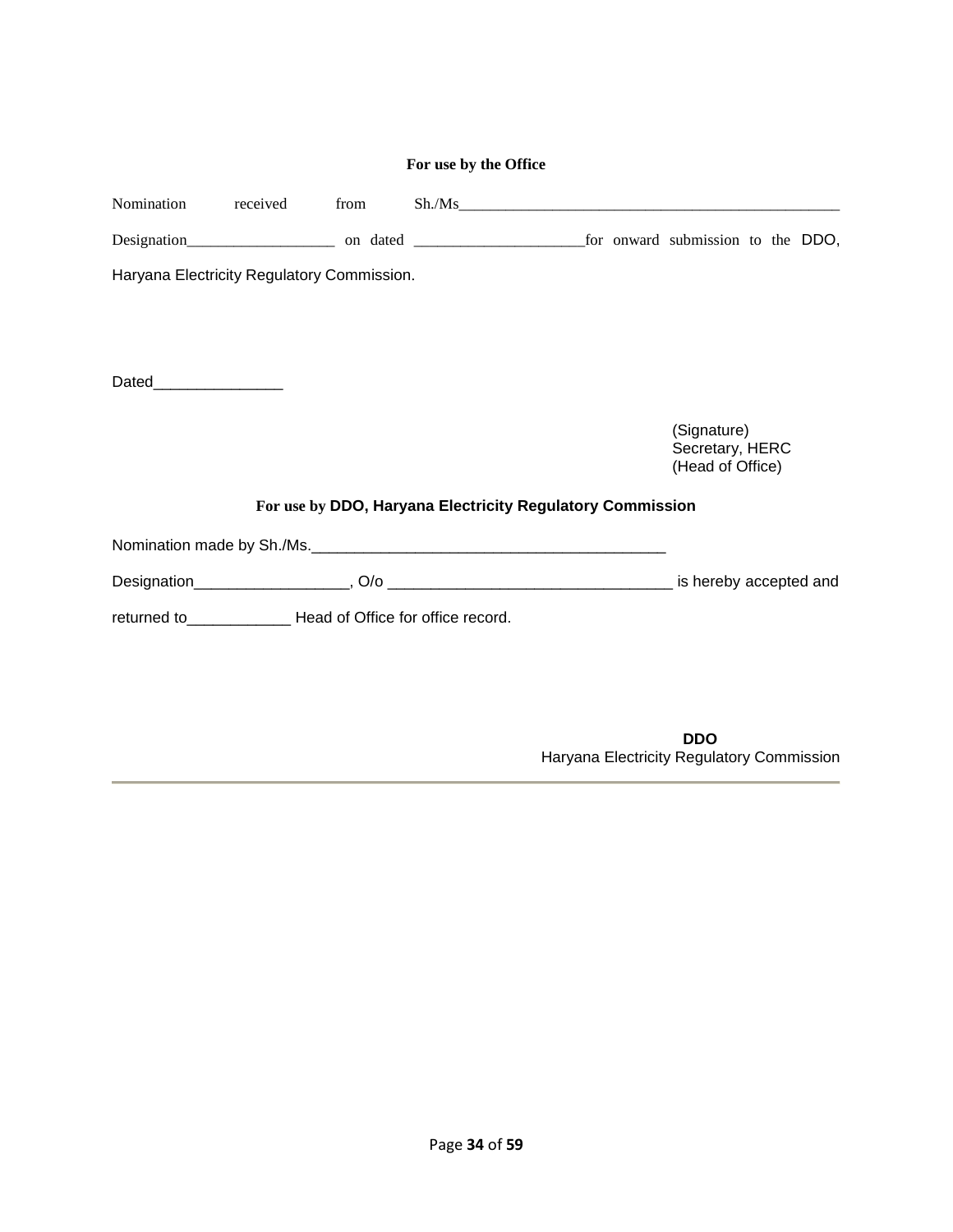**For use by the Office**

Nomination received from Sh./Ms__________________________________________________

Designation__________________ on dated _____________________for onward submission to the DDO, Haryana Electricity Regulatory Commission.

Dated_______________

(Signature)
Secretary, HERC
(Head of Office)

**For use by DDO, Haryana Electricity Regulatory Commission**

Nomination made by Sh./Ms._________________________________________

Designation_________________, O/o _________________________________ is hereby accepted and returned to____________ Head of Office for office record.

**DDO**
Haryana Electricity Regulatory Commission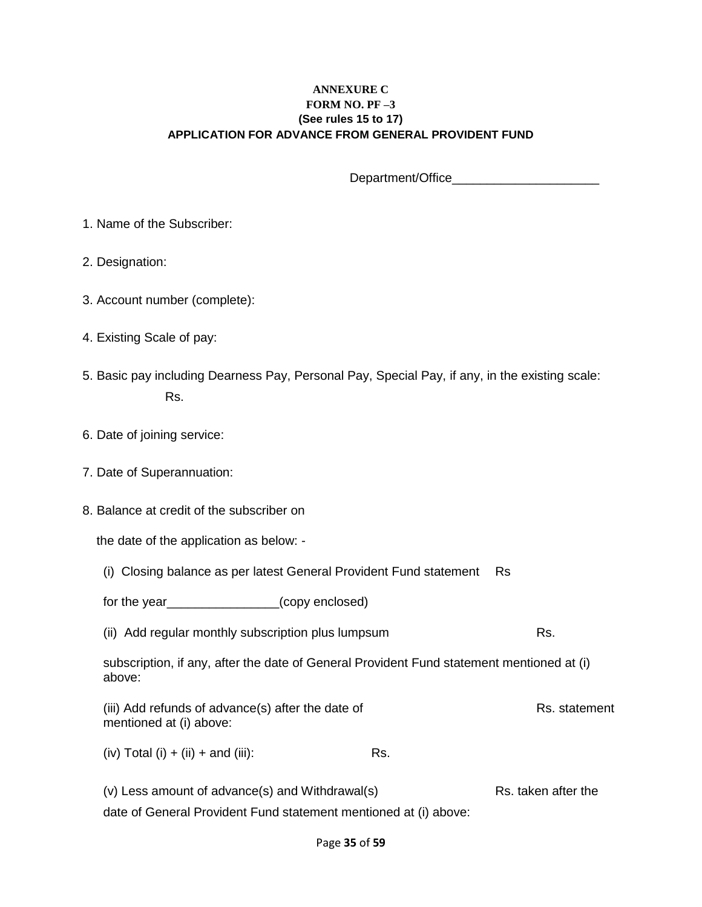**ANNEXURE C**

**FORM NO. PF –3**

**(See rules 15 to 17)**

**APPLICATION FOR ADVANCE FROM GENERAL PROVIDENT FUND**

Department/Office_____________________

1. Name of the Subscriber:

2. Designation:

3. Account number (complete):

4. Existing Scale of pay:

5. Basic pay including Dearness Pay, Personal Pay, Special Pay, if any, in the existing scale:
   Rs.

6. Date of joining service:

7. Date of Superannuation:

8. Balance at credit of the subscriber on the date of the application as below: -

   (i) Closing balance as per latest General Provident Fund statement for the year________________(copy enclosed) Rs

   (ii) Add regular monthly subscription plus lumpsum subscription, if any, after the date of General Provident Fund statement mentioned at (i) above: Rs.

   (iii) Add refunds of advance(s) after the date of statement mentioned at (i) above: Rs.

   (iv) Total (i) + (ii) + and (iii): Rs.

   (v) Less amount of advance(s) and Withdrawal(s) taken after the date of General Provident Fund statement mentioned at (i) above: Rs.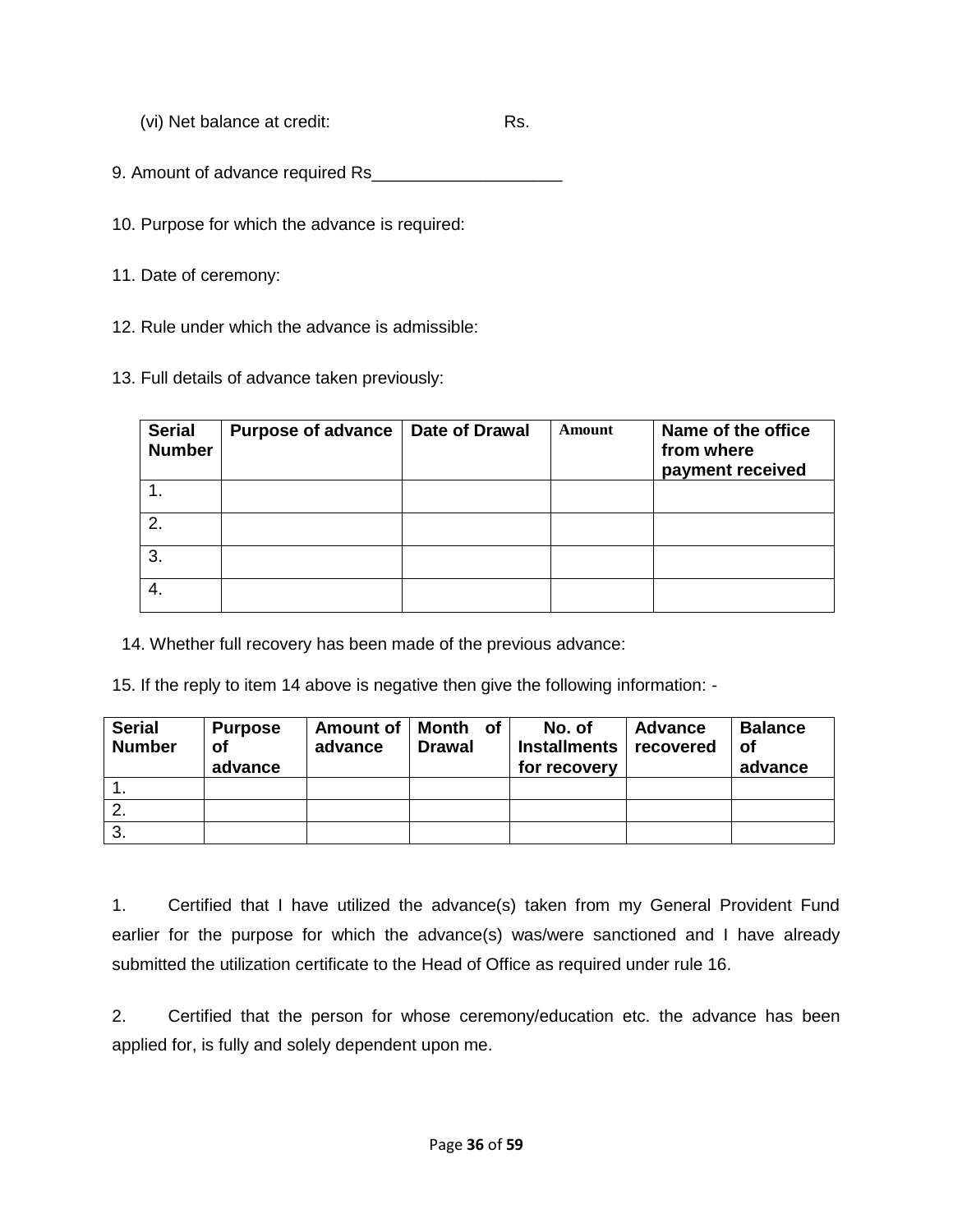(vi) Net balance at credit: Rs.

9. Amount of advance required Rs____________________

10. Purpose for which the advance is required:

11. Date of ceremony:

12. Rule under which the advance is admissible:

13. Full details of advance taken previously:

| Serial Number | Purpose of advance | Date of Drawal | Amount | Name of the office from where payment received |
|---|---|---|---|---|
| 1. | | | | |
| 2. | | | | |
| 3. | | | | |
| 4. | | | | |

14. Whether full recovery has been made of the previous advance:

15. If the reply to item 14 above is negative then give the following information: -

| Serial Number | Purpose of advance | Amount of advance | Month of Drawal | No. of Installments for recovery | Advance recovered | Balance of advance |
|---|---|---|---|---|---|---|
| 1. | | | | | | |
| 2. | | | | | | |
| 3. | | | | | | |

1. Certified that I have utilized the advance(s) taken from my General Provident Fund earlier for the purpose for which the advance(s) was/were sanctioned and I have already submitted the utilization certificate to the Head of Office as required under rule 16.

2. Certified that the person for whose ceremony/education etc. the advance has been applied for, is fully and solely dependent upon me.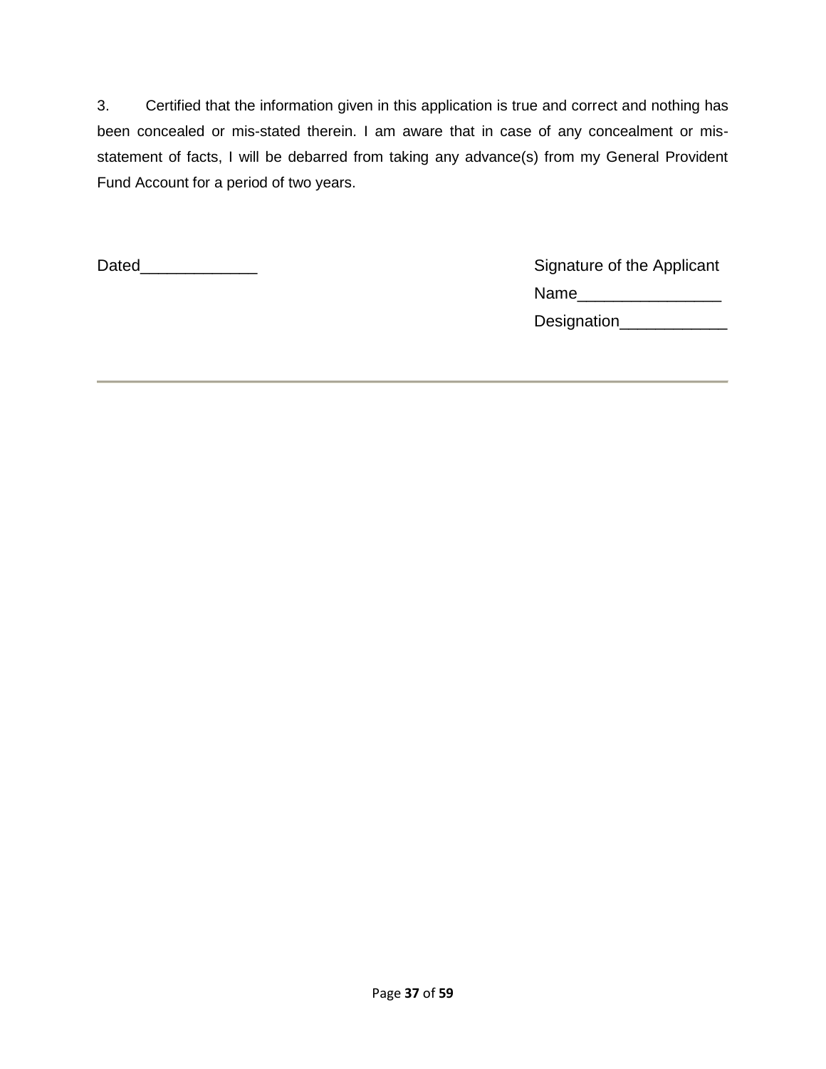3. Certified that the information given in this application is true and correct and nothing has been concealed or mis-stated therein. I am aware that in case of any concealment or mis-statement of facts, I will be debarred from taking any advance(s) from my General Provident Fund Account for a period of two years.

Dated_____________

Signature of the Applicant

Name________________

Designation____________

---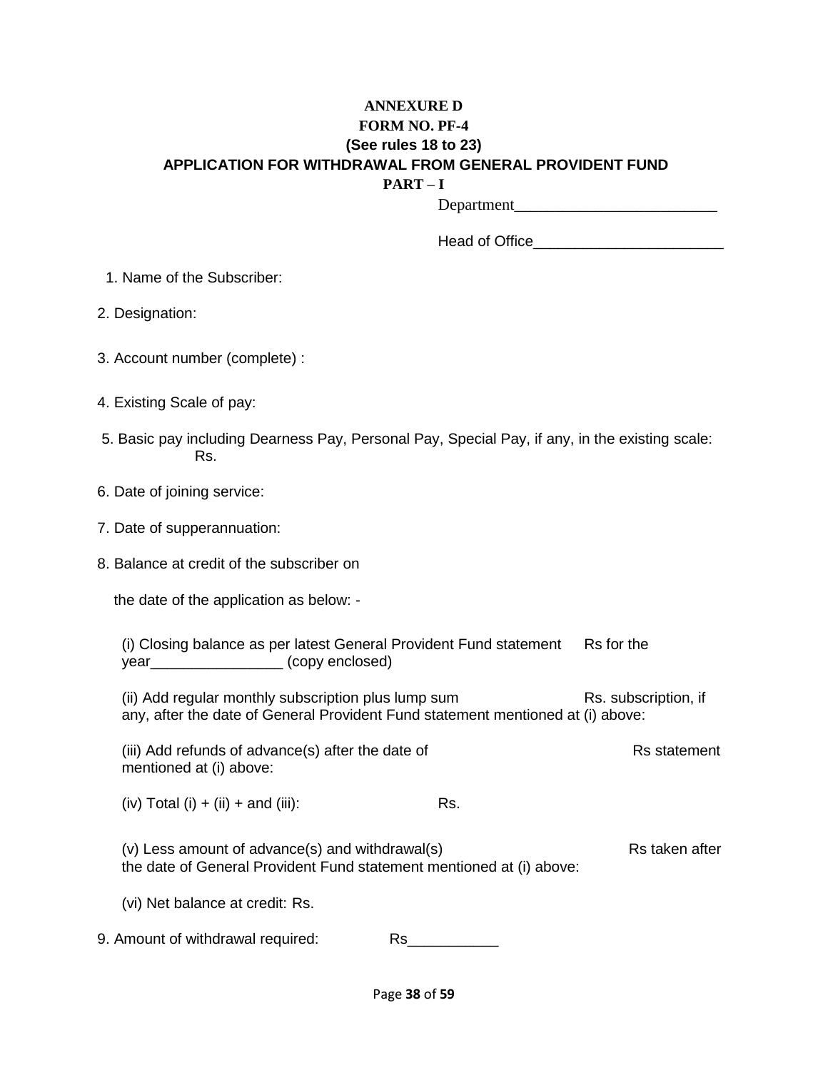**ANNEXURE D**

**FORM NO. PF-4**

**(See rules 18 to 23)**

**APPLICATION FOR WITHDRAWAL FROM GENERAL PROVIDENT FUND**

**PART – I**

Department_________________________

Head of Office______________________

1. Name of the Subscriber:

2. Designation:

3. Account number (complete) :

4. Existing Scale of pay:

5. Basic pay including Dearness Pay, Personal Pay, Special Pay, if any, in the existing scale: Rs.

6. Date of joining service:

7. Date of supperannuation:

8. Balance at credit of the subscriber on the date of the application as below: -

   (i) Closing balance as per latest General Provident Fund statement Rs for the year________________ (copy enclosed)

   (ii) Add regular monthly subscription plus lump sum Rs. subscription, if any, after the date of General Provident Fund statement mentioned at (i) above:

   (iii) Add refunds of advance(s) after the date of Rs statement mentioned at (i) above:

   (iv) Total (i) + (ii) + and (iii): Rs.

   (v) Less amount of advance(s) and withdrawal(s) Rs taken after the date of General Provident Fund statement mentioned at (i) above:

   (vi) Net balance at credit: Rs.

9. Amount of withdrawal required: Rs___________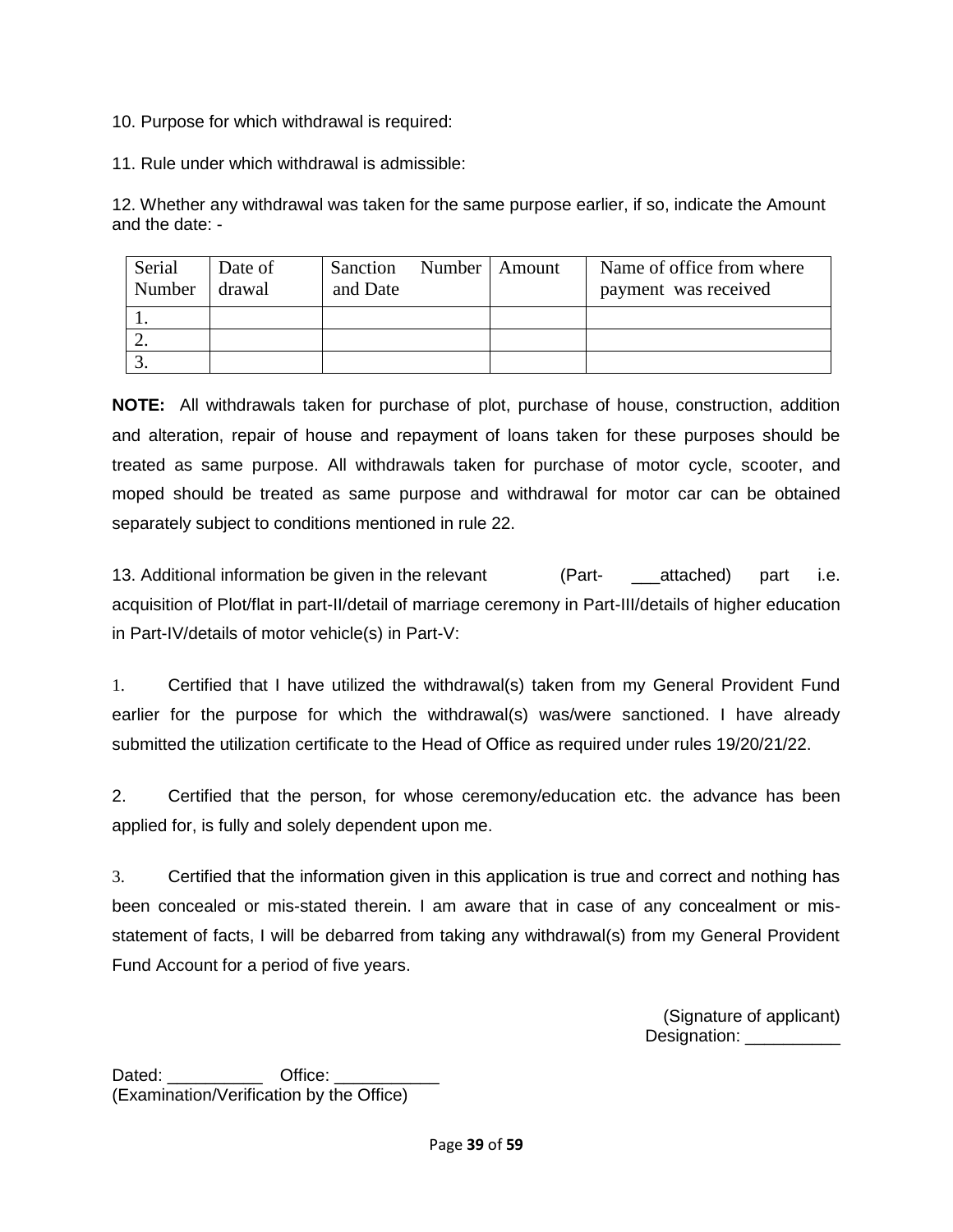10. Purpose for which withdrawal is required:

11. Rule under which withdrawal is admissible:

12. Whether any withdrawal was taken for the same purpose earlier, if so, indicate the Amount and the date: -

| Serial Number | Date of drawal | Sanction Number and Date | Amount | Name of office from where payment was received |
|---|---|---|---|---|
| 1. | | | | |
| 2. | | | | |
| 3. | | | | |

**NOTE:** All withdrawals taken for purchase of plot, purchase of house, construction, addition and alteration, repair of house and repayment of loans taken for these purposes should be treated as same purpose. All withdrawals taken for purchase of motor cycle, scooter, and moped should be treated as same purpose and withdrawal for motor car can be obtained separately subject to conditions mentioned in rule 22.

13. Additional information be given in the relevant (Part- ___attached) part i.e. acquisition of Plot/flat in part-II/detail of marriage ceremony in Part-III/details of higher education in Part-IV/details of motor vehicle(s) in Part-V:

1. Certified that I have utilized the withdrawal(s) taken from my General Provident Fund earlier for the purpose for which the withdrawal(s) was/were sanctioned. I have already submitted the utilization certificate to the Head of Office as required under rules 19/20/21/22.

2. Certified that the person, for whose ceremony/education etc. the advance has been applied for, is fully and solely dependent upon me.

3. Certified that the information given in this application is true and correct and nothing has been concealed or mis-stated therein. I am aware that in case of any concealment or mis-statement of facts, I will be debarred from taking any withdrawal(s) from my General Provident Fund Account for a period of five years.

(Signature of applicant)
Designation: __________

Dated: __________ Office: ___________
(Examination/Verification by the Office)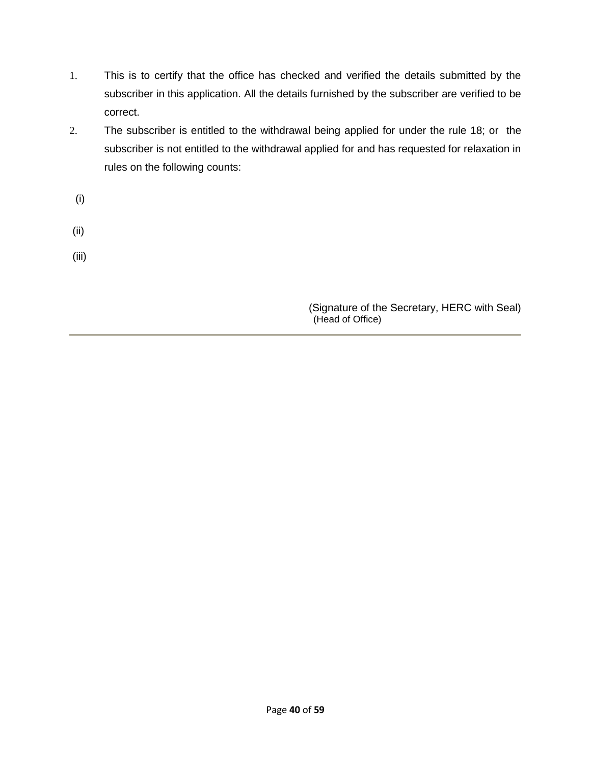1. This is to certify that the office has checked and verified the details submitted by the subscriber in this application. All the details furnished by the subscriber are verified to be correct.
2. The subscriber is entitled to the withdrawal being applied for under the rule 18; or the subscriber is not entitled to the withdrawal applied for and has requested for relaxation in rules on the following counts:

(i)

(ii)

(iii)

(Signature of the Secretary, HERC with Seal)
(Head of Office)

---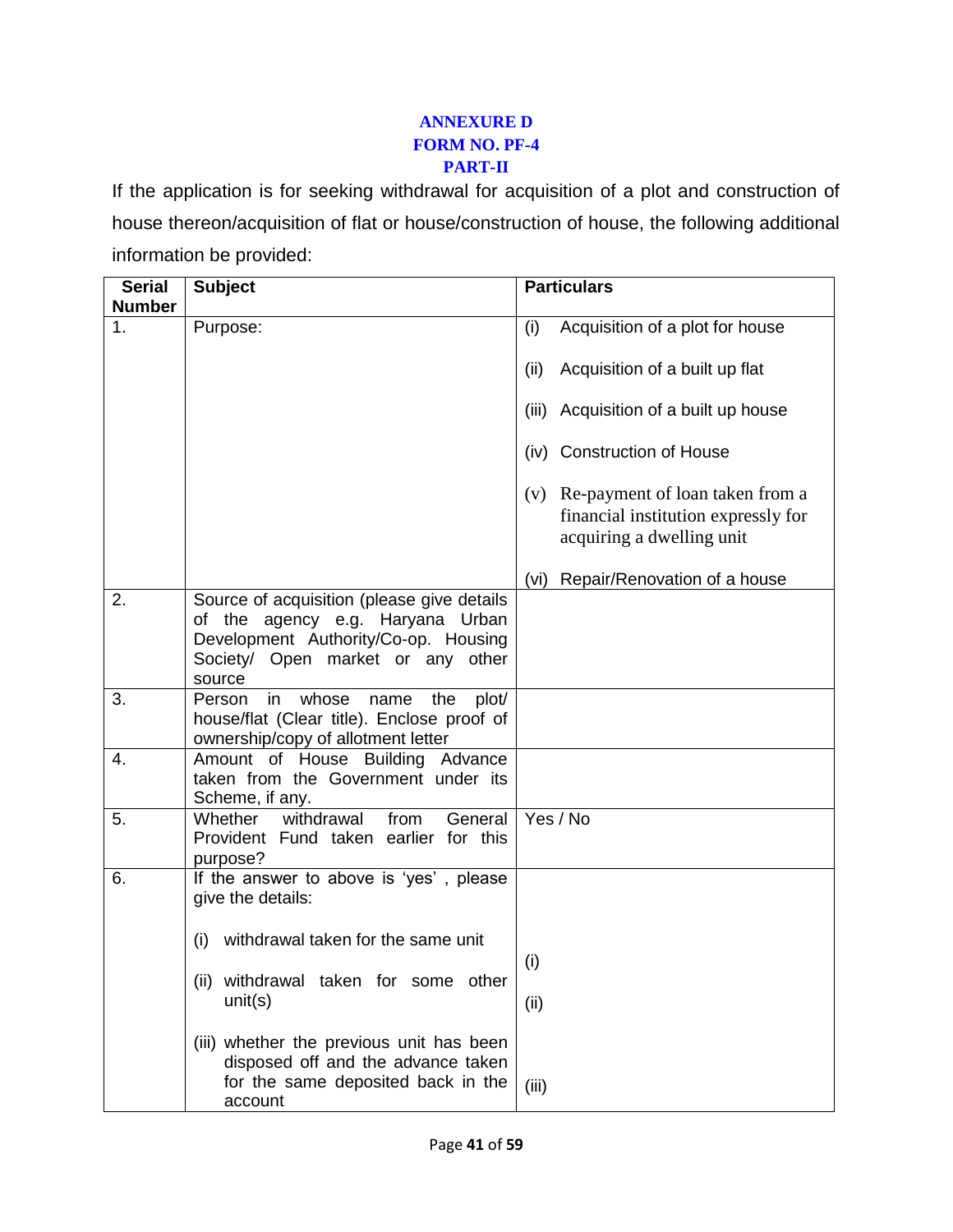**ANNEXURE D**

**FORM NO. PF-4**

**PART-II**

If the application is for seeking withdrawal for acquisition of a plot and construction of house thereon/acquisition of flat or house/construction of house, the following additional information be provided:

| Serial Number | Subject | Particulars |
|---|---|---|
| 1. | Purpose: | (i) Acquisition of a plot for house<br><br>(ii) Acquisition of a built up flat<br><br>(iii) Acquisition of a built up house<br><br>(iv) Construction of House<br><br>(v) Re-payment of loan taken from a financial institution expressly for acquiring a dwelling unit<br><br>(vi) Repair/Renovation of a house |
| 2. | Source of acquisition (please give details of the agency e.g. Haryana Urban Development Authority/Co-op. Housing Society/ Open market or any other source | |
| 3. | Person in whose name the plot/ house/flat (Clear title). Enclose proof of ownership/copy of allotment letter | |
| 4. | Amount of House Building Advance taken from the Government under its Scheme, if any. | |
| 5. | Whether withdrawal from General Provident Fund taken earlier for this purpose? | Yes / No |
| 6. | If the answer to above is 'yes' , please give the details:<br><br>(i) withdrawal taken for the same unit<br><br>(ii) withdrawal taken for some other unit(s)<br><br>(iii) whether the previous unit has been disposed off and the advance taken for the same deposited back in the account | (i)<br><br>(ii)<br><br>(iii) |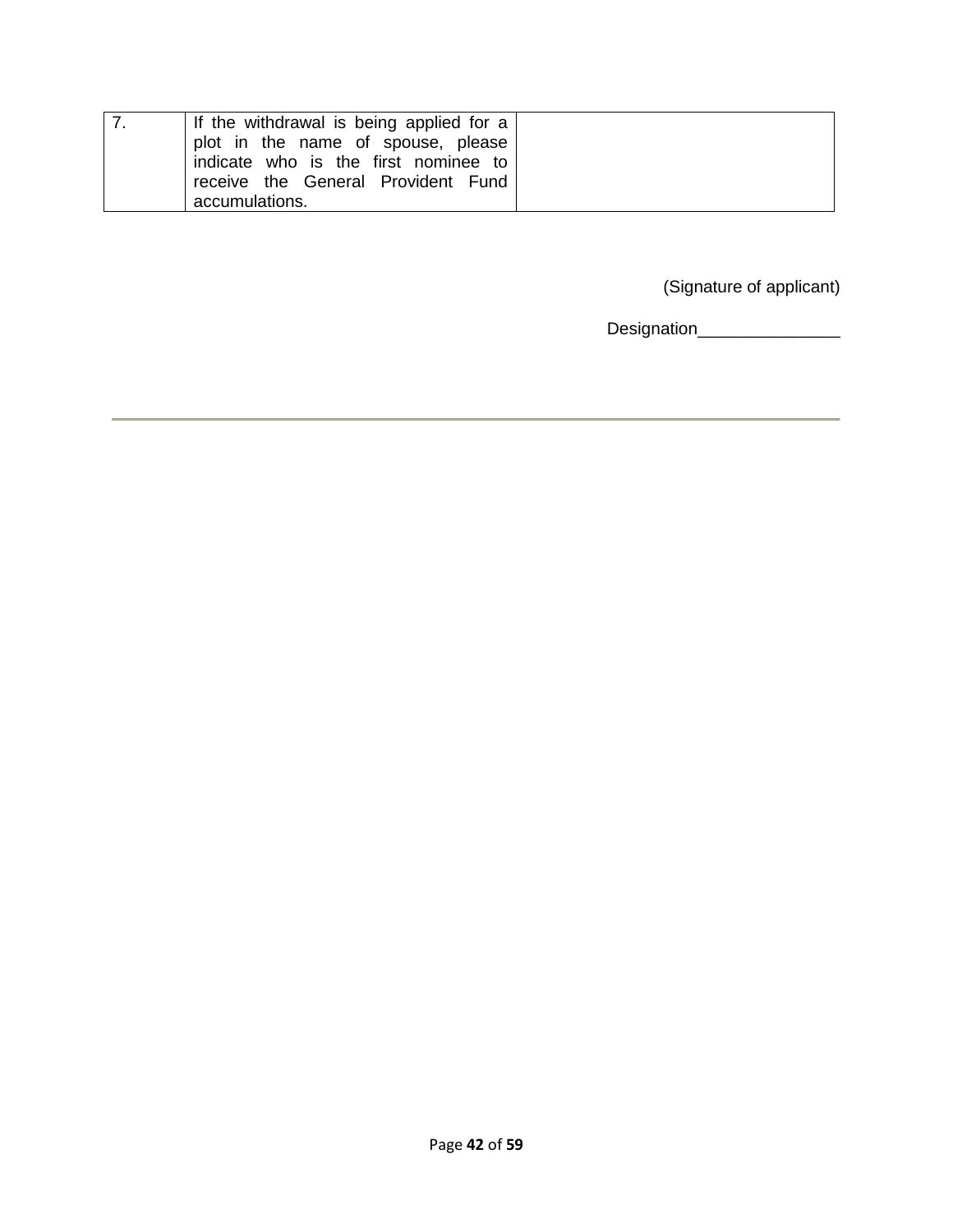| 7. | If the withdrawal is being applied for a plot in the name of spouse, please indicate who is the first nominee to receive the General Provident Fund accumulations. | |
|---|---|---|

(Signature of applicant)

Designation_______________

---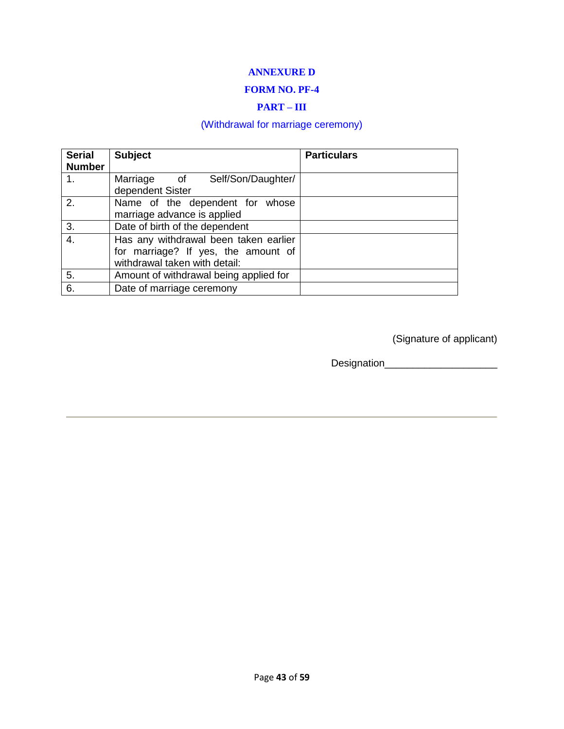**ANNEXURE D**

**FORM NO. PF-4**

**PART – III**

(Withdrawal for marriage ceremony)

| Serial Number | Subject | Particulars |
|---|---|---|
| 1. | Marriage of Self/Son/Daughter/ dependent Sister | |
| 2. | Name of the dependent for whose marriage advance is applied | |
| 3. | Date of birth of the dependent | |
| 4. | Has any withdrawal been taken earlier for marriage? If yes, the amount of withdrawal taken with detail: | |
| 5. | Amount of withdrawal being applied for | |
| 6. | Date of marriage ceremony | |

(Signature of applicant)

Designation____________________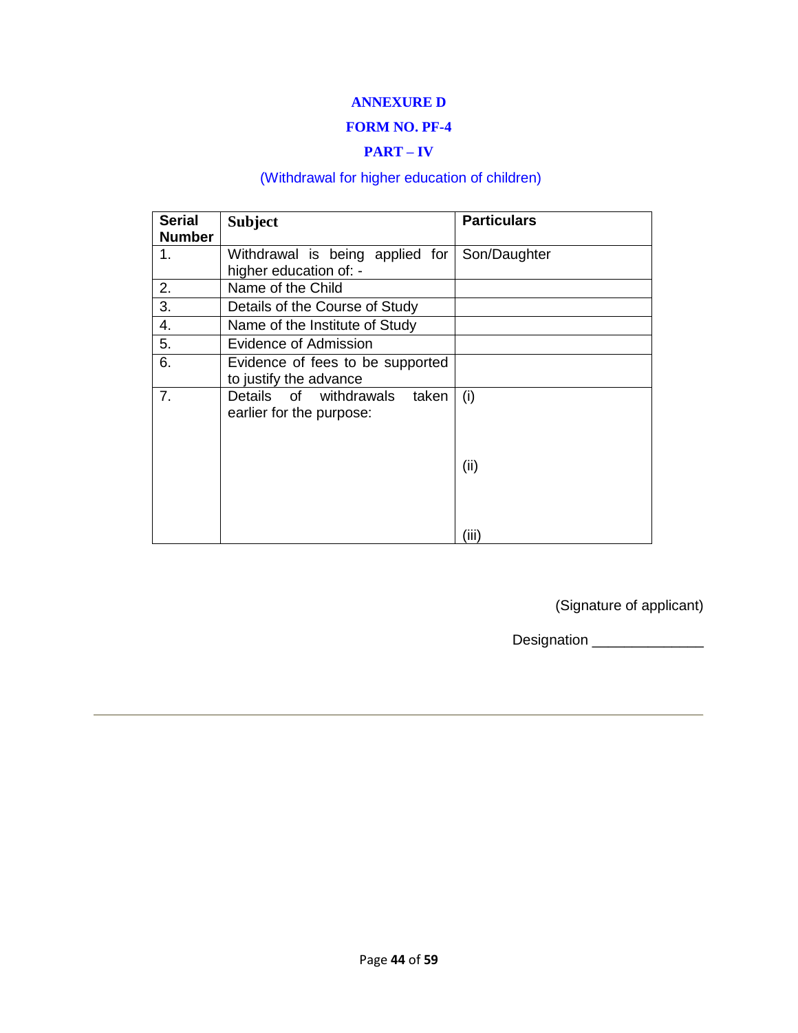**ANNEXURE D**

**FORM NO. PF-4**

**PART – IV**

(Withdrawal for higher education of children)

| Serial Number | Subject | Particulars |
|---|---|---|
| 1. | Withdrawal is being applied for higher education of: - | Son/Daughter |
| 2. | Name of the Child | |
| 3. | Details of the Course of Study | |
| 4. | Name of the Institute of Study | |
| 5. | Evidence of Admission | |
| 6. | Evidence of fees to be supported to justify the advance | |
| 7. | Details of withdrawals taken earlier for the purpose: | (i)<br><br>(ii)<br><br>(iii) |

(Signature of applicant)

Designation ______________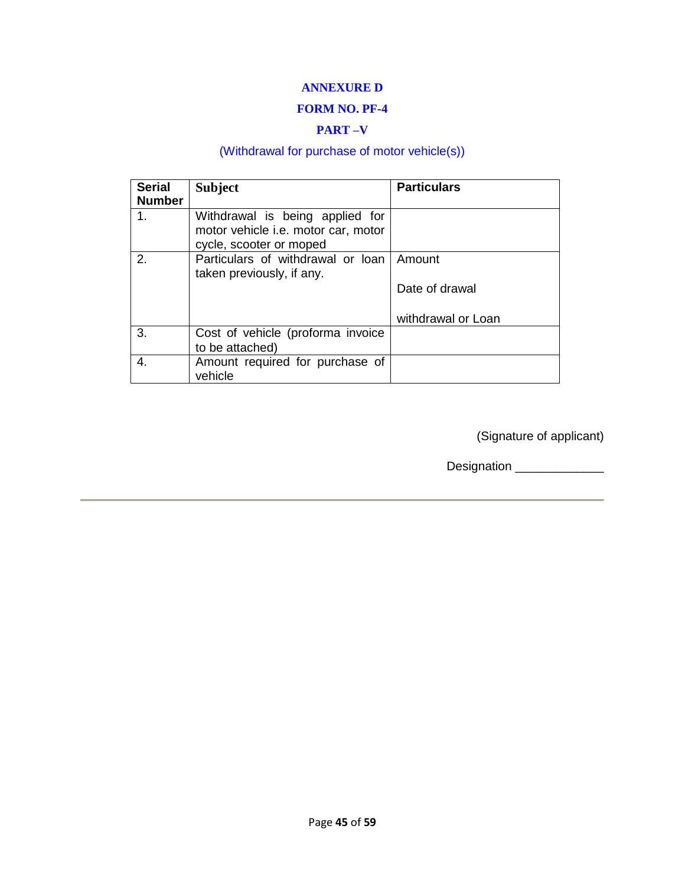**ANNEXURE D**

**FORM NO. PF-4**

**PART –V**

(Withdrawal for purchase of motor vehicle(s))

| Serial Number | Subject | Particulars |
|---|---|---|
| 1. | Withdrawal is being applied for motor vehicle i.e. motor car, motor cycle, scooter or moped | |
| 2. | Particulars of withdrawal or loan taken previously, if any. | Amount<br><br>Date of drawal<br><br>withdrawal or Loan |
| 3. | Cost of vehicle (proforma invoice to be attached) | |
| 4. | Amount required for purchase of vehicle | |

(Signature of applicant)

Designation _____________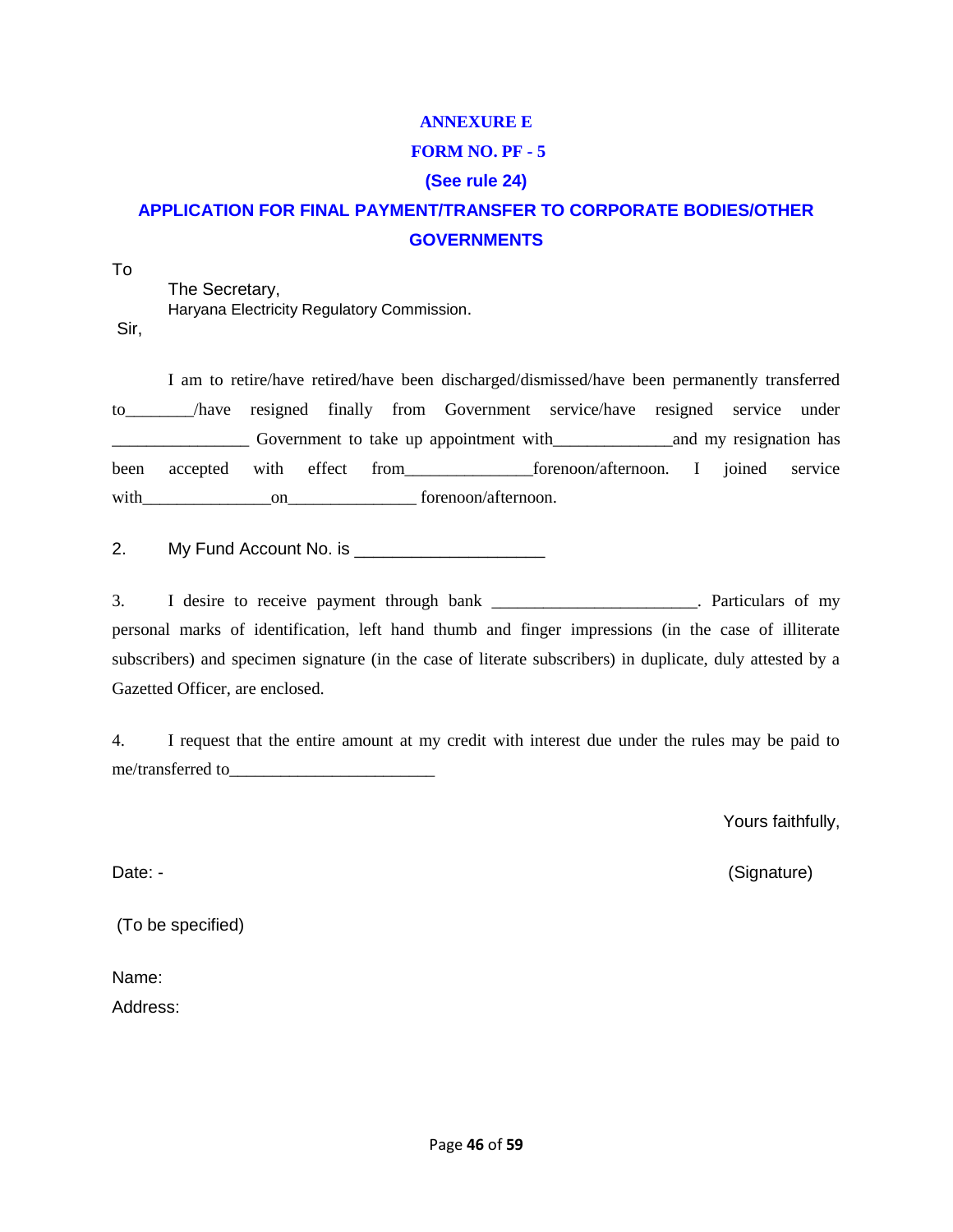**ANNEXURE E**

**FORM NO. PF - 5**

**(See rule 24)**

**APPLICATION FOR FINAL PAYMENT/TRANSFER TO CORPORATE BODIES/OTHER GOVERNMENTS**

To

The Secretary,
Haryana Electricity Regulatory Commission.

Sir,

I am to retire/have retired/have been discharged/dismissed/have been permanently transferred to________/have resigned finally from Government service/have resigned service under ________________ Government to take up appointment with______________and my resignation has been accepted with effect from_______________forenoon/afternoon. I joined service with_______________on_______________ forenoon/afternoon.

2. My Fund Account No. is ____________________

3. I desire to receive payment through bank ________________________. Particulars of my personal marks of identification, left hand thumb and finger impressions (in the case of illiterate subscribers) and specimen signature (in the case of literate subscribers) in duplicate, duly attested by a Gazetted Officer, are enclosed.

4. I request that the entire amount at my credit with interest due under the rules may be paid to me/transferred to________________________

Yours faithfully,

Date: -

(Signature)

(To be specified)

Name:

Address: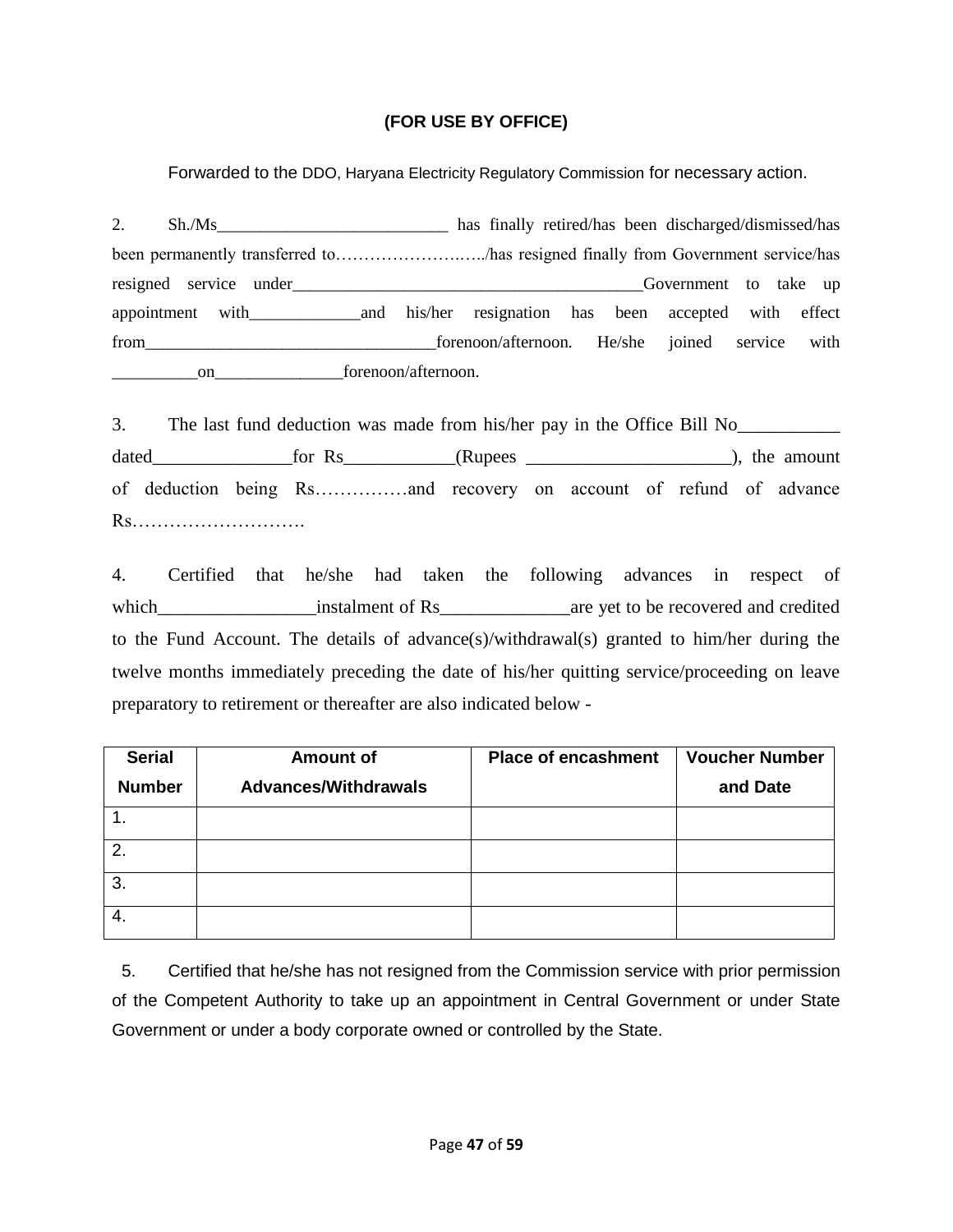**(FOR USE BY OFFICE)**

Forwarded to the DDO, Haryana Electricity Regulatory Commission for necessary action.

2. Sh./Ms___________________________ has finally retired/has been discharged/dismissed/has been permanently transferred to……………………..…../has resigned finally from Government service/has resigned service under_________________________________________Government to take up appointment with_____________and his/her resignation has been accepted with effect from__________________________________forenoon/afternoon. He/she joined service with __________on_______________forenoon/afternoon.

3. The last fund deduction was made from his/her pay in the Office Bill No___________ dated_______________for Rs____________(Rupees ______________________), the amount of deduction being Rs……………and recovery on account of refund of advance Rs……………………….

4. Certified that he/she had taken the following advances in respect of which_________________instalment of Rs______________are yet to be recovered and credited to the Fund Account. The details of advance(s)/withdrawal(s) granted to him/her during the twelve months immediately preceding the date of his/her quitting service/proceeding on leave preparatory to retirement or thereafter are also indicated below -

| Serial Number | Amount of Advances/Withdrawals | Place of encashment | Voucher Number and Date |
|---|---|---|---|
| 1. | | | |
| 2. | | | |
| 3. | | | |
| 4. | | | |

5. Certified that he/she has not resigned from the Commission service with prior permission of the Competent Authority to take up an appointment in Central Government or under State Government or under a body corporate owned or controlled by the State.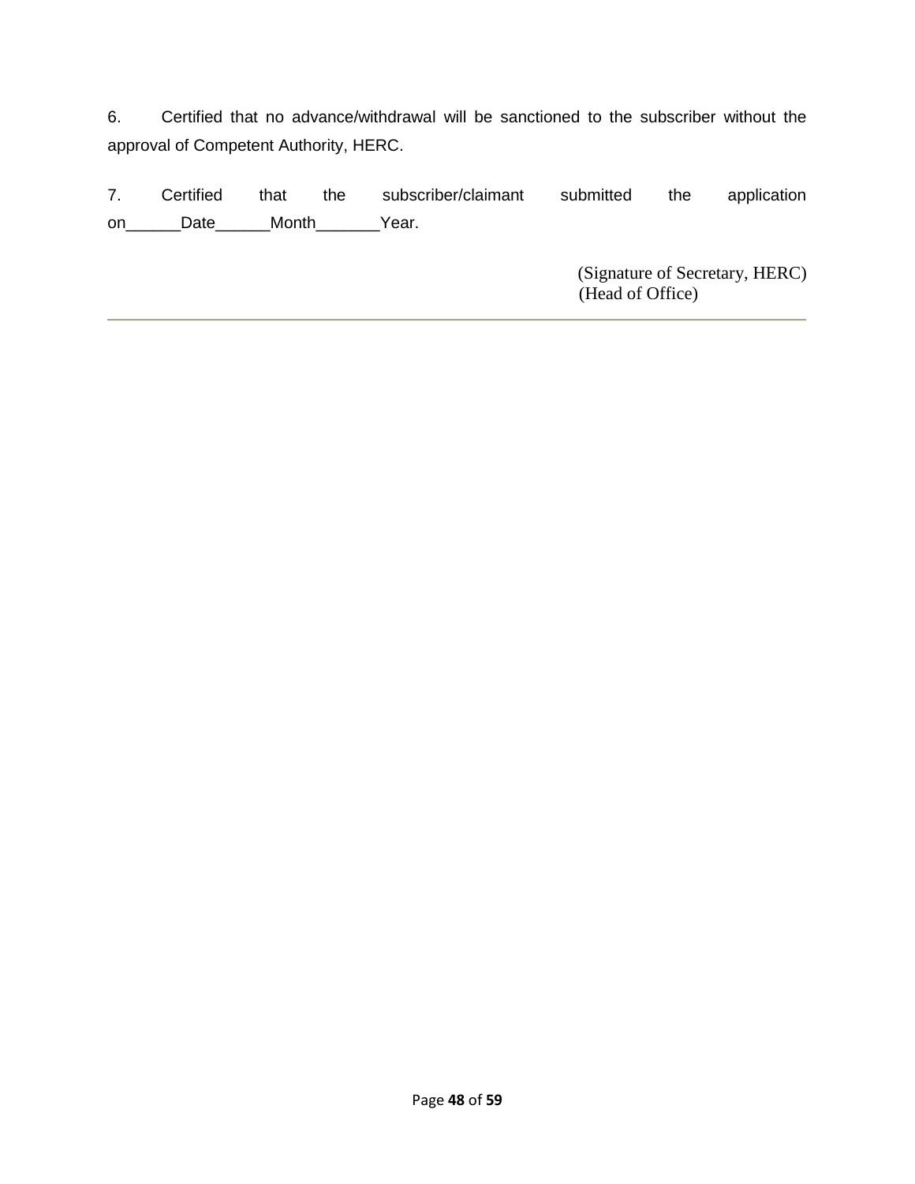6. Certified that no advance/withdrawal will be sanctioned to the subscriber without the approval of Competent Authority, HERC.

7. Certified that the subscriber/claimant submitted the application on______Date______Month_______Year.

(Signature of Secretary, HERC)
(Head of Office)

---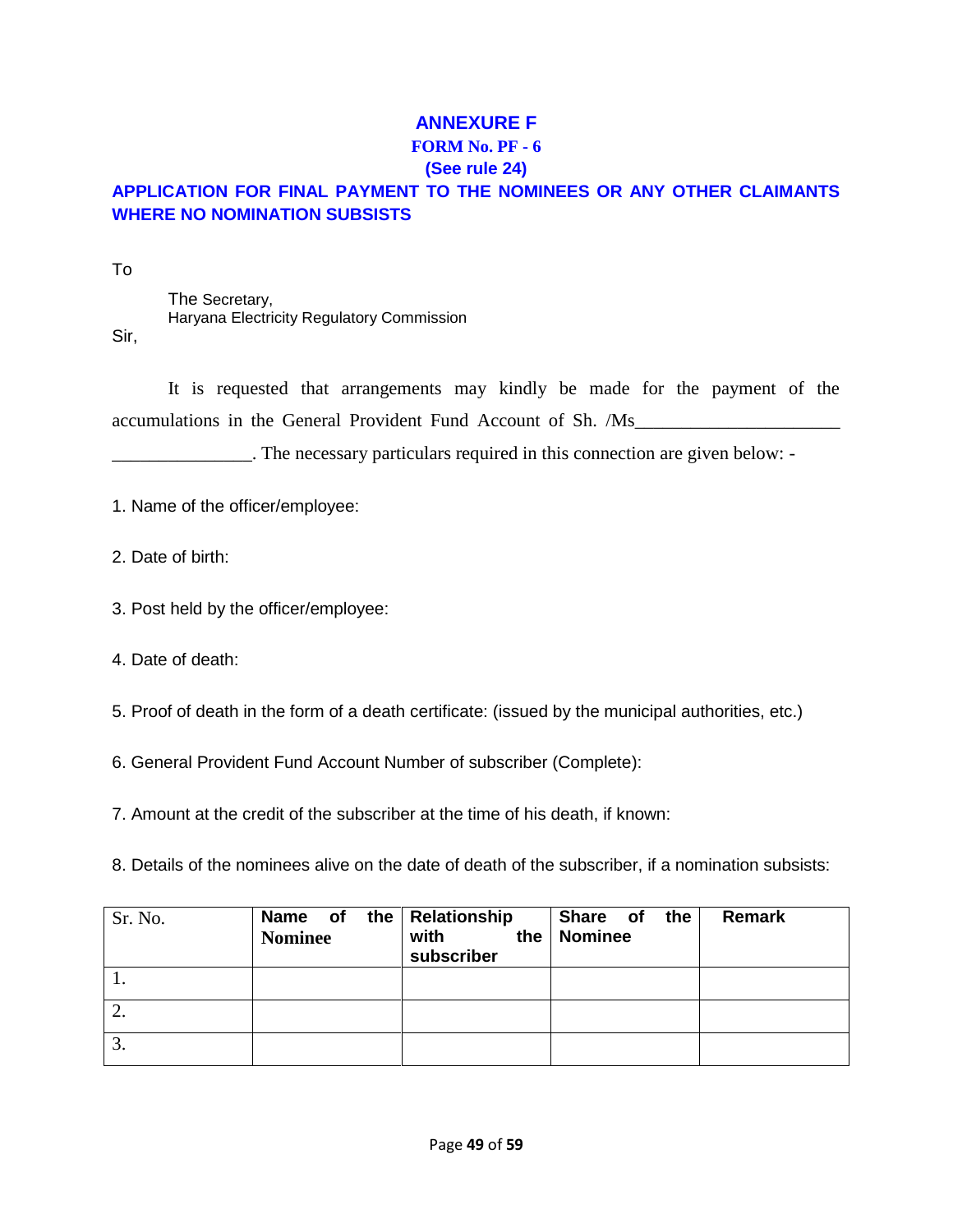# ANNEXURE F

## FORM No. PF - 6

### (See rule 24)

### APPLICATION FOR FINAL PAYMENT TO THE NOMINEES OR ANY OTHER CLAIMANTS WHERE NO NOMINATION SUBSISTS

To

The Secretary,
Haryana Electricity Regulatory Commission

Sir,

It is requested that arrangements may kindly be made for the payment of the accumulations in the General Provident Fund Account of Sh. /Ms______________________ _______________. The necessary particulars required in this connection are given below: -

1. Name of the officer/employee:

2. Date of birth:

3. Post held by the officer/employee:

4. Date of death:

5. Proof of death in the form of a death certificate: (issued by the municipal authorities, etc.)

6. General Provident Fund Account Number of subscriber (Complete):

7. Amount at the credit of the subscriber at the time of his death, if known:

8. Details of the nominees alive on the date of death of the subscriber, if a nomination subsists:

| Sr. No. | Name of the Nominee | Relationship with the subscriber | Share of the Nominee | Remark |
|---|---|---|---|---|
| 1. | | | | |
| 2. | | | | |
| 3. | | | | |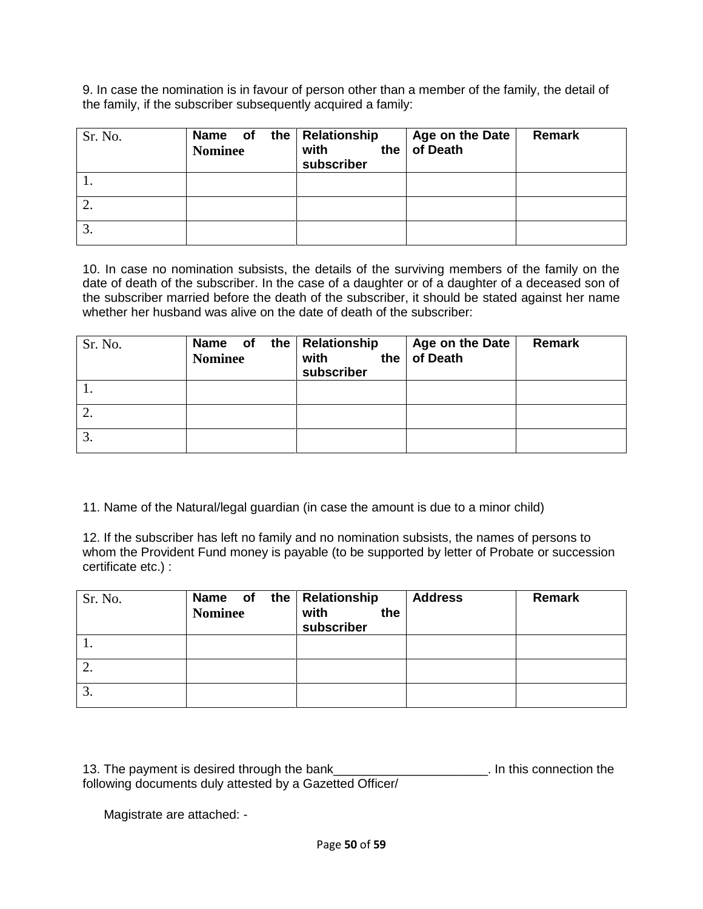9. In case the nomination is in favour of person other than a member of the family, the detail of the family, if the subscriber subsequently acquired a family:

| Sr. No. | Name of the Nominee | Relationship with the subscriber | Age on the Date of Death | Remark |
|---|---|---|---|---|
| 1. | | | | |
| 2. | | | | |
| 3. | | | | |

10. In case no nomination subsists, the details of the surviving members of the family on the date of death of the subscriber. In the case of a daughter or of a daughter of a deceased son of the subscriber married before the death of the subscriber, it should be stated against her name whether her husband was alive on the date of death of the subscriber:

| Sr. No. | Name of the Nominee | Relationship with the subscriber | Age on the Date of Death | Remark |
|---|---|---|---|---|
| 1. | | | | |
| 2. | | | | |
| 3. | | | | |

11. Name of the Natural/legal guardian (in case the amount is due to a minor child)

12. If the subscriber has left no family and no nomination subsists, the names of persons to whom the Provident Fund money is payable (to be supported by letter of Probate or succession certificate etc.) :

| Sr. No. | Name of the Nominee | Relationship with the subscriber | Address | Remark |
|---|---|---|---|---|
| 1. | | | | |
| 2. | | | | |
| 3. | | | | |

13. The payment is desired through the bank______________________. In this connection the following documents duly attested by a Gazetted Officer/

Magistrate are attached: -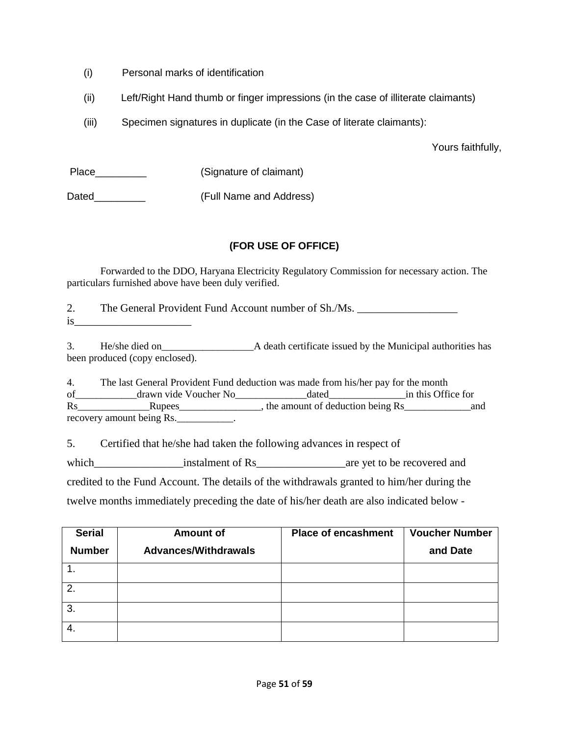(i) Personal marks of identification

(ii) Left/Right Hand thumb or finger impressions (in the case of illiterate claimants)

(iii) Specimen signatures in duplicate (in the Case of literate claimants):

Yours faithfully,

Place_________ (Signature of claimant)

Dated_________ (Full Name and Address)

**(FOR USE OF OFFICE)**

Forwarded to the DDO, Haryana Electricity Regulatory Commission for necessary action. The particulars furnished above have been duly verified.

2. The General Provident Fund Account number of Sh./Ms. __________________ is_____________________

3. He/she died on__________________A death certificate issued by the Municipal authorities has been produced (copy enclosed).

4. The last General Provident Fund deduction was made from his/her pay for the month of____________drawn vide Voucher No______________dated_______________in this Office for Rs______________Rupees________________, the amount of deduction being Rs_____________and recovery amount being Rs.___________.

5. Certified that he/she had taken the following advances in respect of which________________instalment of Rs________________are yet to be recovered and credited to the Fund Account. The details of the withdrawals granted to him/her during the twelve months immediately preceding the date of his/her death are also indicated below -

| Serial Number | Amount of Advances/Withdrawals | Place of encashment | Voucher Number and Date |
|---|---|---|---|
| 1. | | | |
| 2. | | | |
| 3. | | | |
| 4. | | | |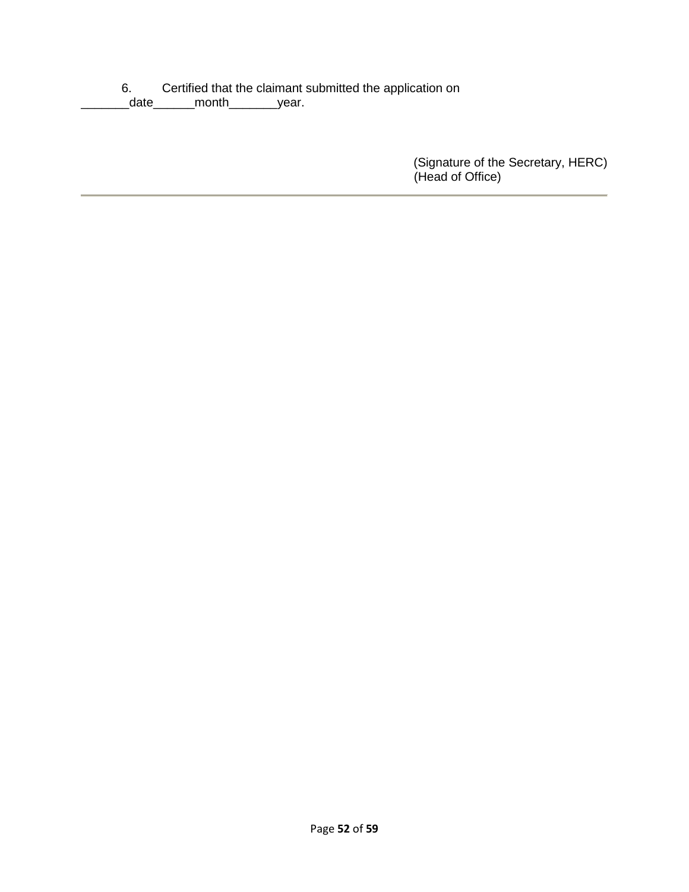6. Certified that the claimant submitted the application on _______date______month_______year.

(Signature of the Secretary, HERC)
(Head of Office)

---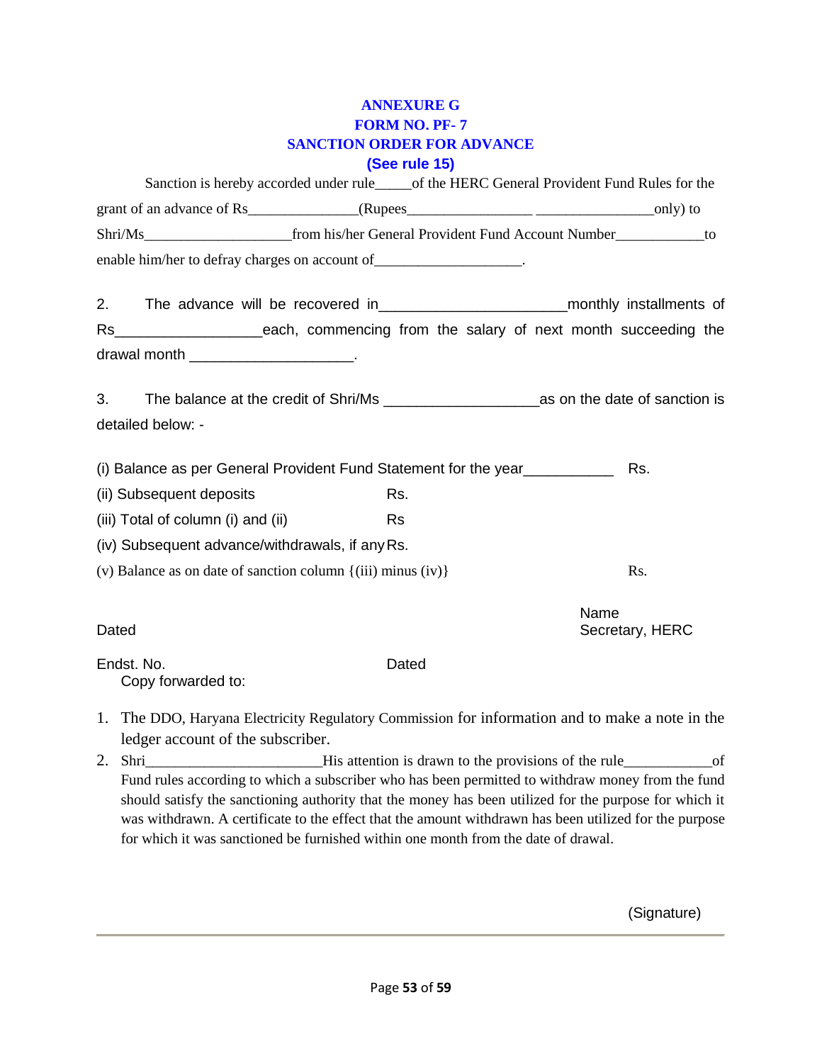# ANNEXURE G
## FORM NO. PF- 7
## SANCTION ORDER FOR ADVANCE
### (See rule 15)

Sanction is hereby accorded under rule_____of the HERC General Provident Fund Rules for the grant of an advance of Rs_______________(Rupees_________________ ________________only) to Shri/Ms____________________from his/her General Provident Fund Account Number____________to enable him/her to defray charges on account of____________________.

2. The advance will be recovered in______________________monthly installments of Rs__________________each, commencing from the salary of next month succeeding the drawal month ____________________.

3. The balance at the credit of Shri/Ms ___________________as on the date of sanction is detailed below: -

(i) Balance as per General Provident Fund Statement for the year___________ Rs.

(ii) Subsequent deposits Rs.

(iii) Total of column (i) and (ii) Rs

(iv) Subsequent advance/withdrawals, if any Rs.

(v) Balance as on date of sanction column {(iii) minus (iv)} Rs.

Dated

Name
Secretary, HERC

Endst. No. Dated

Copy forwarded to:

1. The DDO, Haryana Electricity Regulatory Commission for information and to make a note in the ledger account of the subscriber.
2. Shri________________________His attention is drawn to the provisions of the rule____________of Fund rules according to which a subscriber who has been permitted to withdraw money from the fund should satisfy the sanctioning authority that the money has been utilized for the purpose for which it was withdrawn. A certificate to the effect that the amount withdrawn has been utilized for the purpose for which it was sanctioned be furnished within one month from the date of drawal.

(Signature)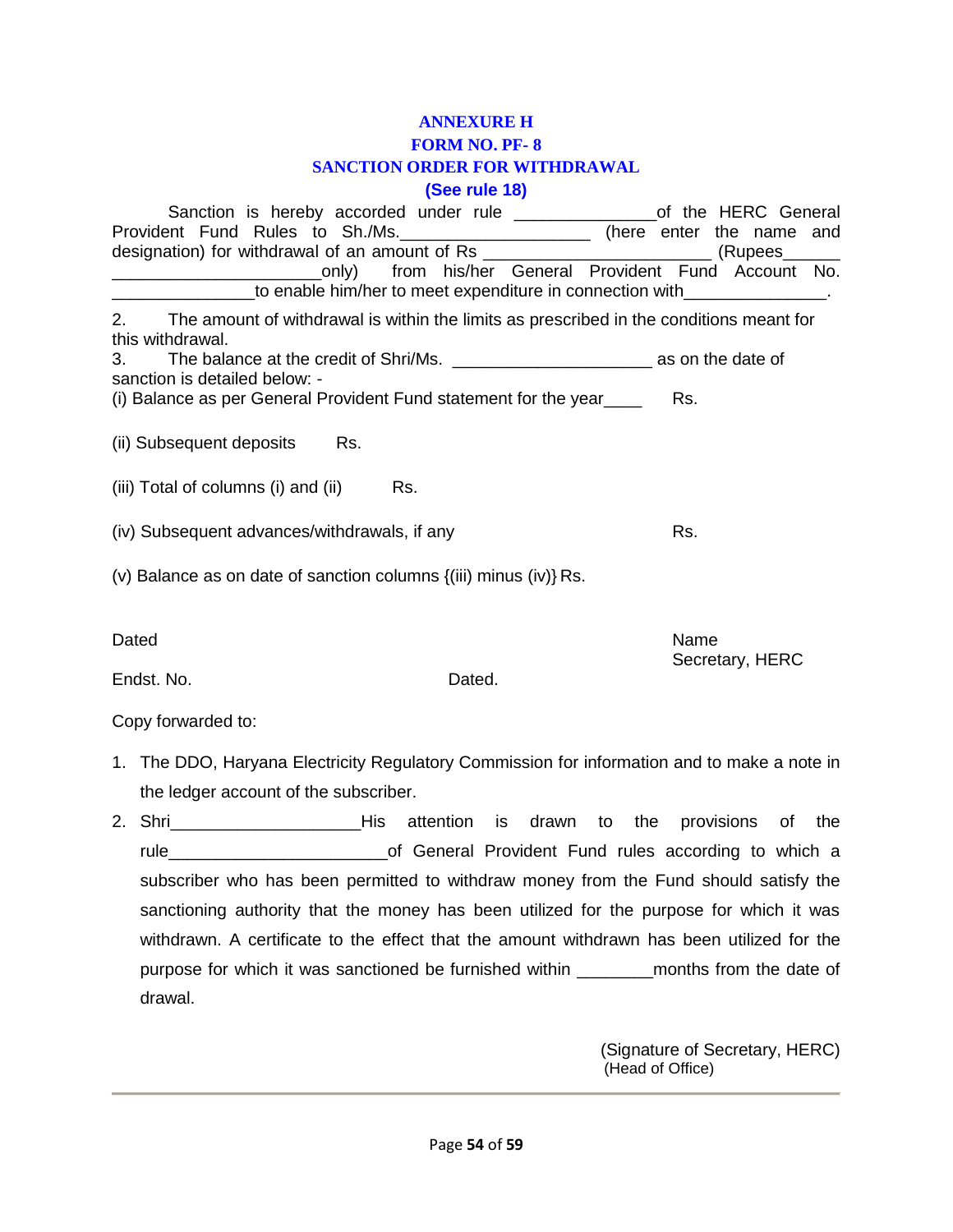## ANNEXURE H
## FORM NO. PF- 8
## SANCTION ORDER FOR WITHDRAWAL
**(See rule 18)**

Sanction is hereby accorded under rule _______________of the HERC General Provident Fund Rules to Sh./Ms.____________________ (here enter the name and designation) for withdrawal of an amount of Rs ________________________ (Rupees______ ______________________only) from his/her General Provident Fund Account No. _______________to enable him/her to meet expenditure in connection with_______________.

2. The amount of withdrawal is within the limits as prescribed in the conditions meant for this withdrawal.

3. The balance at the credit of Shri/Ms. _____________________ as on the date of sanction is detailed below: -

(i) Balance as per General Provident Fund statement for the year____ Rs.

(ii) Subsequent deposits Rs.

(iii) Total of columns (i) and (ii) Rs.

(iv) Subsequent advances/withdrawals, if any Rs.

(v) Balance as on date of sanction columns {(iii) minus (iv)} Rs.

Dated

Name
Secretary, HERC

Endst. No. Dated.

Copy forwarded to:

1. The DDO, Haryana Electricity Regulatory Commission for information and to make a note in the ledger account of the subscriber.
2. Shri____________________His attention is drawn to the provisions of the rule_______________________of General Provident Fund rules according to which a subscriber who has been permitted to withdraw money from the Fund should satisfy the sanctioning authority that the money has been utilized for the purpose for which it was withdrawn. A certificate to the effect that the amount withdrawn has been utilized for the purpose for which it was sanctioned be furnished within ________months from the date of drawal.

(Signature of Secretary, HERC)
(Head of Office)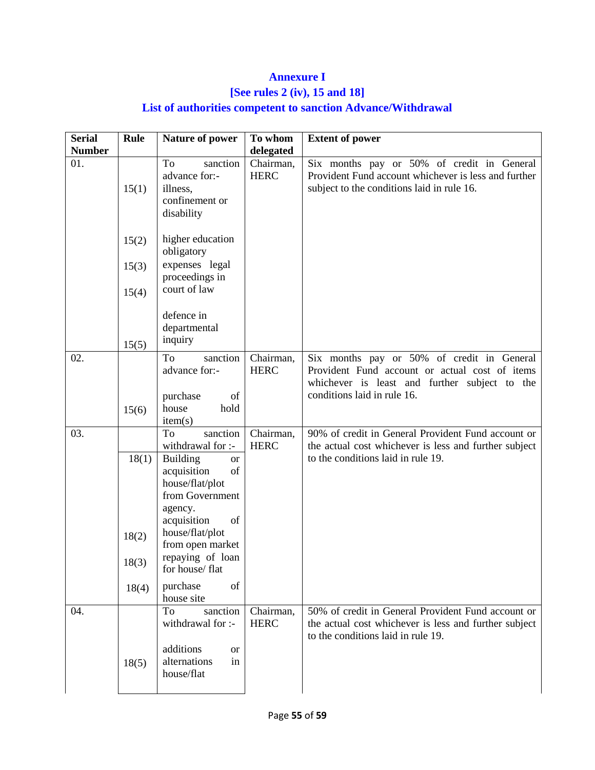## Annexure I

## [See rules 2 (iv), 15 and 18]

## List of authorities competent to sanction Advance/Withdrawal

| Serial Number | Rule | Nature of power | To whom delegated | Extent of power |
|---|---|---|---|---|
| 01. | | To sanction advance for:- | Chairman, HERC | Six months pay or 50% of credit in General Provident Fund account whichever is less and further subject to the conditions laid in rule 16. |
| | 15(1) | illness, confinement or disability | | |
| | 15(2) | higher education | | |
| | 15(3) | obligatory expenses | | |
| | 15(4) | legal proceedings in court of law | | |
| | 15(5) | defence in departmental inquiry | | |
| 02. | | To sanction advance for:- | Chairman, HERC | Six months pay or 50% of credit in General Provident Fund account or actual cost of items whichever is least and further subject to the conditions laid in rule 16. |
| | 15(6) | purchase of house hold item(s) | | |
| 03. | | To sanction withdrawal for :- | Chairman, HERC | 90% of credit in General Provident Fund account or the actual cost whichever is less and further subject to the conditions laid in rule 19. |
| | 18(1) | Building or acquisition of house/flat/plot from Government agency. | | |
| | 18(2) | acquisition of house/flat/plot from open market | | |
| | 18(3) | repaying of loan for house/ flat | | |
| | 18(4) | purchase of house site | | |
| 04. | | To sanction withdrawal for :- | Chairman, HERC | 50% of credit in General Provident Fund account or the actual cost whichever is less and further subject to the conditions laid in rule 19. |
| | 18(5) | additions or alternations in house/flat | | |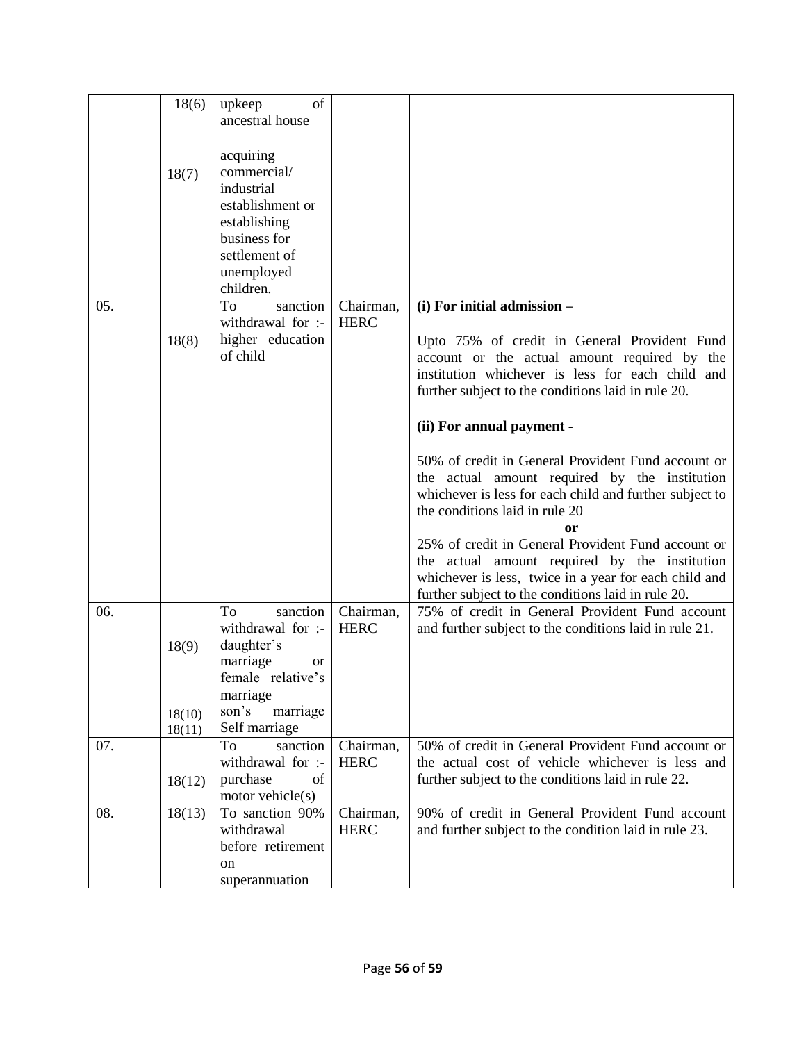|  |  |  |  |  |
|---|---|---|---|---|
|  | 18(6)<br><br>18(7) | upkeep of ancestral house<br><br>acquiring commercial/ industrial establishment or establishing business for settlement of unemployed children. |  |  |
| 05. | 18(8) | To sanction withdrawal for :- higher education of child | Chairman, HERC | **(i) For initial admission –**<br><br>Upto 75% of credit in General Provident Fund account or the actual amount required by the institution whichever is less for each child and further subject to the conditions laid in rule 20.<br><br>**(ii) For annual payment -**<br><br>50% of credit in General Provident Fund account or the actual amount required by the institution whichever is less for each child and further subject to the conditions laid in rule 20<br>**or**<br>25% of credit in General Provident Fund account or the actual amount required by the institution whichever is less, twice in a year for each child and further subject to the conditions laid in rule 20. |
| 06. | 18(9)<br><br>18(10)<br>18(11) | To sanction withdrawal for :- daughter's marriage or female relative's marriage<br>son's marriage<br>Self marriage | Chairman, HERC | 75% of credit in General Provident Fund account and further subject to the conditions laid in rule 21. |
| 07. | 18(12) | To sanction withdrawal for :- purchase of motor vehicle(s) | Chairman, HERC | 50% of credit in General Provident Fund account or the actual cost of vehicle whichever is less and further subject to the conditions laid in rule 22. |
| 08. | 18(13) | To sanction 90% withdrawal before retirement on superannuation | Chairman, HERC | 90% of credit in General Provident Fund account and further subject to the condition laid in rule 23. |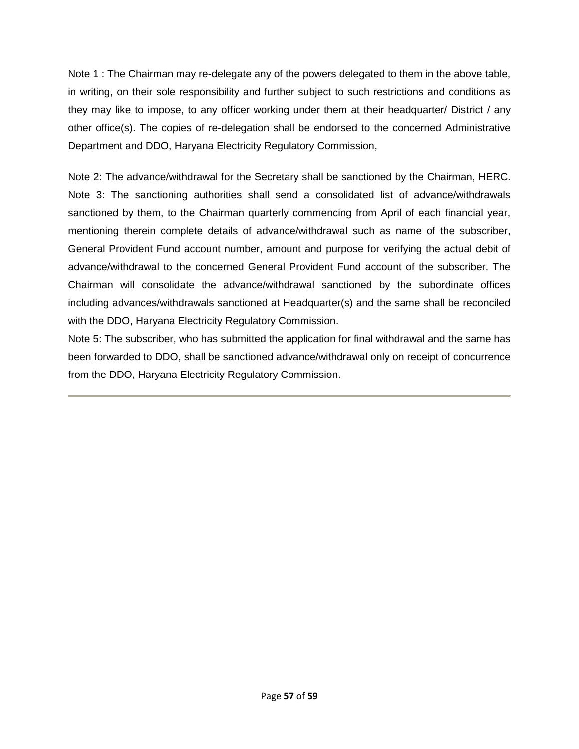Note 1 : The Chairman may re-delegate any of the powers delegated to them in the above table, in writing, on their sole responsibility and further subject to such restrictions and conditions as they may like to impose, to any officer working under them at their headquarter/ District / any other office(s). The copies of re-delegation shall be endorsed to the concerned Administrative Department and DDO, Haryana Electricity Regulatory Commission,

Note 2: The advance/withdrawal for the Secretary shall be sanctioned by the Chairman, HERC.
Note 3: The sanctioning authorities shall send a consolidated list of advance/withdrawals sanctioned by them, to the Chairman quarterly commencing from April of each financial year, mentioning therein complete details of advance/withdrawal such as name of the subscriber, General Provident Fund account number, amount and purpose for verifying the actual debit of advance/withdrawal to the concerned General Provident Fund account of the subscriber. The Chairman will consolidate the advance/withdrawal sanctioned by the subordinate offices including advances/withdrawals sanctioned at Headquarter(s) and the same shall be reconciled with the DDO, Haryana Electricity Regulatory Commission.
Note 5: The subscriber, who has submitted the application for final withdrawal and the same has been forwarded to DDO, shall be sanctioned advance/withdrawal only on receipt of concurrence from the DDO, Haryana Electricity Regulatory Commission.

---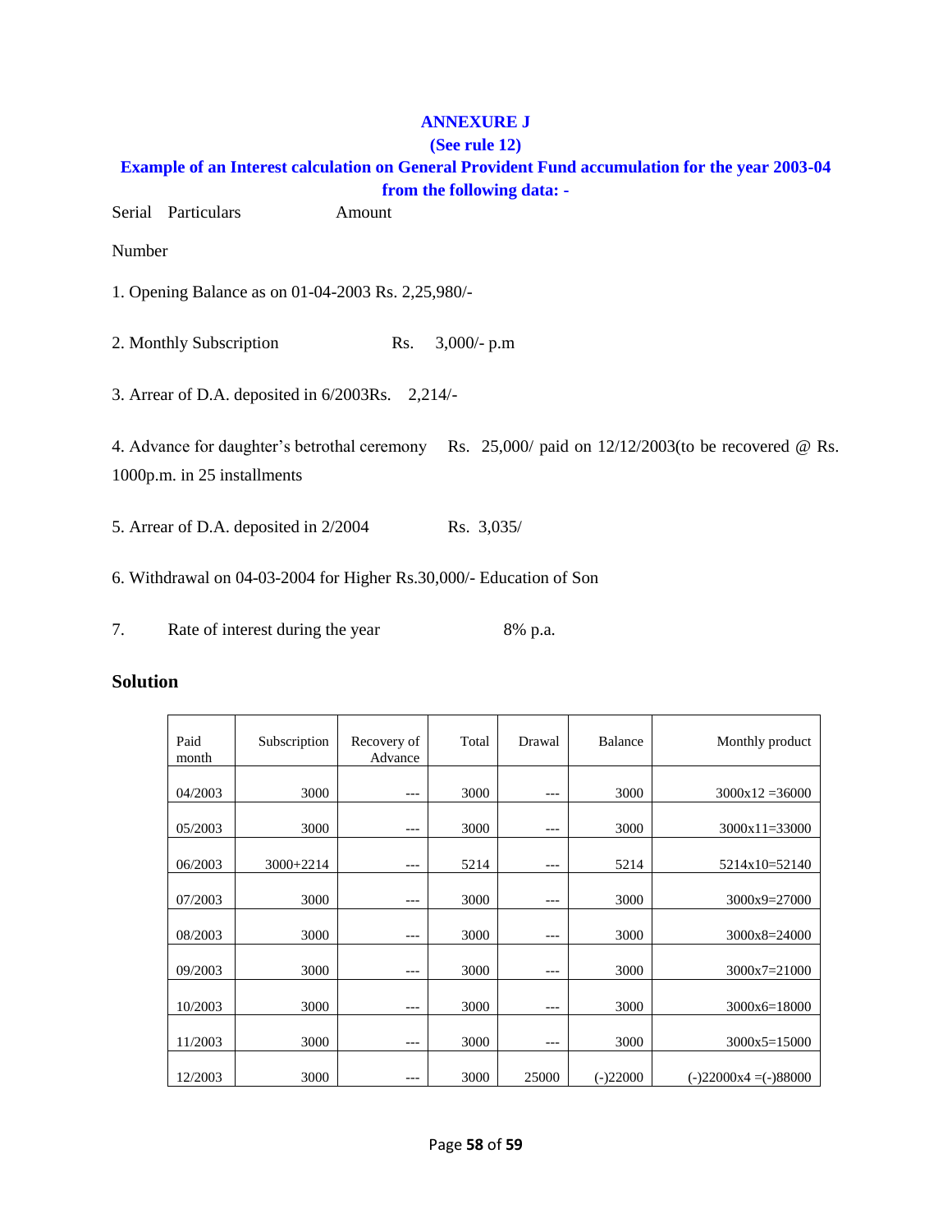**ANNEXURE J**

**(See rule 12)**

**Example of an Interest calculation on General Provident Fund accumulation for the year 2003-04 from the following data: -**

Serial Number Particulars Amount

1. Opening Balance as on 01-04-2003 Rs. 2,25,980/-

2. Monthly Subscription Rs. 3,000/- p.m

3. Arrear of D.A. deposited in 6/2003Rs. 2,214/-

4. Advance for daughter's betrothal ceremony Rs. 25,000/ paid on 12/12/2003(to be recovered @ Rs. 1000p.m. in 25 installments

5. Arrear of D.A. deposited in 2/2004 Rs. 3,035/

6. Withdrawal on 04-03-2004 for Higher Rs.30,000/- Education of Son

7. Rate of interest during the year 8% p.a.

## Solution

| Paid month | Subscription | Recovery of Advance | Total | Drawal | Balance | Monthly product |
|---|---|---|---|---|---|---|
| 04/2003 | 3000 | --- | 3000 | --- | 3000 | 3000x12 =36000 |
| 05/2003 | 3000 | --- | 3000 | --- | 3000 | 3000x11=33000 |
| 06/2003 | 3000+2214 | --- | 5214 | --- | 5214 | 5214x10=52140 |
| 07/2003 | 3000 | --- | 3000 | --- | 3000 | 3000x9=27000 |
| 08/2003 | 3000 | --- | 3000 | --- | 3000 | 3000x8=24000 |
| 09/2003 | 3000 | --- | 3000 | --- | 3000 | 3000x7=21000 |
| 10/2003 | 3000 | --- | 3000 | --- | 3000 | 3000x6=18000 |
| 11/2003 | 3000 | --- | 3000 | --- | 3000 | 3000x5=15000 |
| 12/2003 | 3000 | --- | 3000 | 25000 | (-)22000 | (-)22000x4 =(-)88000 |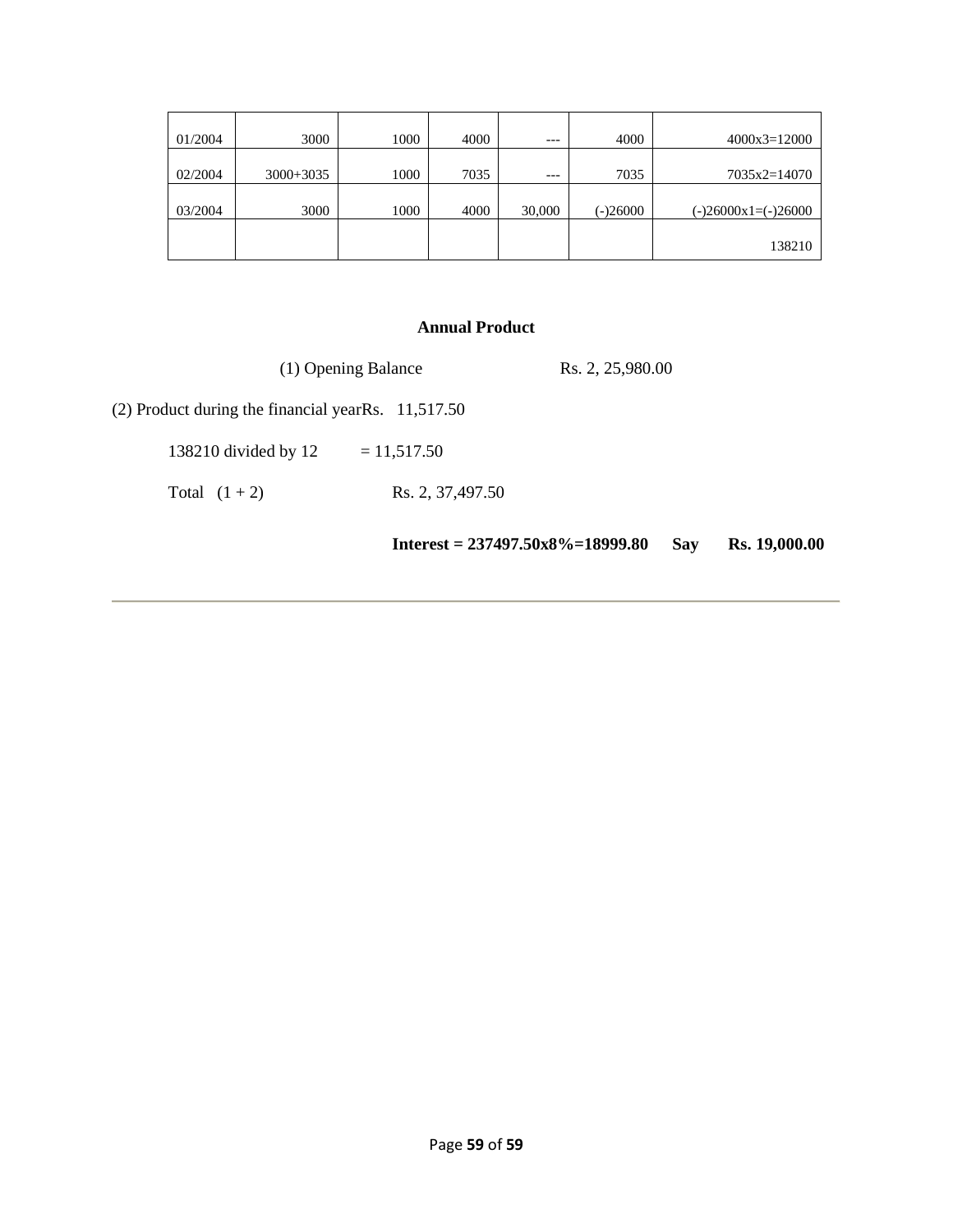| | | | | | | |
|---|---|---|---|---|---|---|
| 01/2004 | 3000 | 1000 | 4000 | --- | 4000 | 4000x3=12000 |
| 02/2004 | 3000+3035 | 1000 | 7035 | --- | 7035 | 7035x2=14070 |
| 03/2004 | 3000 | 1000 | 4000 | 30,000 | (-)26000 | (-)26000x1=(-)26000 |
| | | | | | | 138210 |

**Annual Product**

(1) Opening Balance Rs. 2, 25,980.00

(2) Product during the financial yearRs. 11,517.50

138210 divided by 12 = 11,517.50

Total (1 + 2) Rs. 2, 37,497.50

**Interest = 237497.50x8%=18999.80 Say Rs. 19,000.00**